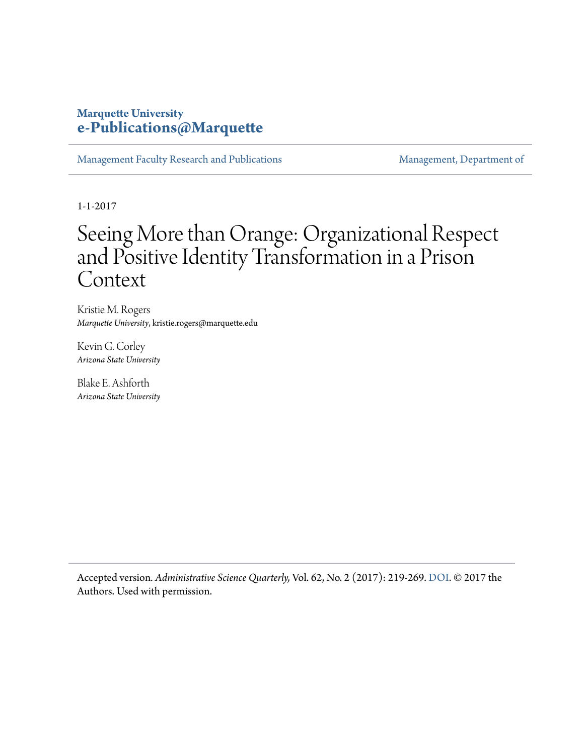**Marquette University**
**e-Publications@Marquette**

Management Faculty Research and Publications | Management, Department of

1-1-2017

# Seeing More than Orange: Organizational Respect and Positive Identity Transformation in a Prison Context

Kristie M. Rogers
*Marquette University*, kristie.rogers@marquette.edu

Kevin G. Corley
*Arizona State University*

Blake E. Ashforth
*Arizona State University*

Accepted version. *Administrative Science Quarterly,* Vol. 62, No. 2 (2017): 219-269. DOI. © 2017 the Authors. Used with permission.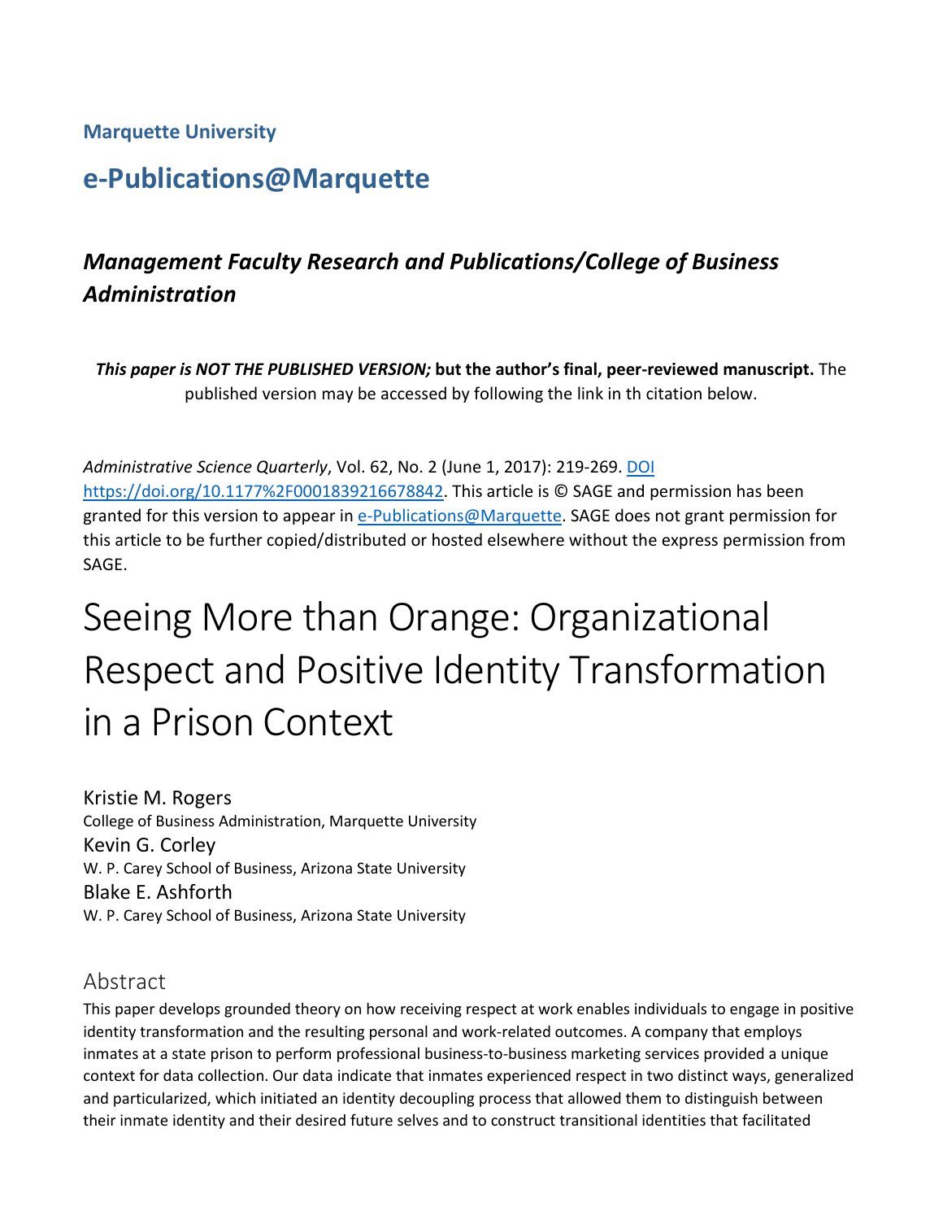**Marquette University**

# e-Publications@Marquette

## *Management Faculty Research and Publications/College of Business Administration*

***This paper is NOT THE PUBLISHED VERSION;* but the author's final, peer-reviewed manuscript.** The published version may be accessed by following the link in th citation below.

*Administrative Science Quarterly*, Vol. 62, No. 2 (June 1, 2017): 219-269. DOI https://doi.org/10.1177%2F0001839216678842. This article is © SAGE and permission has been granted for this version to appear in e-Publications@Marquette. SAGE does not grant permission for this article to be further copied/distributed or hosted elsewhere without the express permission from SAGE.

# Seeing More than Orange: Organizational Respect and Positive Identity Transformation in a Prison Context

Kristie M. Rogers
College of Business Administration, Marquette University

Kevin G. Corley
W. P. Carey School of Business, Arizona State University

Blake E. Ashforth
W. P. Carey School of Business, Arizona State University

## Abstract

This paper develops grounded theory on how receiving respect at work enables individuals to engage in positive identity transformation and the resulting personal and work-related outcomes. A company that employs inmates at a state prison to perform professional business-to-business marketing services provided a unique context for data collection. Our data indicate that inmates experienced respect in two distinct ways, generalized and particularized, which initiated an identity decoupling process that allowed them to distinguish between their inmate identity and their desired future selves and to construct transitional identities that facilitated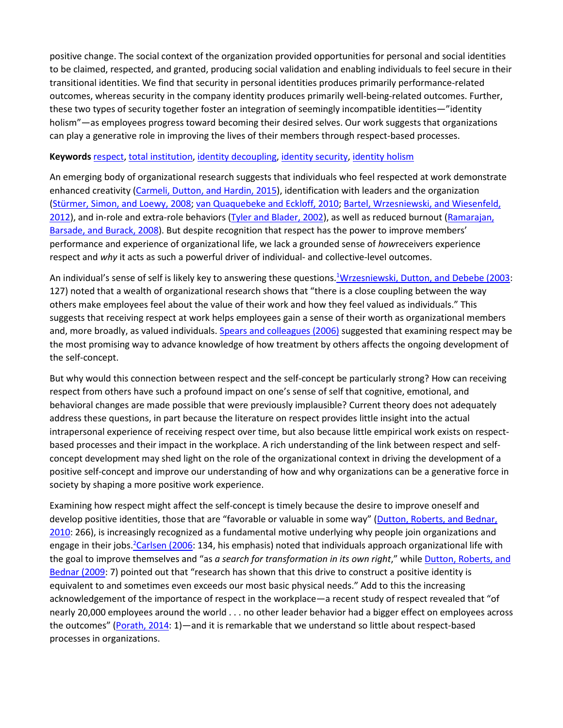positive change. The social context of the organization provided opportunities for personal and social identities to be claimed, respected, and granted, producing social validation and enabling individuals to feel secure in their transitional identities. We find that security in personal identities produces primarily performance-related outcomes, whereas security in the company identity produces primarily well-being-related outcomes. Further, these two types of security together foster an integration of seemingly incompatible identities—"identity holism"—as employees progress toward becoming their desired selves. Our work suggests that organizations can play a generative role in improving the lives of their members through respect-based processes.

**Keywords** respect, total institution, identity decoupling, identity security, identity holism

An emerging body of organizational research suggests that individuals who feel respected at work demonstrate enhanced creativity (Carmeli, Dutton, and Hardin, 2015), identification with leaders and the organization (Stürmer, Simon, and Loewy, 2008; van Quaquebeke and Eckloff, 2010; Bartel, Wrzesniewski, and Wiesenfeld, 2012), and in-role and extra-role behaviors (Tyler and Blader, 2002), as well as reduced burnout (Ramarajan, Barsade, and Burack, 2008). But despite recognition that respect has the power to improve members' performance and experience of organizational life, we lack a grounded sense of *how*receivers experience respect and *why* it acts as such a powerful driver of individual- and collective-level outcomes.

An individual's sense of self is likely key to answering these questions.[1]Wrzesniewski, Dutton, and Debebe (2003: 127) noted that a wealth of organizational research shows that "there is a close coupling between the way others make employees feel about the value of their work and how they feel valued as individuals." This suggests that receiving respect at work helps employees gain a sense of their worth as organizational members and, more broadly, as valued individuals. Spears and colleagues (2006) suggested that examining respect may be the most promising way to advance knowledge of how treatment by others affects the ongoing development of the self-concept.

But why would this connection between respect and the self-concept be particularly strong? How can receiving respect from others have such a profound impact on one's sense of self that cognitive, emotional, and behavioral changes are made possible that were previously implausible? Current theory does not adequately address these questions, in part because the literature on respect provides little insight into the actual intrapersonal experience of receiving respect over time, but also because little empirical work exists on respect-based processes and their impact in the workplace. A rich understanding of the link between respect and self-concept development may shed light on the role of the organizational context in driving the development of a positive self-concept and improve our understanding of how and why organizations can be a generative force in society by shaping a more positive work experience.

Examining how respect might affect the self-concept is timely because the desire to improve oneself and develop positive identities, those that are "favorable or valuable in some way" (Dutton, Roberts, and Bednar, 2010: 266), is increasingly recognized as a fundamental motive underlying why people join organizations and engage in their jobs.[2]Carlsen (2006: 134, his emphasis) noted that individuals approach organizational life with the goal to improve themselves and "as *a search for transformation in its own right*," while Dutton, Roberts, and Bednar (2009: 7) pointed out that "research has shown that this drive to construct a positive identity is equivalent to and sometimes even exceeds our most basic physical needs." Add to this the increasing acknowledgement of the importance of respect in the workplace—a recent study of respect revealed that "of nearly 20,000 employees around the world . . . no other leader behavior had a bigger effect on employees across the outcomes" (Porath, 2014: 1)—and it is remarkable that we understand so little about respect-based processes in organizations.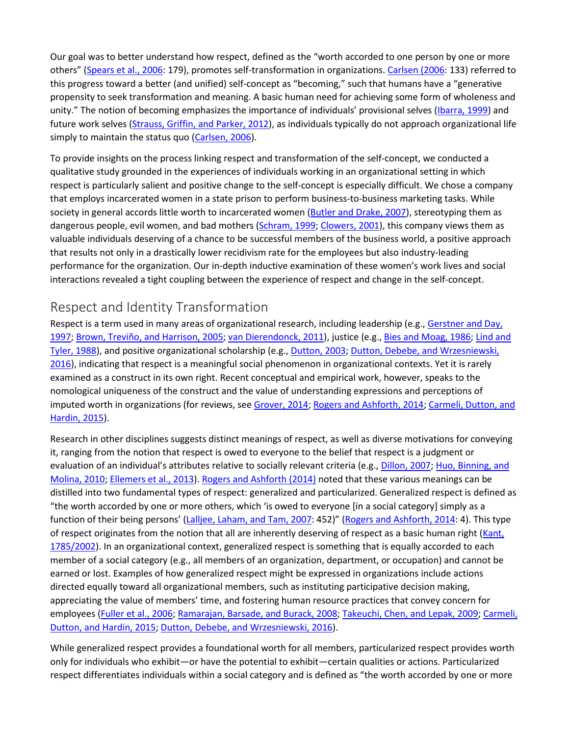Our goal was to better understand how respect, defined as the "worth accorded to one person by one or more others" (Spears et al., 2006: 179), promotes self-transformation in organizations. Carlsen (2006: 133) referred to this progress toward a better (and unified) self-concept as "becoming," such that humans have a "generative propensity to seek transformation and meaning. A basic human need for achieving some form of wholeness and unity." The notion of becoming emphasizes the importance of individuals' provisional selves (Ibarra, 1999) and future work selves (Strauss, Griffin, and Parker, 2012), as individuals typically do not approach organizational life simply to maintain the status quo (Carlsen, 2006).

To provide insights on the process linking respect and transformation of the self-concept, we conducted a qualitative study grounded in the experiences of individuals working in an organizational setting in which respect is particularly salient and positive change to the self-concept is especially difficult. We chose a company that employs incarcerated women in a state prison to perform business-to-business marketing tasks. While society in general accords little worth to incarcerated women (Butler and Drake, 2007), stereotyping them as dangerous people, evil women, and bad mothers (Schram, 1999; Clowers, 2001), this company views them as valuable individuals deserving of a chance to be successful members of the business world, a positive approach that results not only in a drastically lower recidivism rate for the employees but also industry-leading performance for the organization. Our in-depth inductive examination of these women's work lives and social interactions revealed a tight coupling between the experience of respect and change in the self-concept.

## Respect and Identity Transformation

Respect is a term used in many areas of organizational research, including leadership (e.g., Gerstner and Day, 1997; Brown, Treviño, and Harrison, 2005; van Dierendonck, 2011), justice (e.g., Bies and Moag, 1986; Lind and Tyler, 1988), and positive organizational scholarship (e.g., Dutton, 2003; Dutton, Debebe, and Wrzesniewski, 2016), indicating that respect is a meaningful social phenomenon in organizational contexts. Yet it is rarely examined as a construct in its own right. Recent conceptual and empirical work, however, speaks to the nomological uniqueness of the construct and the value of understanding expressions and perceptions of imputed worth in organizations (for reviews, see Grover, 2014; Rogers and Ashforth, 2014; Carmeli, Dutton, and Hardin, 2015).

Research in other disciplines suggests distinct meanings of respect, as well as diverse motivations for conveying it, ranging from the notion that respect is owed to everyone to the belief that respect is a judgment or evaluation of an individual's attributes relative to socially relevant criteria (e.g., Dillon, 2007; Huo, Binning, and Molina, 2010; Ellemers et al., 2013). Rogers and Ashforth (2014) noted that these various meanings can be distilled into two fundamental types of respect: generalized and particularized. Generalized respect is defined as "the worth accorded by one or more others, which 'is owed to everyone [in a social category] simply as a function of their being persons' (Lalljee, Laham, and Tam, 2007: 452)" (Rogers and Ashforth, 2014: 4). This type of respect originates from the notion that all are inherently deserving of respect as a basic human right (Kant, 1785/2002). In an organizational context, generalized respect is something that is equally accorded to each member of a social category (e.g., all members of an organization, department, or occupation) and cannot be earned or lost. Examples of how generalized respect might be expressed in organizations include actions directed equally toward all organizational members, such as instituting participative decision making, appreciating the value of members' time, and fostering human resource practices that convey concern for employees (Fuller et al., 2006; Ramarajan, Barsade, and Burack, 2008; Takeuchi, Chen, and Lepak, 2009; Carmeli, Dutton, and Hardin, 2015; Dutton, Debebe, and Wrzesniewski, 2016).

While generalized respect provides a foundational worth for all members, particularized respect provides worth only for individuals who exhibit—or have the potential to exhibit—certain qualities or actions. Particularized respect differentiates individuals within a social category and is defined as "the worth accorded by one or more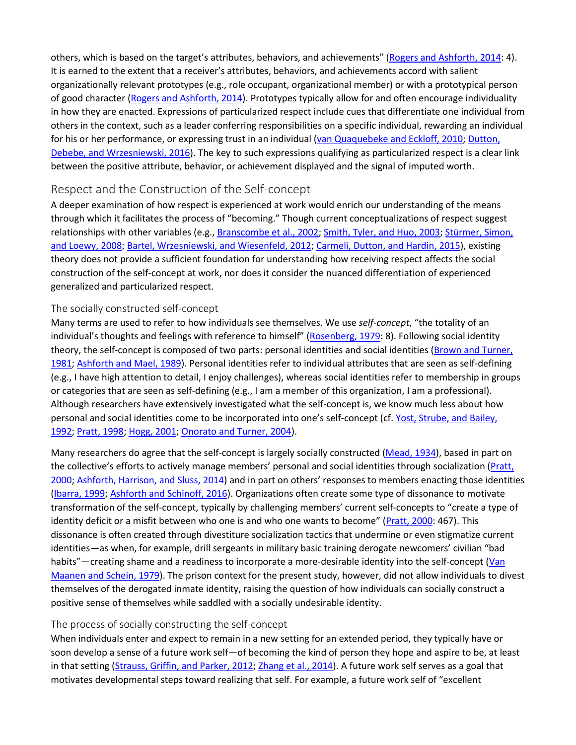others, which is based on the target's attributes, behaviors, and achievements" (Rogers and Ashforth, 2014: 4). It is earned to the extent that a receiver's attributes, behaviors, and achievements accord with salient organizationally relevant prototypes (e.g., role occupant, organizational member) or with a prototypical person of good character (Rogers and Ashforth, 2014). Prototypes typically allow for and often encourage individuality in how they are enacted. Expressions of particularized respect include cues that differentiate one individual from others in the context, such as a leader conferring responsibilities on a specific individual, rewarding an individual for his or her performance, or expressing trust in an individual (van Quaquebeke and Eckloff, 2010; Dutton, Debebe, and Wrzesniewski, 2016). The key to such expressions qualifying as particularized respect is a clear link between the positive attribute, behavior, or achievement displayed and the signal of imputed worth.

## Respect and the Construction of the Self-concept

A deeper examination of how respect is experienced at work would enrich our understanding of the means through which it facilitates the process of "becoming." Though current conceptualizations of respect suggest relationships with other variables (e.g., Branscombe et al., 2002; Smith, Tyler, and Huo, 2003; Stürmer, Simon, and Loewy, 2008; Bartel, Wrzesniewski, and Wiesenfeld, 2012; Carmeli, Dutton, and Hardin, 2015), existing theory does not provide a sufficient foundation for understanding how receiving respect affects the social construction of the self-concept at work, nor does it consider the nuanced differentiation of experienced generalized and particularized respect.

### The socially constructed self-concept

Many terms are used to refer to how individuals see themselves. We use *self-concept*, "the totality of an individual's thoughts and feelings with reference to himself" (Rosenberg, 1979: 8). Following social identity theory, the self-concept is composed of two parts: personal identities and social identities (Brown and Turner, 1981; Ashforth and Mael, 1989). Personal identities refer to individual attributes that are seen as self-defining (e.g., I have high attention to detail, I enjoy challenges), whereas social identities refer to membership in groups or categories that are seen as self-defining (e.g., I am a member of this organization, I am a professional). Although researchers have extensively investigated what the self-concept is, we know much less about how personal and social identities come to be incorporated into one's self-concept (cf. Yost, Strube, and Bailey, 1992; Pratt, 1998; Hogg, 2001; Onorato and Turner, 2004).

Many researchers do agree that the self-concept is largely socially constructed (Mead, 1934), based in part on the collective's efforts to actively manage members' personal and social identities through socialization (Pratt, 2000; Ashforth, Harrison, and Sluss, 2014) and in part on others' responses to members enacting those identities (Ibarra, 1999; Ashforth and Schinoff, 2016). Organizations often create some type of dissonance to motivate transformation of the self-concept, typically by challenging members' current self-concepts to "create a type of identity deficit or a misfit between who one is and who one wants to become" (Pratt, 2000: 467). This dissonance is often created through divestiture socialization tactics that undermine or even stigmatize current identities—as when, for example, drill sergeants in military basic training derogate newcomers' civilian "bad habits"—creating shame and a readiness to incorporate a more-desirable identity into the self-concept (Van Maanen and Schein, 1979). The prison context for the present study, however, did not allow individuals to divest themselves of the derogated inmate identity, raising the question of how individuals can socially construct a positive sense of themselves while saddled with a socially undesirable identity.

### The process of socially constructing the self-concept

When individuals enter and expect to remain in a new setting for an extended period, they typically have or soon develop a sense of a future work self—of becoming the kind of person they hope and aspire to be, at least in that setting (Strauss, Griffin, and Parker, 2012; Zhang et al., 2014). A future work self serves as a goal that motivates developmental steps toward realizing that self. For example, a future work self of "excellent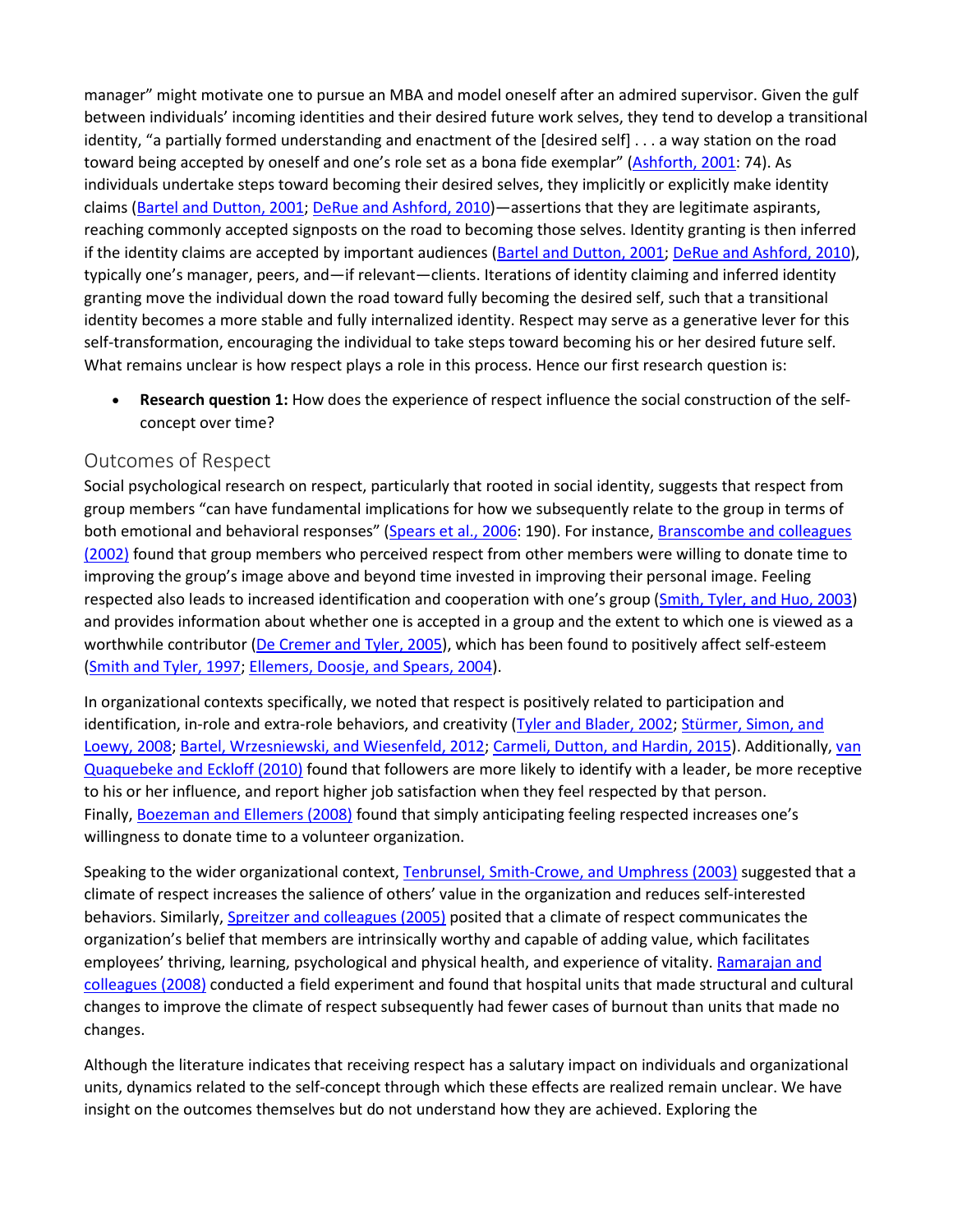manager" might motivate one to pursue an MBA and model oneself after an admired supervisor. Given the gulf between individuals' incoming identities and their desired future work selves, they tend to develop a transitional identity, "a partially formed understanding and enactment of the [desired self] . . . a way station on the road toward being accepted by oneself and one's role set as a bona fide exemplar" (Ashforth, 2001: 74). As individuals undertake steps toward becoming their desired selves, they implicitly or explicitly make identity claims (Bartel and Dutton, 2001; DeRue and Ashford, 2010)—assertions that they are legitimate aspirants, reaching commonly accepted signposts on the road to becoming those selves. Identity granting is then inferred if the identity claims are accepted by important audiences (Bartel and Dutton, 2001; DeRue and Ashford, 2010), typically one's manager, peers, and—if relevant—clients. Iterations of identity claiming and inferred identity granting move the individual down the road toward fully becoming the desired self, such that a transitional identity becomes a more stable and fully internalized identity. Respect may serve as a generative lever for this self-transformation, encouraging the individual to take steps toward becoming his or her desired future self. What remains unclear is how respect plays a role in this process. Hence our first research question is:

- **Research question 1:** How does the experience of respect influence the social construction of the self-concept over time?

## Outcomes of Respect

Social psychological research on respect, particularly that rooted in social identity, suggests that respect from group members "can have fundamental implications for how we subsequently relate to the group in terms of both emotional and behavioral responses" (Spears et al., 2006: 190). For instance, Branscombe and colleagues (2002) found that group members who perceived respect from other members were willing to donate time to improving the group's image above and beyond time invested in improving their personal image. Feeling respected also leads to increased identification and cooperation with one's group (Smith, Tyler, and Huo, 2003) and provides information about whether one is accepted in a group and the extent to which one is viewed as a worthwhile contributor (De Cremer and Tyler, 2005), which has been found to positively affect self-esteem (Smith and Tyler, 1997; Ellemers, Doosje, and Spears, 2004).

In organizational contexts specifically, we noted that respect is positively related to participation and identification, in-role and extra-role behaviors, and creativity (Tyler and Blader, 2002; Stürmer, Simon, and Loewy, 2008; Bartel, Wrzesniewski, and Wiesenfeld, 2012; Carmeli, Dutton, and Hardin, 2015). Additionally, van Quaquebeke and Eckloff (2010) found that followers are more likely to identify with a leader, be more receptive to his or her influence, and report higher job satisfaction when they feel respected by that person. Finally, Boezeman and Ellemers (2008) found that simply anticipating feeling respected increases one's willingness to donate time to a volunteer organization.

Speaking to the wider organizational context, Tenbrunsel, Smith-Crowe, and Umphress (2003) suggested that a climate of respect increases the salience of others' value in the organization and reduces self-interested behaviors. Similarly, Spreitzer and colleagues (2005) posited that a climate of respect communicates the organization's belief that members are intrinsically worthy and capable of adding value, which facilitates employees' thriving, learning, psychological and physical health, and experience of vitality. Ramarajan and colleagues (2008) conducted a field experiment and found that hospital units that made structural and cultural changes to improve the climate of respect subsequently had fewer cases of burnout than units that made no changes.

Although the literature indicates that receiving respect has a salutary impact on individuals and organizational units, dynamics related to the self-concept through which these effects are realized remain unclear. We have insight on the outcomes themselves but do not understand how they are achieved. Exploring the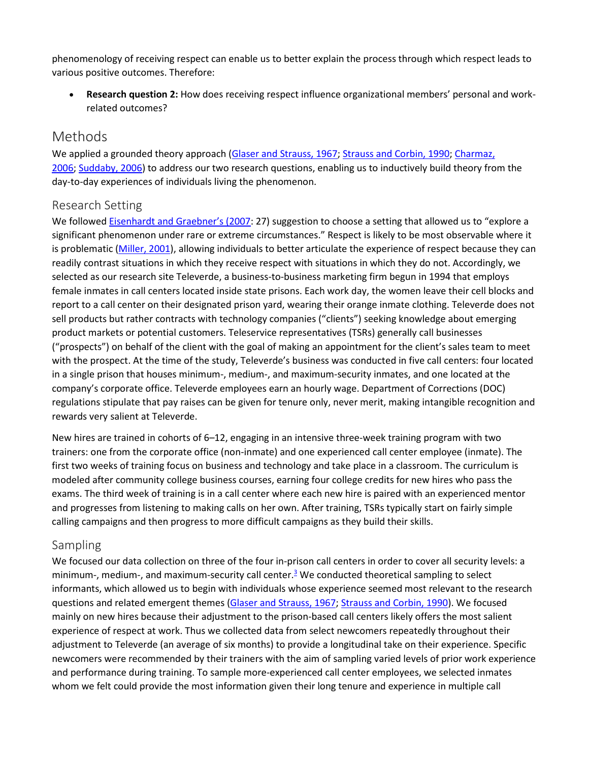phenomenology of receiving respect can enable us to better explain the process through which respect leads to various positive outcomes. Therefore:

- **Research question 2:** How does receiving respect influence organizational members' personal and work-related outcomes?

## Methods

We applied a grounded theory approach (Glaser and Strauss, 1967; Strauss and Corbin, 1990; Charmaz, 2006; Suddaby, 2006) to address our two research questions, enabling us to inductively build theory from the day-to-day experiences of individuals living the phenomenon.

### Research Setting

We followed Eisenhardt and Graebner's (2007: 27) suggestion to choose a setting that allowed us to "explore a significant phenomenon under rare or extreme circumstances." Respect is likely to be most observable where it is problematic (Miller, 2001), allowing individuals to better articulate the experience of respect because they can readily contrast situations in which they receive respect with situations in which they do not. Accordingly, we selected as our research site Televerde, a business-to-business marketing firm begun in 1994 that employs female inmates in call centers located inside state prisons. Each work day, the women leave their cell blocks and report to a call center on their designated prison yard, wearing their orange inmate clothing. Televerde does not sell products but rather contracts with technology companies ("clients") seeking knowledge about emerging product markets or potential customers. Teleservice representatives (TSRs) generally call businesses ("prospects") on behalf of the client with the goal of making an appointment for the client's sales team to meet with the prospect. At the time of the study, Televerde's business was conducted in five call centers: four located in a single prison that houses minimum-, medium-, and maximum-security inmates, and one located at the company's corporate office. Televerde employees earn an hourly wage. Department of Corrections (DOC) regulations stipulate that pay raises can be given for tenure only, never merit, making intangible recognition and rewards very salient at Televerde.

New hires are trained in cohorts of 6–12, engaging in an intensive three-week training program with two trainers: one from the corporate office (non-inmate) and one experienced call center employee (inmate). The first two weeks of training focus on business and technology and take place in a classroom. The curriculum is modeled after community college business courses, earning four college credits for new hires who pass the exams. The third week of training is in a call center where each new hire is paired with an experienced mentor and progresses from listening to making calls on her own. After training, TSRs typically start on fairly simple calling campaigns and then progress to more difficult campaigns as they build their skills.

### Sampling

We focused our data collection on three of the four in-prison call centers in order to cover all security levels: a minimum-, medium-, and maximum-security call center.[3] We conducted theoretical sampling to select informants, which allowed us to begin with individuals whose experience seemed most relevant to the research questions and related emergent themes (Glaser and Strauss, 1967; Strauss and Corbin, 1990). We focused mainly on new hires because their adjustment to the prison-based call centers likely offers the most salient experience of respect at work. Thus we collected data from select newcomers repeatedly throughout their adjustment to Televerde (an average of six months) to provide a longitudinal take on their experience. Specific newcomers were recommended by their trainers with the aim of sampling varied levels of prior work experience and performance during training. To sample more-experienced call center employees, we selected inmates whom we felt could provide the most information given their long tenure and experience in multiple call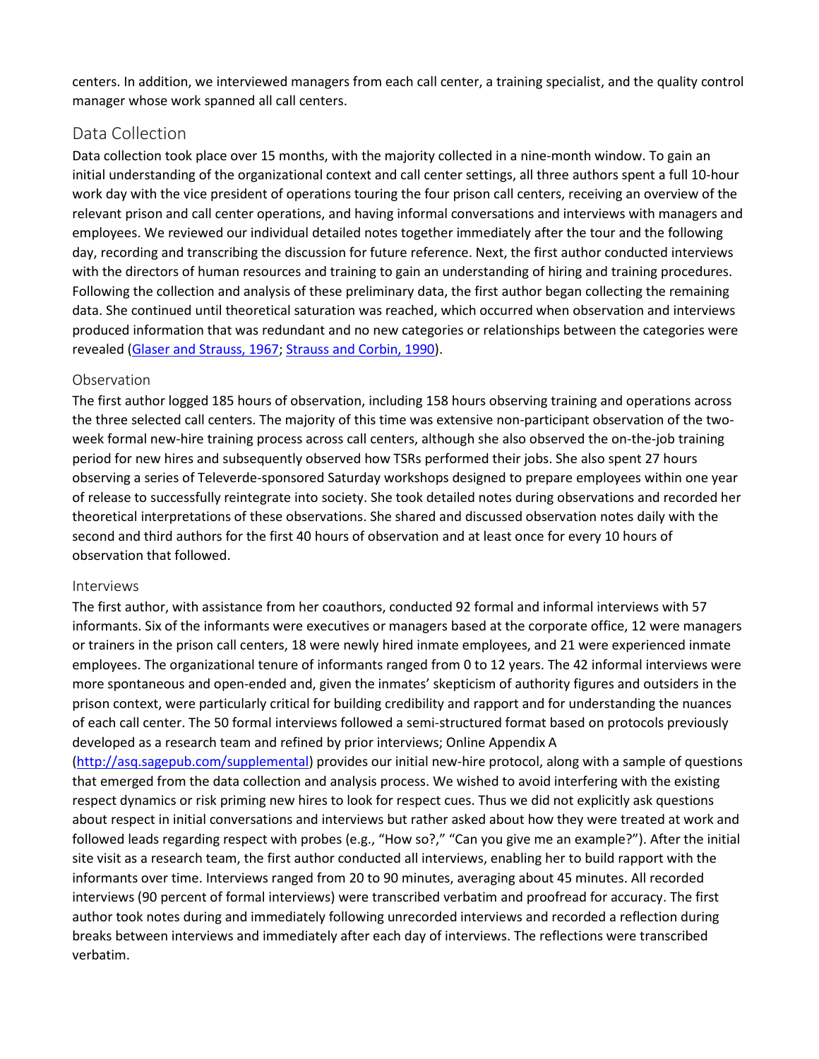centers. In addition, we interviewed managers from each call center, a training specialist, and the quality control manager whose work spanned all call centers.

## Data Collection

Data collection took place over 15 months, with the majority collected in a nine-month window. To gain an initial understanding of the organizational context and call center settings, all three authors spent a full 10-hour work day with the vice president of operations touring the four prison call centers, receiving an overview of the relevant prison and call center operations, and having informal conversations and interviews with managers and employees. We reviewed our individual detailed notes together immediately after the tour and the following day, recording and transcribing the discussion for future reference. Next, the first author conducted interviews with the directors of human resources and training to gain an understanding of hiring and training procedures. Following the collection and analysis of these preliminary data, the first author began collecting the remaining data. She continued until theoretical saturation was reached, which occurred when observation and interviews produced information that was redundant and no new categories or relationships between the categories were revealed (Glaser and Strauss, 1967; Strauss and Corbin, 1990).

### Observation

The first author logged 185 hours of observation, including 158 hours observing training and operations across the three selected call centers. The majority of this time was extensive non-participant observation of the two-week formal new-hire training process across call centers, although she also observed the on-the-job training period for new hires and subsequently observed how TSRs performed their jobs. She also spent 27 hours observing a series of Televerde-sponsored Saturday workshops designed to prepare employees within one year of release to successfully reintegrate into society. She took detailed notes during observations and recorded her theoretical interpretations of these observations. She shared and discussed observation notes daily with the second and third authors for the first 40 hours of observation and at least once for every 10 hours of observation that followed.

### Interviews

The first author, with assistance from her coauthors, conducted 92 formal and informal interviews with 57 informants. Six of the informants were executives or managers based at the corporate office, 12 were managers or trainers in the prison call centers, 18 were newly hired inmate employees, and 21 were experienced inmate employees. The organizational tenure of informants ranged from 0 to 12 years. The 42 informal interviews were more spontaneous and open-ended and, given the inmates' skepticism of authority figures and outsiders in the prison context, were particularly critical for building credibility and rapport and for understanding the nuances of each call center. The 50 formal interviews followed a semi-structured format based on protocols previously developed as a research team and refined by prior interviews; Online Appendix A (http://asq.sagepub.com/supplemental) provides our initial new-hire protocol, along with a sample of questions that emerged from the data collection and analysis process. We wished to avoid interfering with the existing respect dynamics or risk priming new hires to look for respect cues. Thus we did not explicitly ask questions about respect in initial conversations and interviews but rather asked about how they were treated at work and followed leads regarding respect with probes (e.g., "How so?," "Can you give me an example?"). After the initial site visit as a research team, the first author conducted all interviews, enabling her to build rapport with the informants over time. Interviews ranged from 20 to 90 minutes, averaging about 45 minutes. All recorded interviews (90 percent of formal interviews) were transcribed verbatim and proofread for accuracy. The first author took notes during and immediately following unrecorded interviews and recorded a reflection during breaks between interviews and immediately after each day of interviews. The reflections were transcribed verbatim.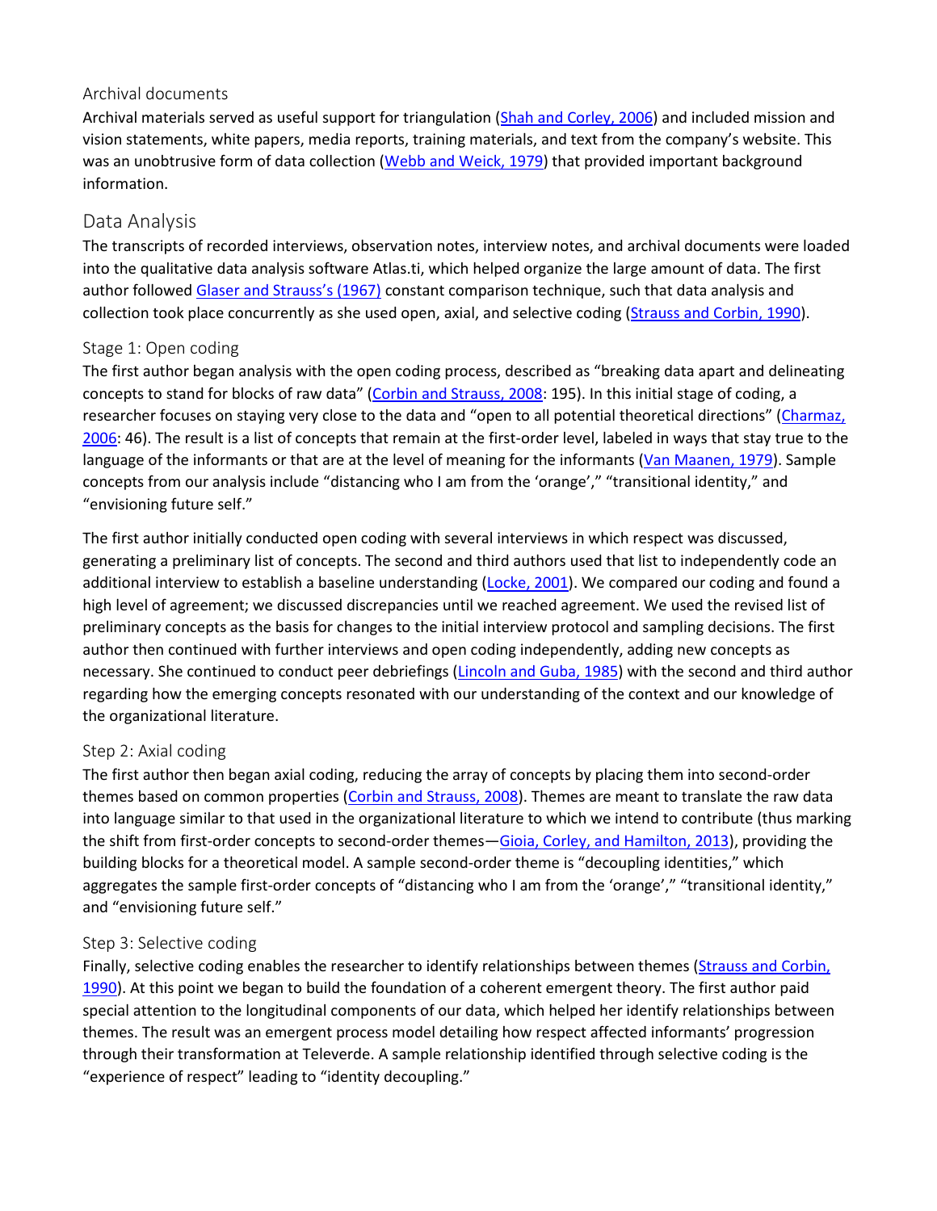### Archival documents

Archival materials served as useful support for triangulation (Shah and Corley, 2006) and included mission and vision statements, white papers, media reports, training materials, and text from the company's website. This was an unobtrusive form of data collection (Webb and Weick, 1979) that provided important background information.

## Data Analysis

The transcripts of recorded interviews, observation notes, interview notes, and archival documents were loaded into the qualitative data analysis software Atlas.ti, which helped organize the large amount of data. The first author followed Glaser and Strauss's (1967) constant comparison technique, such that data analysis and collection took place concurrently as she used open, axial, and selective coding (Strauss and Corbin, 1990).

### Stage 1: Open coding

The first author began analysis with the open coding process, described as "breaking data apart and delineating concepts to stand for blocks of raw data" (Corbin and Strauss, 2008: 195). In this initial stage of coding, a researcher focuses on staying very close to the data and "open to all potential theoretical directions" (Charmaz, 2006: 46). The result is a list of concepts that remain at the first-order level, labeled in ways that stay true to the language of the informants or that are at the level of meaning for the informants (Van Maanen, 1979). Sample concepts from our analysis include "distancing who I am from the 'orange'," "transitional identity," and "envisioning future self."

The first author initially conducted open coding with several interviews in which respect was discussed, generating a preliminary list of concepts. The second and third authors used that list to independently code an additional interview to establish a baseline understanding (Locke, 2001). We compared our coding and found a high level of agreement; we discussed discrepancies until we reached agreement. We used the revised list of preliminary concepts as the basis for changes to the initial interview protocol and sampling decisions. The first author then continued with further interviews and open coding independently, adding new concepts as necessary. She continued to conduct peer debriefings (Lincoln and Guba, 1985) with the second and third author regarding how the emerging concepts resonated with our understanding of the context and our knowledge of the organizational literature.

### Step 2: Axial coding

The first author then began axial coding, reducing the array of concepts by placing them into second-order themes based on common properties (Corbin and Strauss, 2008). Themes are meant to translate the raw data into language similar to that used in the organizational literature to which we intend to contribute (thus marking the shift from first-order concepts to second-order themes—Gioia, Corley, and Hamilton, 2013), providing the building blocks for a theoretical model. A sample second-order theme is "decoupling identities," which aggregates the sample first-order concepts of "distancing who I am from the 'orange'," "transitional identity," and "envisioning future self."

### Step 3: Selective coding

Finally, selective coding enables the researcher to identify relationships between themes (Strauss and Corbin, 1990). At this point we began to build the foundation of a coherent emergent theory. The first author paid special attention to the longitudinal components of our data, which helped her identify relationships between themes. The result was an emergent process model detailing how respect affected informants' progression through their transformation at Televerde. A sample relationship identified through selective coding is the "experience of respect" leading to "identity decoupling."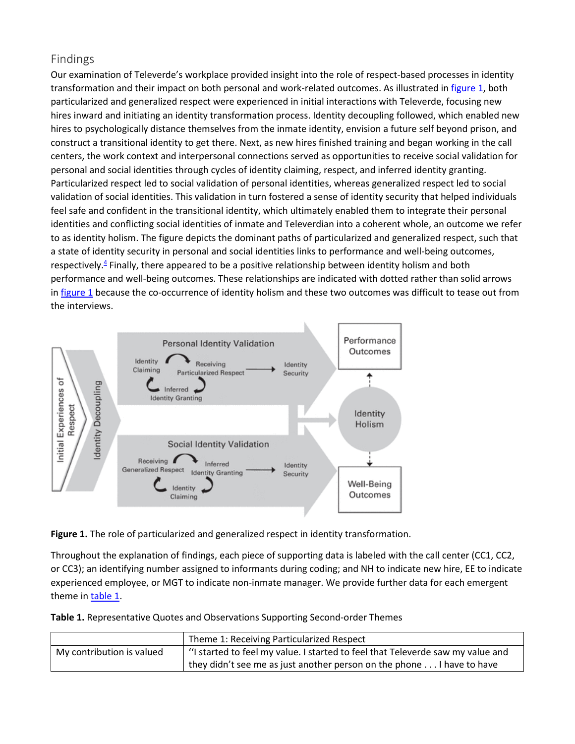## Findings

Our examination of Televerde's workplace provided insight into the role of respect-based processes in identity transformation and their impact on both personal and work-related outcomes. As illustrated in figure 1, both particularized and generalized respect were experienced in initial interactions with Televerde, focusing new hires inward and initiating an identity transformation process. Identity decoupling followed, which enabled new hires to psychologically distance themselves from the inmate identity, envision a future self beyond prison, and construct a transitional identity to get there. Next, as new hires finished training and began working in the call centers, the work context and interpersonal connections served as opportunities to receive social validation for personal and social identities through cycles of identity claiming, respect, and inferred identity granting. Particularized respect led to social validation of personal identities, whereas generalized respect led to social validation of social identities. This validation in turn fostered a sense of identity security that helped individuals feel safe and confident in the transitional identity, which ultimately enabled them to integrate their personal identities and conflicting social identities of inmate and Televerdian into a coherent whole, an outcome we refer to as identity holism. The figure depicts the dominant paths of particularized and generalized respect, such that a state of identity security in personal and social identities links to performance and well-being outcomes, respectively.[4] Finally, there appeared to be a positive relationship between identity holism and both performance and well-being outcomes. These relationships are indicated with dotted rather than solid arrows in figure 1 because the co-occurrence of identity holism and these two outcomes was difficult to tease out from the interviews.

**Figure 1.** The role of particularized and generalized respect in identity transformation.

Throughout the explanation of findings, each piece of supporting data is labeled with the call center (CC1, CC2, or CC3); an identifying number assigned to informants during coding; and NH to indicate new hire, EE to indicate experienced employee, or MGT to indicate non-inmate manager. We provide further data for each emergent theme in table 1.

**Table 1.** Representative Quotes and Observations Supporting Second-order Themes

| | Theme 1: Receiving Particularized Respect |
|---|---|
| My contribution is valued | "I started to feel my value. I started to feel that Televerde saw my value and they didn't see me as just another person on the phone . . . I have to have |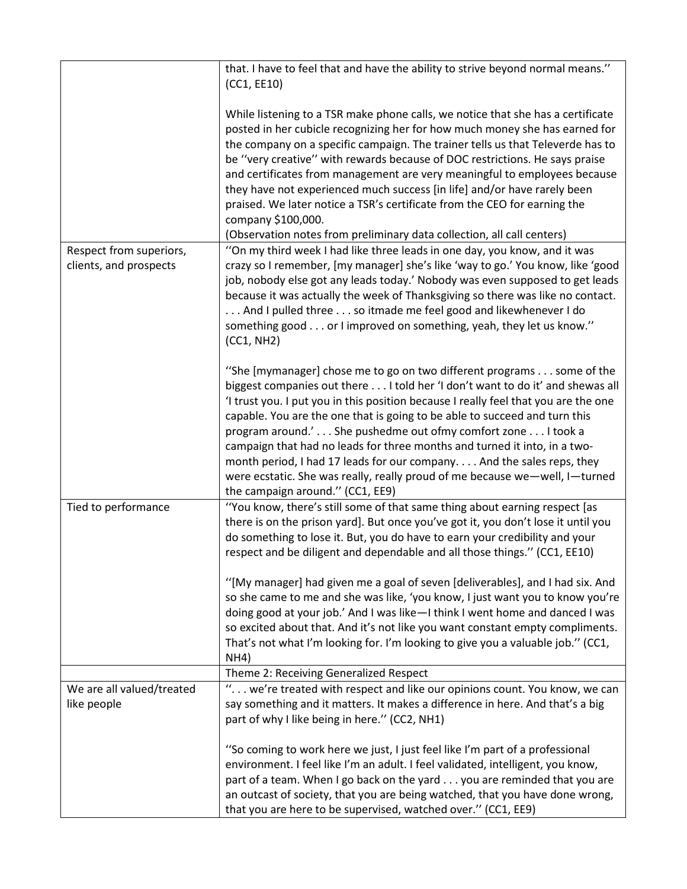| | |
|---|---|
| | that. I have to feel that and have the ability to strive beyond normal means.'' (CC1, EE10)<br><br>While listening to a TSR make phone calls, we notice that she has a certificate posted in her cubicle recognizing her for how much money she has earned for the company on a specific campaign. The trainer tells us that Televerde has to be ''very creative'' with rewards because of DOC restrictions. He says praise and certificates from management are very meaningful to employees because they have not experienced much success [in life] and/or have rarely been praised. We later notice a TSR's certificate from the CEO for earning the company $100,000.<br>(Observation notes from preliminary data collection, all call centers) |
| Respect from superiors, clients, and prospects | ''On my third week I had like three leads in one day, you know, and it was crazy so I remember, [my manager] she's like 'way to go.' You know, like 'good job, nobody else got any leads today.' Nobody was even supposed to get leads because it was actually the week of Thanksgiving so there was like no contact. . . . And I pulled three . . . so itmade me feel good and likewhenever I do something good . . . or I improved on something, yeah, they let us know.'' (CC1, NH2)<br><br>''She [mymanager] chose me to go on two different programs . . . some of the biggest companies out there . . . I told her 'I don't want to do it' and shewas all 'I trust you. I put you in this position because I really feel that you are the one capable. You are the one that is going to be able to succeed and turn this program around.' . . . She pushedme out ofmy comfort zone . . . I took a campaign that had no leads for three months and turned it into, in a two-month period, I had 17 leads for our company. . . . And the sales reps, they were ecstatic. She was really, really proud of me because we—well, I—turned the campaign around.'' (CC1, EE9) |
| Tied to performance | ''You know, there's still some of that same thing about earning respect [as there is on the prison yard]. But once you've got it, you don't lose it until you do something to lose it. But, you do have to earn your credibility and your respect and be diligent and dependable and all those things.'' (CC1, EE10)<br><br>''[My manager] had given me a goal of seven [deliverables], and I had six. And so she came to me and she was like, 'you know, I just want you to know you're doing good at your job.' And I was like—I think I went home and danced I was so excited about that. And it's not like you want constant empty compliments. That's not what I'm looking for. I'm looking to give you a valuable job.'' (CC1, NH4) |
| | Theme 2: Receiving Generalized Respect |
| We are all valued/treated like people | ''. . . we're treated with respect and like our opinions count. You know, we can say something and it matters. It makes a difference in here. And that's a big part of why I like being in here.'' (CC2, NH1)<br><br>''So coming to work here we just, I just feel like I'm part of a professional environment. I feel like I'm an adult. I feel validated, intelligent, you know, part of a team. When I go back on the yard . . . you are reminded that you are an outcast of society, that you are being watched, that you have done wrong, that you are here to be supervised, watched over.'' (CC1, EE9) |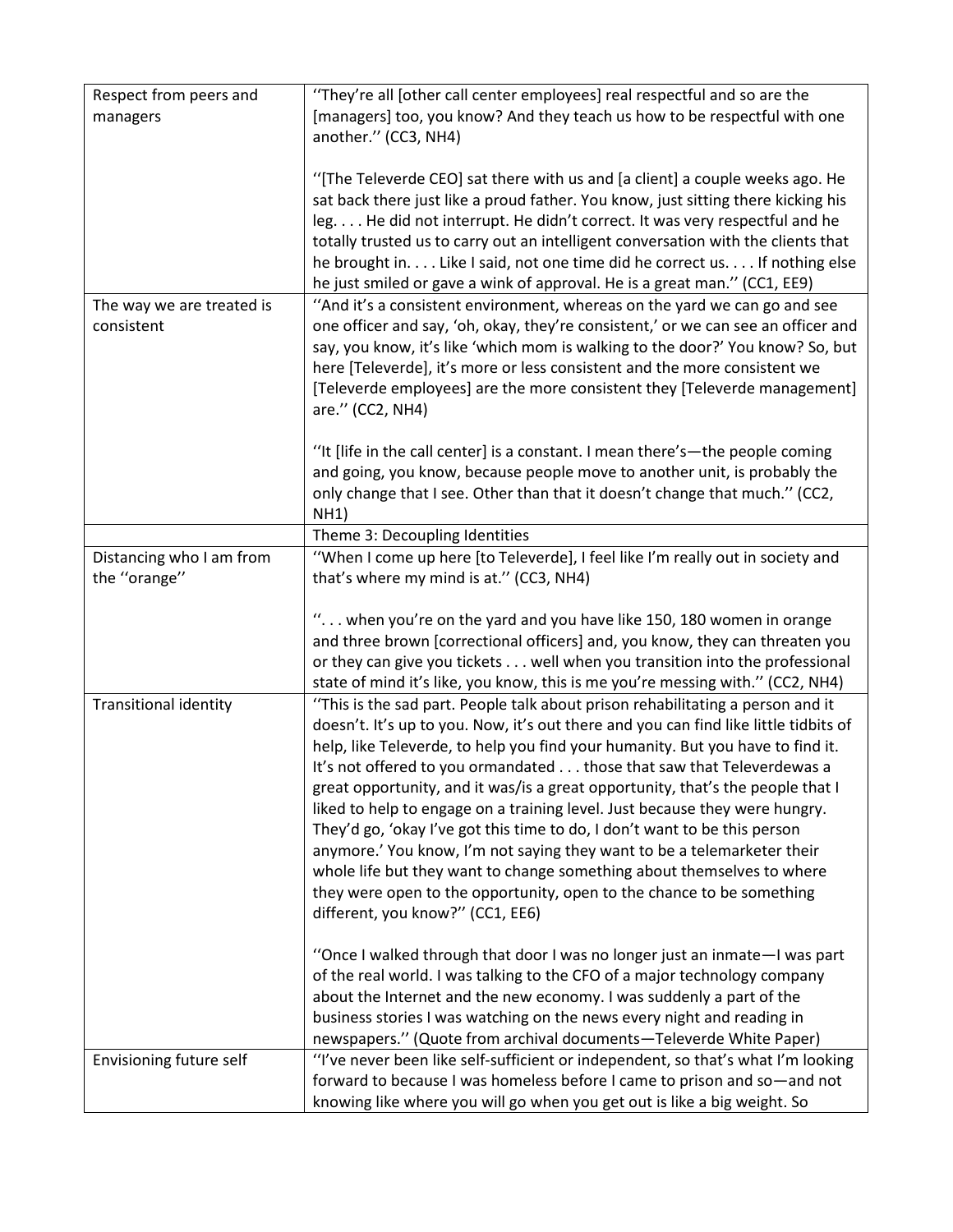| | |
|---|---|
| Respect from peers and managers | ''They're all [other call center employees] real respectful and so are the [managers] too, you know? And they teach us how to be respectful with one another.'' (CC3, NH4)<br><br>''[The Televerde CEO] sat there with us and [a client] a couple weeks ago. He sat back there just like a proud father. You know, just sitting there kicking his leg. . . . He did not interrupt. He didn't correct. It was very respectful and he totally trusted us to carry out an intelligent conversation with the clients that he brought in. . . . Like I said, not one time did he correct us. . . . If nothing else he just smiled or gave a wink of approval. He is a great man.'' (CC1, EE9) |
| The way we are treated is consistent | ''And it's a consistent environment, whereas on the yard we can go and see one officer and say, 'oh, okay, they're consistent,' or we can see an officer and say, you know, it's like 'which mom is walking to the door?' You know? So, but here [Televerde], it's more or less consistent and the more consistent we [Televerde employees] are the more consistent they [Televerde management] are.'' (CC2, NH4)<br><br>''It [life in the call center] is a constant. I mean there's—the people coming and going, you know, because people move to another unit, is probably the only change that I see. Other than that it doesn't change that much.'' (CC2, NH1) |
| | Theme 3: Decoupling Identities |
| Distancing who I am from the ''orange'' | ''When I come up here [to Televerde], I feel like I'm really out in society and that's where my mind is at.'' (CC3, NH4)<br><br>''. . . when you're on the yard and you have like 150, 180 women in orange and three brown [correctional officers] and, you know, they can threaten you or they can give you tickets . . . well when you transition into the professional state of mind it's like, you know, this is me you're messing with.'' (CC2, NH4) |
| Transitional identity | ''This is the sad part. People talk about prison rehabilitating a person and it doesn't. It's up to you. Now, it's out there and you can find like little tidbits of help, like Televerde, to help you find your humanity. But you have to find it. It's not offered to you ormandated . . . those that saw that Televerdewas a great opportunity, and it was/is a great opportunity, that's the people that I liked to help to engage on a training level. Just because they were hungry. They'd go, 'okay I've got this time to do, I don't want to be this person anymore.' You know, I'm not saying they want to be a telemarketer their whole life but they want to change something about themselves to where they were open to the opportunity, open to the chance to be something different, you know?'' (CC1, EE6)<br><br>''Once I walked through that door I was no longer just an inmate—I was part of the real world. I was talking to the CFO of a major technology company about the Internet and the new economy. I was suddenly a part of the business stories I was watching on the news every night and reading in newspapers.'' (Quote from archival documents—Televerde White Paper) |
| Envisioning future self | ''I've never been like self-sufficient or independent, so that's what I'm looking forward to because I was homeless before I came to prison and so—and not knowing like where you will go when you get out is like a big weight. So |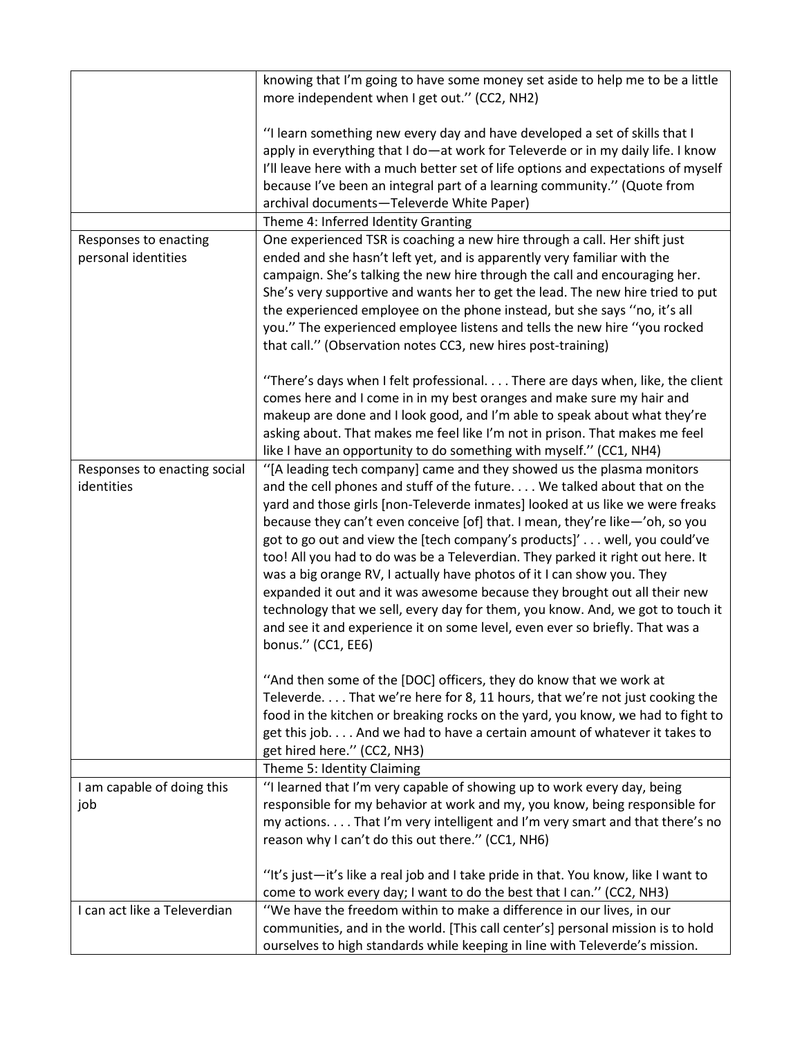| | |
|---|---|
| | knowing that I'm going to have some money set aside to help me to be a little more independent when I get out.'' (CC2, NH2)<br><br>''I learn something new every day and have developed a set of skills that I apply in everything that I do—at work for Televerde or in my daily life. I know I'll leave here with a much better set of life options and expectations of myself because I've been an integral part of a learning community.'' (Quote from archival documents—Televerde White Paper) |
| | Theme 4: Inferred Identity Granting |
| Responses to enacting personal identities | One experienced TSR is coaching a new hire through a call. Her shift just ended and she hasn't left yet, and is apparently very familiar with the campaign. She's talking the new hire through the call and encouraging her. She's very supportive and wants her to get the lead. The new hire tried to put the experienced employee on the phone instead, but she says ''no, it's all you.'' The experienced employee listens and tells the new hire ''you rocked that call.'' (Observation notes CC3, new hires post-training)<br><br>''There's days when I felt professional. . . . There are days when, like, the client comes here and I come in in my best oranges and make sure my hair and makeup are done and I look good, and I'm able to speak about what they're asking about. That makes me feel like I'm not in prison. That makes me feel like I have an opportunity to do something with myself.'' (CC1, NH4) |
| Responses to enacting social identities | ''[A leading tech company] came and they showed us the plasma monitors and the cell phones and stuff of the future. . . . We talked about that on the yard and those girls [non-Televerde inmates] looked at us like we were freaks because they can't even conceive [of] that. I mean, they're like—'oh, so you got to go out and view the [tech company's products]' . . . well, you could've too! All you had to do was be a Televerdian. They parked it right out here. It was a big orange RV, I actually have photos of it I can show you. They expanded it out and it was awesome because they brought out all their new technology that we sell, every day for them, you know. And, we got to touch it and see it and experience it on some level, even ever so briefly. That was a bonus.'' (CC1, EE6)<br><br>''And then some of the [DOC] officers, they do know that we work at Televerde. . . . That we're here for 8, 11 hours, that we're not just cooking the food in the kitchen or breaking rocks on the yard, you know, we had to fight to get this job. . . . And we had to have a certain amount of whatever it takes to get hired here.'' (CC2, NH3) |
| | Theme 5: Identity Claiming |
| I am capable of doing this job | ''I learned that I'm very capable of showing up to work every day, being responsible for my behavior at work and my, you know, being responsible for my actions. . . . That I'm very intelligent and I'm very smart and that there's no reason why I can't do this out there.'' (CC1, NH6)<br><br>''It's just—it's like a real job and I take pride in that. You know, like I want to come to work every day; I want to do the best that I can.'' (CC2, NH3) |
| I can act like a Televerdian | ''We have the freedom within to make a difference in our lives, in our communities, and in the world. [This call center's] personal mission is to hold ourselves to high standards while keeping in line with Televerde's mission. |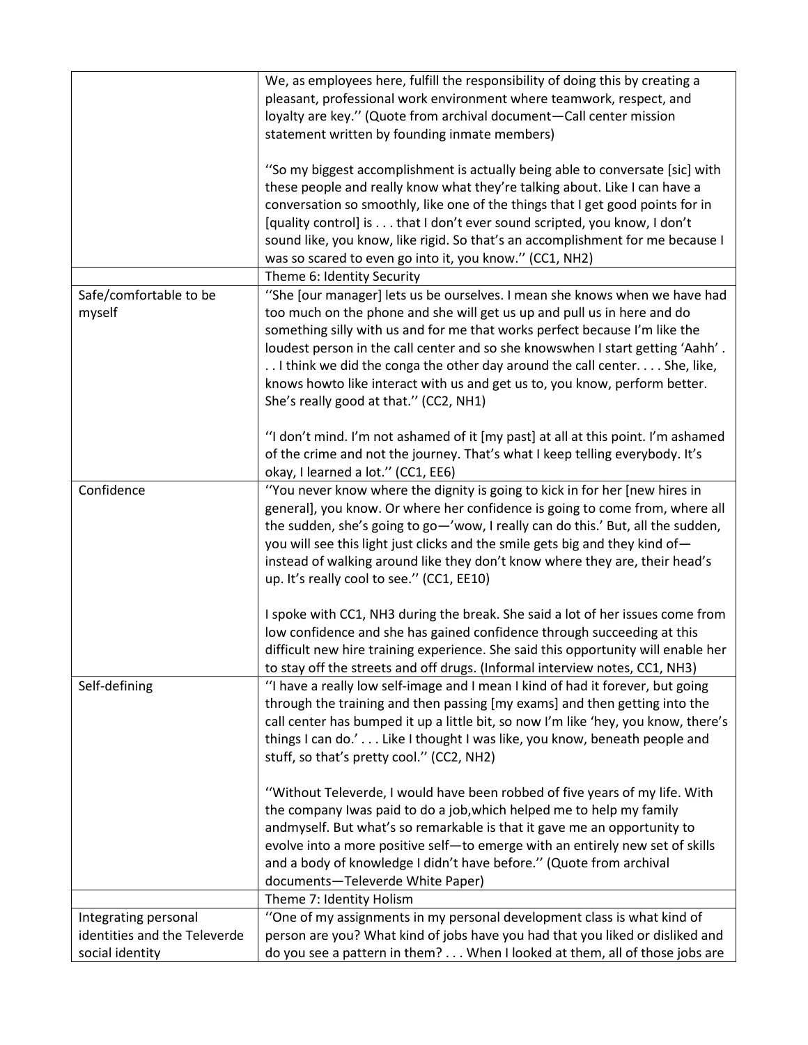| | |
|---|---|
| | We, as employees here, fulfill the responsibility of doing this by creating a pleasant, professional work environment where teamwork, respect, and loyalty are key.'' (Quote from archival document—Call center mission statement written by founding inmate members)<br><br>''So my biggest accomplishment is actually being able to conversate [sic] with these people and really know what they're talking about. Like I can have a conversation so smoothly, like one of the things that I get good points for in [quality control] is . . . that I don't ever sound scripted, you know, I don't sound like, you know, like rigid. So that's an accomplishment for me because I was so scared to even go into it, you know.'' (CC1, NH2) |
| | Theme 6: Identity Security |
| Safe/comfortable to be myself | ''She [our manager] lets us be ourselves. I mean she knows when we have had too much on the phone and she will get us up and pull us in here and do something silly with us and for me that works perfect because I'm like the loudest person in the call center and so she knowswhen I start getting 'Aahh' . . . I think we did the conga the other day around the call center. . . . She, like, knows howto like interact with us and get us to, you know, perform better. She's really good at that.'' (CC2, NH1)<br><br>''I don't mind. I'm not ashamed of it [my past] at all at this point. I'm ashamed of the crime and not the journey. That's what I keep telling everybody. It's okay, I learned a lot.'' (CC1, EE6) |
| Confidence | ''You never know where the dignity is going to kick in for her [new hires in general], you know. Or where her confidence is going to come from, where all the sudden, she's going to go—'wow, I really can do this.' But, all the sudden, you will see this light just clicks and the smile gets big and they kind of—instead of walking around like they don't know where they are, their head's up. It's really cool to see.'' (CC1, EE10)<br><br>I spoke with CC1, NH3 during the break. She said a lot of her issues come from low confidence and she has gained confidence through succeeding at this difficult new hire training experience. She said this opportunity will enable her to stay off the streets and off drugs. (Informal interview notes, CC1, NH3) |
| Self-defining | ''I have a really low self-image and I mean I kind of had it forever, but going through the training and then passing [my exams] and then getting into the call center has bumped it up a little bit, so now I'm like 'hey, you know, there's things I can do.' . . . Like I thought I was like, you know, beneath people and stuff, so that's pretty cool.'' (CC2, NH2)<br><br>''Without Televerde, I would have been robbed of five years of my life. With the company Iwas paid to do a job,which helped me to help my family andmyself. But what's so remarkable is that it gave me an opportunity to evolve into a more positive self—to emerge with an entirely new set of skills and a body of knowledge I didn't have before.'' (Quote from archival documents—Televerde White Paper) |
| | Theme 7: Identity Holism |
| Integrating personal identities and the Televerde social identity | ''One of my assignments in my personal development class is what kind of person are you? What kind of jobs have you had that you liked or disliked and do you see a pattern in them? . . . When I looked at them, all of those jobs are |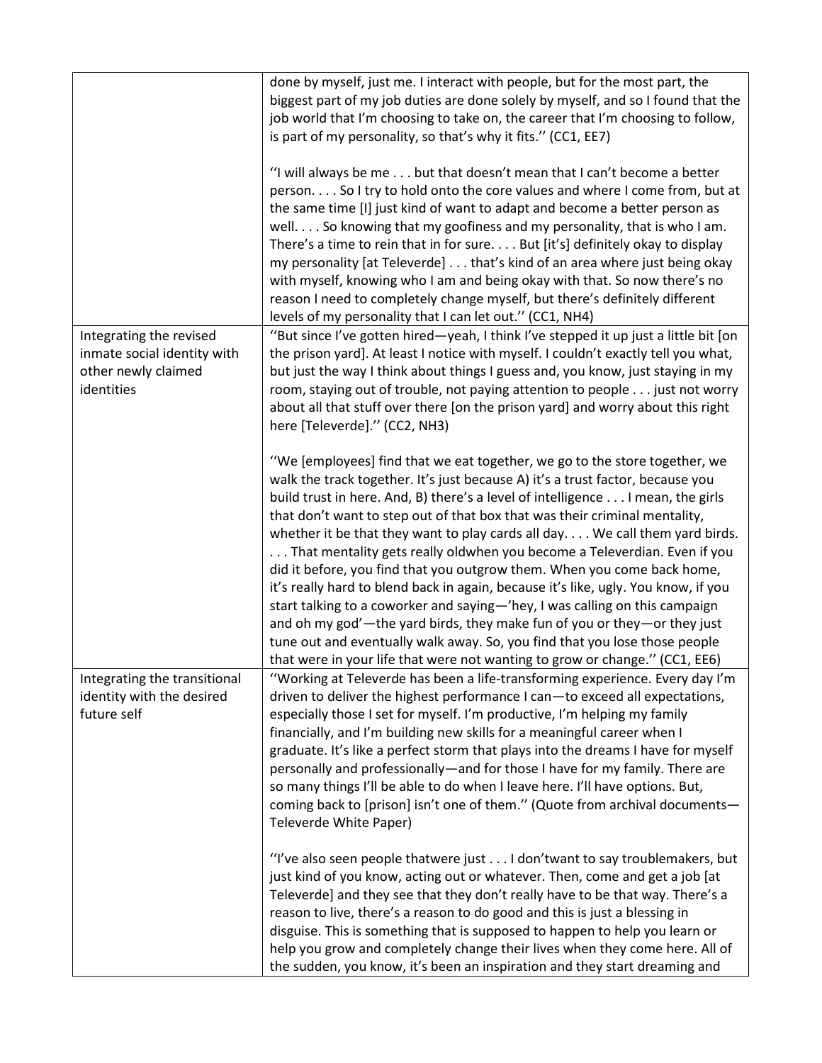| | |
|---|---|
| | done by myself, just me. I interact with people, but for the most part, the biggest part of my job duties are done solely by myself, and so I found that the job world that I'm choosing to take on, the career that I'm choosing to follow, is part of my personality, so that's why it fits.'' (CC1, EE7)<br><br>''I will always be me . . . but that doesn't mean that I can't become a better person. . . . So I try to hold onto the core values and where I come from, but at the same time [I] just kind of want to adapt and become a better person as well. . . . So knowing that my goofiness and my personality, that is who I am. There's a time to rein that in for sure. . . . But [it's] definitely okay to display my personality [at Televerde] . . . that's kind of an area where just being okay with myself, knowing who I am and being okay with that. So now there's no reason I need to completely change myself, but there's definitely different levels of my personality that I can let out.'' (CC1, NH4) |
| Integrating the revised inmate social identity with other newly claimed identities | ''But since I've gotten hired—yeah, I think I've stepped it up just a little bit [on the prison yard]. At least I notice with myself. I couldn't exactly tell you what, but just the way I think about things I guess and, you know, just staying in my room, staying out of trouble, not paying attention to people . . . just not worry about all that stuff over there [on the prison yard] and worry about this right here [Televerde].'' (CC2, NH3)<br><br>''We [employees] find that we eat together, we go to the store together, we walk the track together. It's just because A) it's a trust factor, because you build trust in here. And, B) there's a level of intelligence . . . I mean, the girls that don't want to step out of that box that was their criminal mentality, whether it be that they want to play cards all day. . . . We call them yard birds. . . . That mentality gets really oldwhen you become a Televerdian. Even if you did it before, you find that you outgrow them. When you come back home, it's really hard to blend back in again, because it's like, ugly. You know, if you start talking to a coworker and saying—'hey, I was calling on this campaign and oh my god'—the yard birds, they make fun of you or they—or they just tune out and eventually walk away. So, you find that you lose those people that were in your life that were not wanting to grow or change.'' (CC1, EE6) |
| Integrating the transitional identity with the desired future self | ''Working at Televerde has been a life-transforming experience. Every day I'm driven to deliver the highest performance I can—to exceed all expectations, especially those I set for myself. I'm productive, I'm helping my family financially, and I'm building new skills for a meaningful career when I graduate. It's like a perfect storm that plays into the dreams I have for myself personally and professionally—and for those I have for my family. There are so many things I'll be able to do when I leave here. I'll have options. But, coming back to [prison] isn't one of them.'' (Quote from archival documents—Televerde White Paper)<br><br>''I've also seen people thatwere just . . . I don'twant to say troublemakers, but just kind of you know, acting out or whatever. Then, come and get a job [at Televerde] and they see that they don't really have to be that way. There's a reason to live, there's a reason to do good and this is just a blessing in disguise. This is something that is supposed to happen to help you learn or help you grow and completely change their lives when they come here. All of the sudden, you know, it's been an inspiration and they start dreaming and |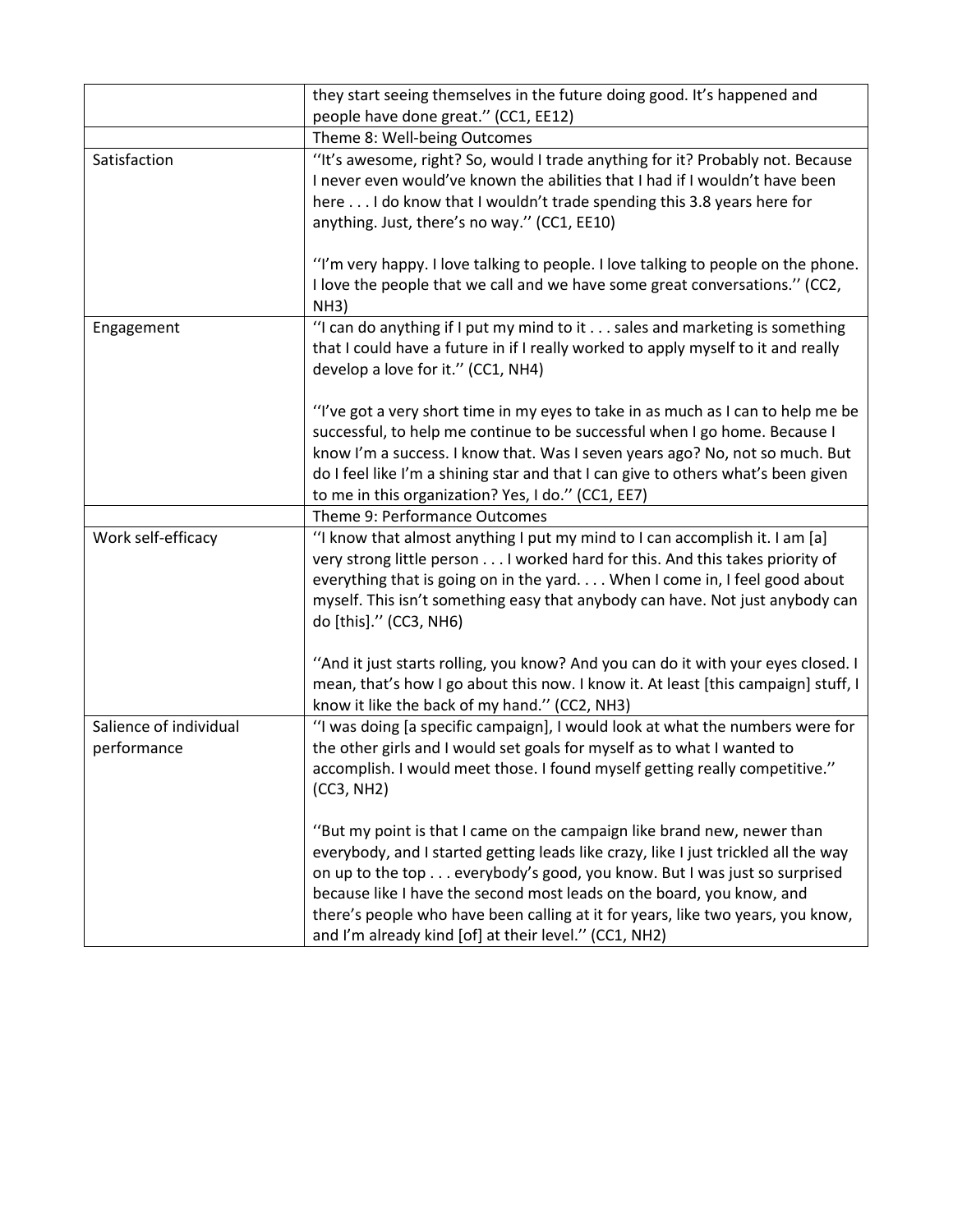| | |
|---|---|
| | they start seeing themselves in the future doing good. It's happened and people have done great.'' (CC1, EE12) |
| | Theme 8: Well-being Outcomes |
| Satisfaction | ''It's awesome, right? So, would I trade anything for it? Probably not. Because I never even would've known the abilities that I had if I wouldn't have been here . . . I do know that I wouldn't trade spending this 3.8 years here for anything. Just, there's no way.'' (CC1, EE10)<br><br>''I'm very happy. I love talking to people. I love talking to people on the phone. I love the people that we call and we have some great conversations.'' (CC2, NH3) |
| Engagement | ''I can do anything if I put my mind to it . . . sales and marketing is something that I could have a future in if I really worked to apply myself to it and really develop a love for it.'' (CC1, NH4)<br><br>''I've got a very short time in my eyes to take in as much as I can to help me be successful, to help me continue to be successful when I go home. Because I know I'm a success. I know that. Was I seven years ago? No, not so much. But do I feel like I'm a shining star and that I can give to others what's been given to me in this organization? Yes, I do.'' (CC1, EE7) |
| | Theme 9: Performance Outcomes |
| Work self-efficacy | ''I know that almost anything I put my mind to I can accomplish it. I am [a] very strong little person . . . I worked hard for this. And this takes priority of everything that is going on in the yard. . . . When I come in, I feel good about myself. This isn't something easy that anybody can have. Not just anybody can do [this].'' (CC3, NH6)<br><br>''And it just starts rolling, you know? And you can do it with your eyes closed. I mean, that's how I go about this now. I know it. At least [this campaign] stuff, I know it like the back of my hand.'' (CC2, NH3) |
| Salience of individual performance | ''I was doing [a specific campaign], I would look at what the numbers were for the other girls and I would set goals for myself as to what I wanted to accomplish. I would meet those. I found myself getting really competitive.'' (CC3, NH2)<br><br>''But my point is that I came on the campaign like brand new, newer than everybody, and I started getting leads like crazy, like I just trickled all the way on up to the top . . . everybody's good, you know. But I was just so surprised because like I have the second most leads on the board, you know, and there's people who have been calling at it for years, like two years, you know, and I'm already kind [of] at their level.'' (CC1, NH2) |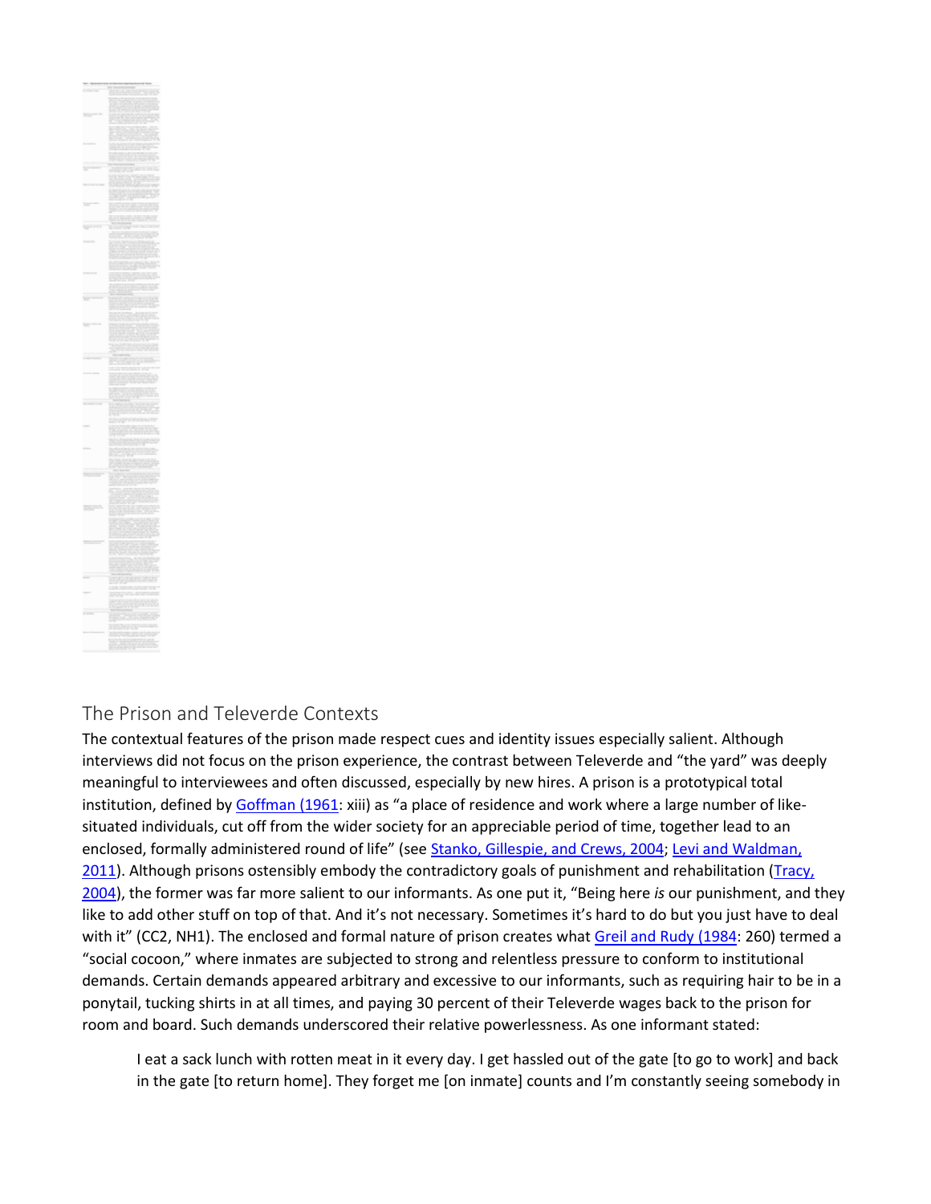## The Prison and Televerde Contexts

The contextual features of the prison made respect cues and identity issues especially salient. Although interviews did not focus on the prison experience, the contrast between Televerde and "the yard" was deeply meaningful to interviewees and often discussed, especially by new hires. A prison is a prototypical total institution, defined by Goffman (1961: xiii) as "a place of residence and work where a large number of like-situated individuals, cut off from the wider society for an appreciable period of time, together lead to an enclosed, formally administered round of life" (see Stanko, Gillespie, and Crews, 2004; Levi and Waldman, 2011). Although prisons ostensibly embody the contradictory goals of punishment and rehabilitation (Tracy, 2004), the former was far more salient to our informants. As one put it, "Being here *is* our punishment, and they like to add other stuff on top of that. And it's not necessary. Sometimes it's hard to do but you just have to deal with it" (CC2, NH1). The enclosed and formal nature of prison creates what Greil and Rudy (1984: 260) termed a "social cocoon," where inmates are subjected to strong and relentless pressure to conform to institutional demands. Certain demands appeared arbitrary and excessive to our informants, such as requiring hair to be in a ponytail, tucking shirts in at all times, and paying 30 percent of their Televerde wages back to the prison for room and board. Such demands underscored their relative powerlessness. As one informant stated:

> I eat a sack lunch with rotten meat in it every day. I get hassled out of the gate [to go to work] and back in the gate [to return home]. They forget me [on inmate] counts and I'm constantly seeing somebody in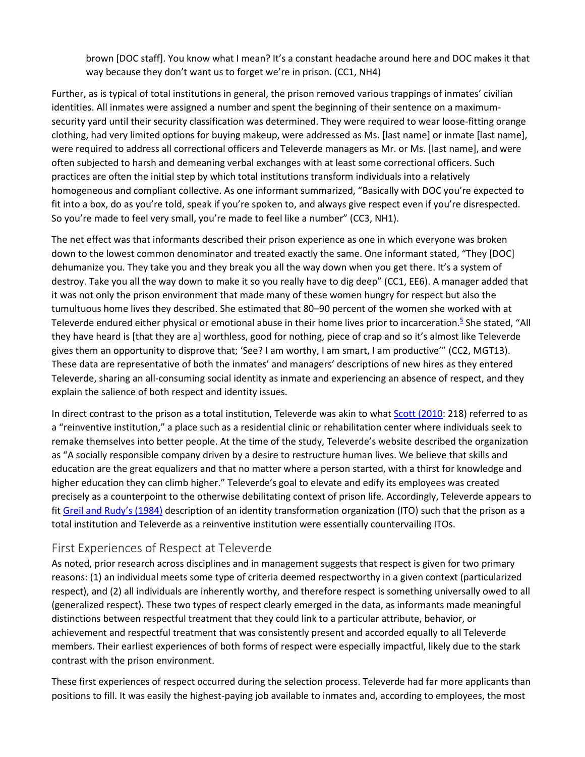brown [DOC staff]. You know what I mean? It's a constant headache around here and DOC makes it that way because they don't want us to forget we're in prison. (CC1, NH4)

Further, as is typical of total institutions in general, the prison removed various trappings of inmates' civilian identities. All inmates were assigned a number and spent the beginning of their sentence on a maximum-security yard until their security classification was determined. They were required to wear loose-fitting orange clothing, had very limited options for buying makeup, were addressed as Ms. [last name] or inmate [last name], were required to address all correctional officers and Televerde managers as Mr. or Ms. [last name], and were often subjected to harsh and demeaning verbal exchanges with at least some correctional officers. Such practices are often the initial step by which total institutions transform individuals into a relatively homogeneous and compliant collective. As one informant summarized, "Basically with DOC you're expected to fit into a box, do as you're told, speak if you're spoken to, and always give respect even if you're disrespected. So you're made to feel very small, you're made to feel like a number" (CC3, NH1).

The net effect was that informants described their prison experience as one in which everyone was broken down to the lowest common denominator and treated exactly the same. One informant stated, "They [DOC] dehumanize you. They take you and they break you all the way down when you get there. It's a system of destroy. Take you all the way down to make it so you really have to dig deep" (CC1, EE6). A manager added that it was not only the prison environment that made many of these women hungry for respect but also the tumultuous home lives they described. She estimated that 80–90 percent of the women she worked with at Televerde endured either physical or emotional abuse in their home lives prior to incarceration.[5] She stated, "All they have heard is [that they are a] worthless, good for nothing, piece of crap and so it's almost like Televerde gives them an opportunity to disprove that; 'See? I am worthy, I am smart, I am productive'" (CC2, MGT13). These data are representative of both the inmates' and managers' descriptions of new hires as they entered Televerde, sharing an all-consuming social identity as inmate and experiencing an absence of respect, and they explain the salience of both respect and identity issues.

In direct contrast to the prison as a total institution, Televerde was akin to what Scott (2010: 218) referred to as a "reinventive institution," a place such as a residential clinic or rehabilitation center where individuals seek to remake themselves into better people. At the time of the study, Televerde's website described the organization as "A socially responsible company driven by a desire to restructure human lives. We believe that skills and education are the great equalizers and that no matter where a person started, with a thirst for knowledge and higher education they can climb higher." Televerde's goal to elevate and edify its employees was created precisely as a counterpoint to the otherwise debilitating context of prison life. Accordingly, Televerde appears to fit Greil and Rudy's (1984) description of an identity transformation organization (ITO) such that the prison as a total institution and Televerde as a reinventive institution were essentially countervailing ITOs.

## First Experiences of Respect at Televerde

As noted, prior research across disciplines and in management suggests that respect is given for two primary reasons: (1) an individual meets some type of criteria deemed respectworthy in a given context (particularized respect), and (2) all individuals are inherently worthy, and therefore respect is something universally owed to all (generalized respect). These two types of respect clearly emerged in the data, as informants made meaningful distinctions between respectful treatment that they could link to a particular attribute, behavior, or achievement and respectful treatment that was consistently present and accorded equally to all Televerde members. Their earliest experiences of both forms of respect were especially impactful, likely due to the stark contrast with the prison environment.

These first experiences of respect occurred during the selection process. Televerde had far more applicants than positions to fill. It was easily the highest-paying job available to inmates and, according to employees, the most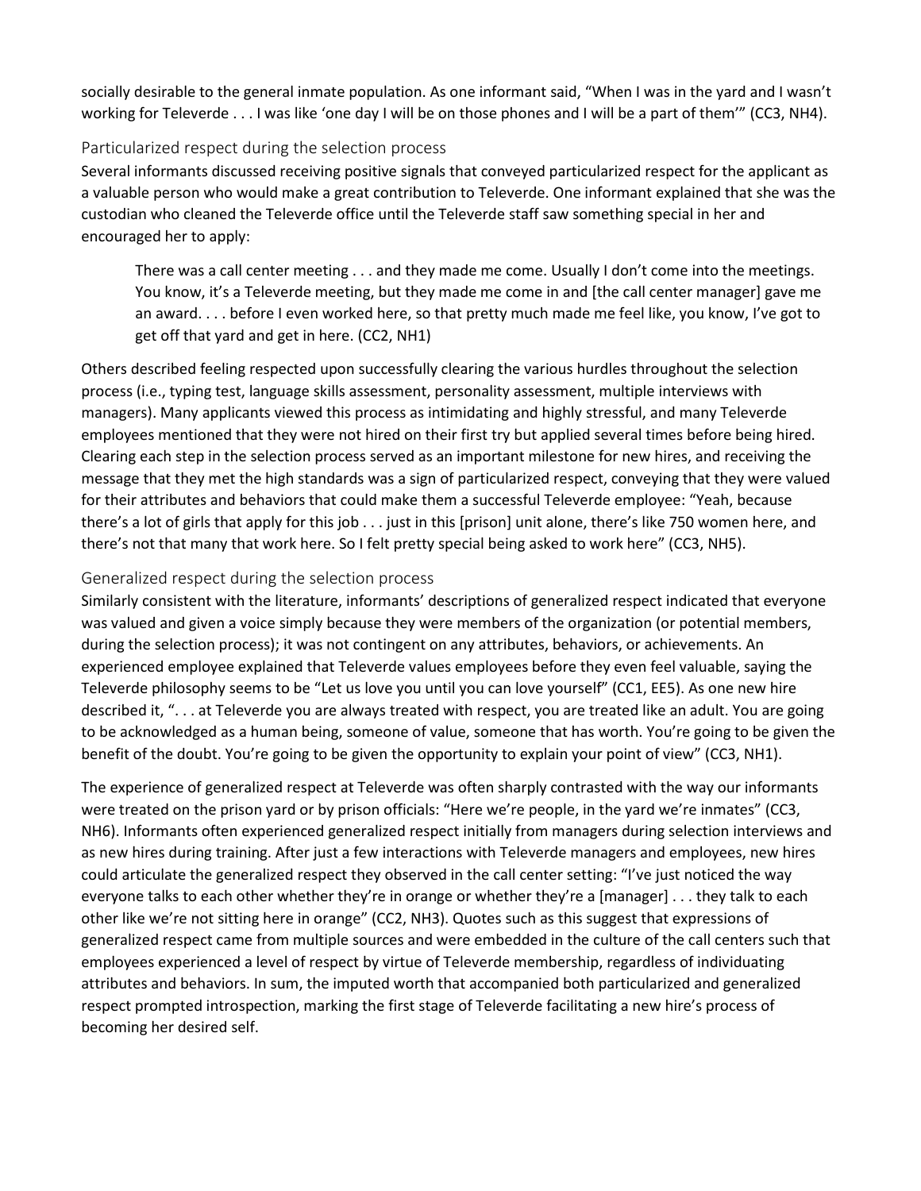socially desirable to the general inmate population. As one informant said, "When I was in the yard and I wasn't working for Televerde . . . I was like 'one day I will be on those phones and I will be a part of them'" (CC3, NH4).

### Particularized respect during the selection process

Several informants discussed receiving positive signals that conveyed particularized respect for the applicant as a valuable person who would make a great contribution to Televerde. One informant explained that she was the custodian who cleaned the Televerde office until the Televerde staff saw something special in her and encouraged her to apply:

> There was a call center meeting . . . and they made me come. Usually I don't come into the meetings. You know, it's a Televerde meeting, but they made me come in and [the call center manager] gave me an award. . . . before I even worked here, so that pretty much made me feel like, you know, I've got to get off that yard and get in here. (CC2, NH1)

Others described feeling respected upon successfully clearing the various hurdles throughout the selection process (i.e., typing test, language skills assessment, personality assessment, multiple interviews with managers). Many applicants viewed this process as intimidating and highly stressful, and many Televerde employees mentioned that they were not hired on their first try but applied several times before being hired. Clearing each step in the selection process served as an important milestone for new hires, and receiving the message that they met the high standards was a sign of particularized respect, conveying that they were valued for their attributes and behaviors that could make them a successful Televerde employee: "Yeah, because there's a lot of girls that apply for this job . . . just in this [prison] unit alone, there's like 750 women here, and there's not that many that work here. So I felt pretty special being asked to work here" (CC3, NH5).

### Generalized respect during the selection process

Similarly consistent with the literature, informants' descriptions of generalized respect indicated that everyone was valued and given a voice simply because they were members of the organization (or potential members, during the selection process); it was not contingent on any attributes, behaviors, or achievements. An experienced employee explained that Televerde values employees before they even feel valuable, saying the Televerde philosophy seems to be "Let us love you until you can love yourself" (CC1, EE5). As one new hire described it, ". . . at Televerde you are always treated with respect, you are treated like an adult. You are going to be acknowledged as a human being, someone of value, someone that has worth. You're going to be given the benefit of the doubt. You're going to be given the opportunity to explain your point of view" (CC3, NH1).

The experience of generalized respect at Televerde was often sharply contrasted with the way our informants were treated on the prison yard or by prison officials: "Here we're people, in the yard we're inmates" (CC3, NH6). Informants often experienced generalized respect initially from managers during selection interviews and as new hires during training. After just a few interactions with Televerde managers and employees, new hires could articulate the generalized respect they observed in the call center setting: "I've just noticed the way everyone talks to each other whether they're in orange or whether they're a [manager] . . . they talk to each other like we're not sitting here in orange" (CC2, NH3). Quotes such as this suggest that expressions of generalized respect came from multiple sources and were embedded in the culture of the call centers such that employees experienced a level of respect by virtue of Televerde membership, regardless of individuating attributes and behaviors. In sum, the imputed worth that accompanied both particularized and generalized respect prompted introspection, marking the first stage of Televerde facilitating a new hire's process of becoming her desired self.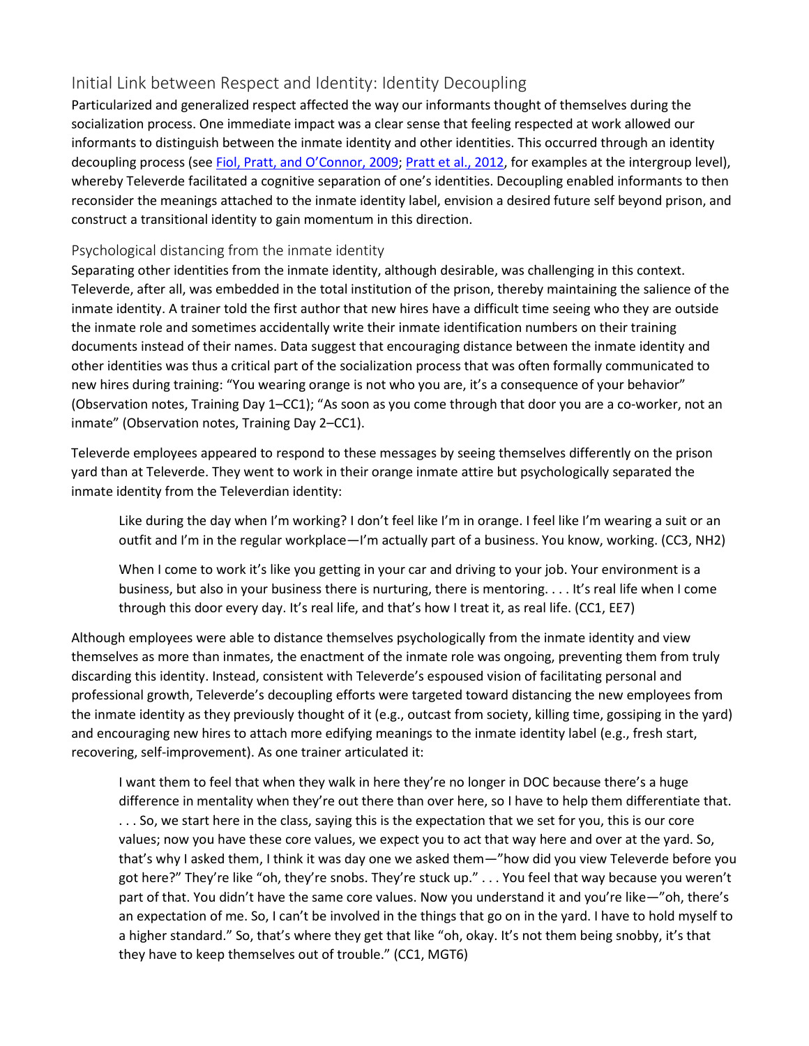## Initial Link between Respect and Identity: Identity Decoupling

Particularized and generalized respect affected the way our informants thought of themselves during the socialization process. One immediate impact was a clear sense that feeling respected at work allowed our informants to distinguish between the inmate identity and other identities. This occurred through an identity decoupling process (see Fiol, Pratt, and O'Connor, 2009; Pratt et al., 2012, for examples at the intergroup level), whereby Televerde facilitated a cognitive separation of one's identities. Decoupling enabled informants to then reconsider the meanings attached to the inmate identity label, envision a desired future self beyond prison, and construct a transitional identity to gain momentum in this direction.

### Psychological distancing from the inmate identity

Separating other identities from the inmate identity, although desirable, was challenging in this context. Televerde, after all, was embedded in the total institution of the prison, thereby maintaining the salience of the inmate identity. A trainer told the first author that new hires have a difficult time seeing who they are outside the inmate role and sometimes accidentally write their inmate identification numbers on their training documents instead of their names. Data suggest that encouraging distance between the inmate identity and other identities was thus a critical part of the socialization process that was often formally communicated to new hires during training: "You wearing orange is not who you are, it's a consequence of your behavior" (Observation notes, Training Day 1–CC1); "As soon as you come through that door you are a co-worker, not an inmate" (Observation notes, Training Day 2–CC1).

Televerde employees appeared to respond to these messages by seeing themselves differently on the prison yard than at Televerde. They went to work in their orange inmate attire but psychologically separated the inmate identity from the Televerdian identity:

> Like during the day when I'm working? I don't feel like I'm in orange. I feel like I'm wearing a suit or an outfit and I'm in the regular workplace—I'm actually part of a business. You know, working. (CC3, NH2)

> When I come to work it's like you getting in your car and driving to your job. Your environment is a business, but also in your business there is nurturing, there is mentoring. . . . It's real life when I come through this door every day. It's real life, and that's how I treat it, as real life. (CC1, EE7)

Although employees were able to distance themselves psychologically from the inmate identity and view themselves as more than inmates, the enactment of the inmate role was ongoing, preventing them from truly discarding this identity. Instead, consistent with Televerde's espoused vision of facilitating personal and professional growth, Televerde's decoupling efforts were targeted toward distancing the new employees from the inmate identity as they previously thought of it (e.g., outcast from society, killing time, gossiping in the yard) and encouraging new hires to attach more edifying meanings to the inmate identity label (e.g., fresh start, recovering, self-improvement). As one trainer articulated it:

> I want them to feel that when they walk in here they're no longer in DOC because there's a huge difference in mentality when they're out there than over here, so I have to help them differentiate that. . . . So, we start here in the class, saying this is the expectation that we set for you, this is our core values; now you have these core values, we expect you to act that way here and over at the yard. So, that's why I asked them, I think it was day one we asked them—"how did you view Televerde before you got here?" They're like "oh, they're snobs. They're stuck up." . . . You feel that way because you weren't part of that. You didn't have the same core values. Now you understand it and you're like—"oh, there's an expectation of me. So, I can't be involved in the things that go on in the yard. I have to hold myself to a higher standard." So, that's where they get that like "oh, okay. It's not them being snobby, it's that they have to keep themselves out of trouble." (CC1, MGT6)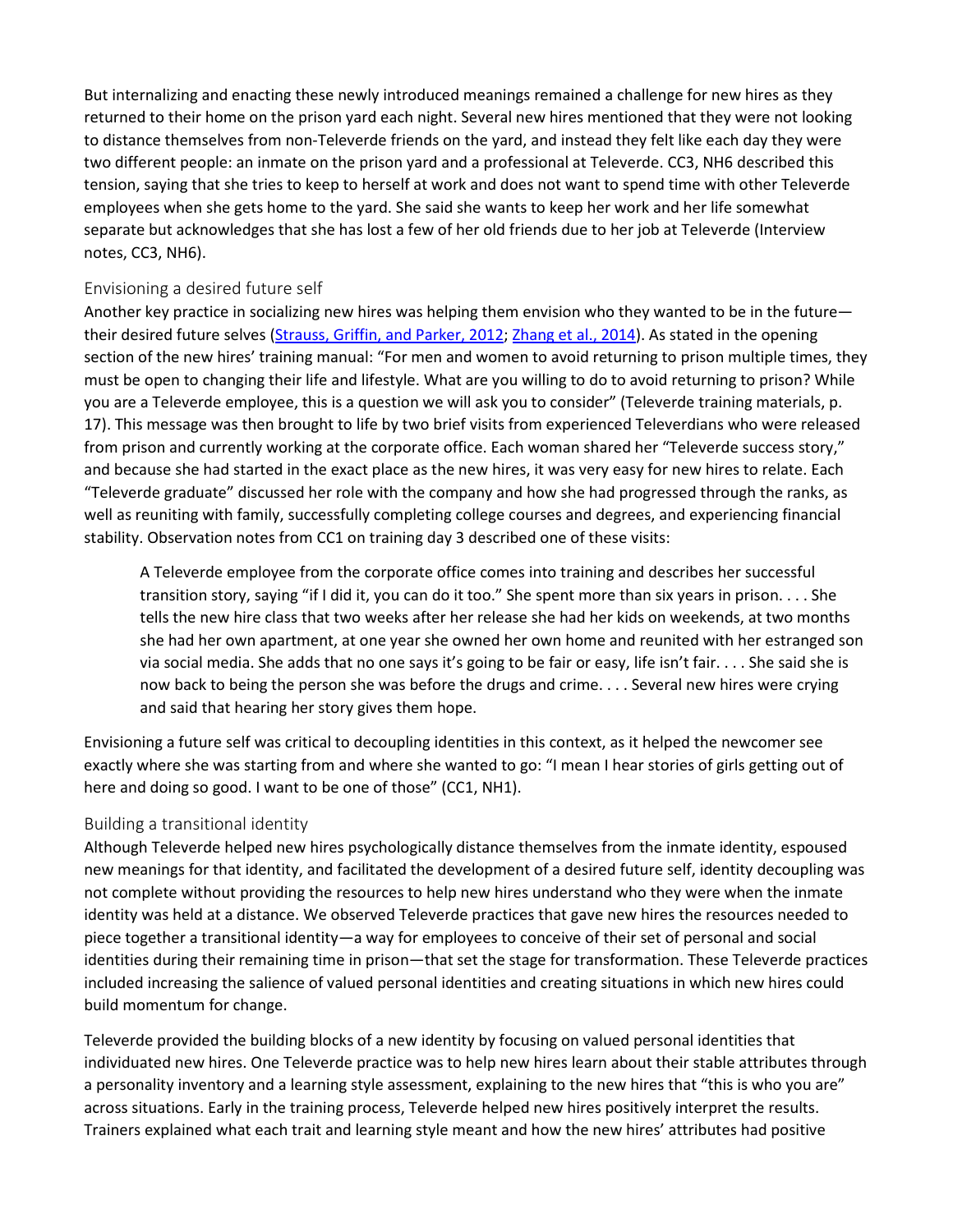But internalizing and enacting these newly introduced meanings remained a challenge for new hires as they returned to their home on the prison yard each night. Several new hires mentioned that they were not looking to distance themselves from non-Televerde friends on the yard, and instead they felt like each day they were two different people: an inmate on the prison yard and a professional at Televerde. CC3, NH6 described this tension, saying that she tries to keep to herself at work and does not want to spend time with other Televerde employees when she gets home to the yard. She said she wants to keep her work and her life somewhat separate but acknowledges that she has lost a few of her old friends due to her job at Televerde (Interview notes, CC3, NH6).

### Envisioning a desired future self

Another key practice in socializing new hires was helping them envision who they wanted to be in the future—their desired future selves (Strauss, Griffin, and Parker, 2012; Zhang et al., 2014). As stated in the opening section of the new hires' training manual: "For men and women to avoid returning to prison multiple times, they must be open to changing their life and lifestyle. What are you willing to do to avoid returning to prison? While you are a Televerde employee, this is a question we will ask you to consider" (Televerde training materials, p. 17). This message was then brought to life by two brief visits from experienced Televerdians who were released from prison and currently working at the corporate office. Each woman shared her "Televerde success story," and because she had started in the exact place as the new hires, it was very easy for new hires to relate. Each "Televerde graduate" discussed her role with the company and how she had progressed through the ranks, as well as reuniting with family, successfully completing college courses and degrees, and experiencing financial stability. Observation notes from CC1 on training day 3 described one of these visits:

> A Televerde employee from the corporate office comes into training and describes her successful transition story, saying "if I did it, you can do it too." She spent more than six years in prison. . . . She tells the new hire class that two weeks after her release she had her kids on weekends, at two months she had her own apartment, at one year she owned her own home and reunited with her estranged son via social media. She adds that no one says it's going to be fair or easy, life isn't fair. . . . She said she is now back to being the person she was before the drugs and crime. . . . Several new hires were crying and said that hearing her story gives them hope.

Envisioning a future self was critical to decoupling identities in this context, as it helped the newcomer see exactly where she was starting from and where she wanted to go: "I mean I hear stories of girls getting out of here and doing so good. I want to be one of those" (CC1, NH1).

### Building a transitional identity

Although Televerde helped new hires psychologically distance themselves from the inmate identity, espoused new meanings for that identity, and facilitated the development of a desired future self, identity decoupling was not complete without providing the resources to help new hires understand who they were when the inmate identity was held at a distance. We observed Televerde practices that gave new hires the resources needed to piece together a transitional identity—a way for employees to conceive of their set of personal and social identities during their remaining time in prison—that set the stage for transformation. These Televerde practices included increasing the salience of valued personal identities and creating situations in which new hires could build momentum for change.

Televerde provided the building blocks of a new identity by focusing on valued personal identities that individuated new hires. One Televerde practice was to help new hires learn about their stable attributes through a personality inventory and a learning style assessment, explaining to the new hires that "this is who you are" across situations. Early in the training process, Televerde helped new hires positively interpret the results. Trainers explained what each trait and learning style meant and how the new hires' attributes had positive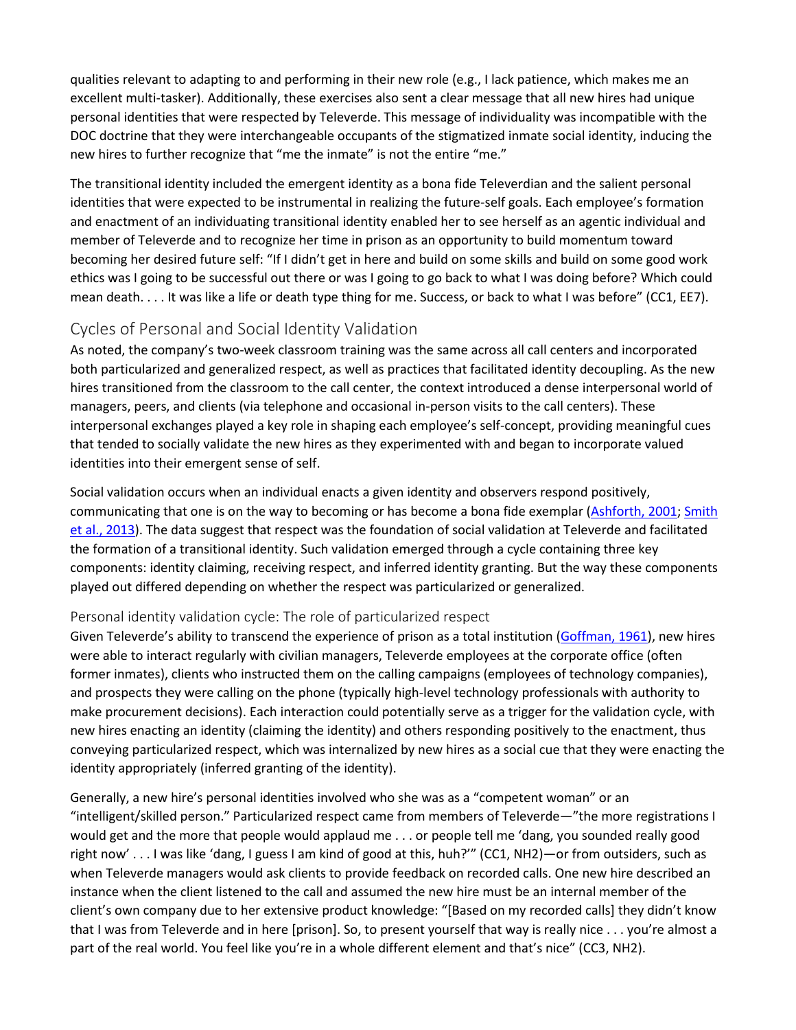qualities relevant to adapting to and performing in their new role (e.g., I lack patience, which makes me an excellent multi-tasker). Additionally, these exercises also sent a clear message that all new hires had unique personal identities that were respected by Televerde. This message of individuality was incompatible with the DOC doctrine that they were interchangeable occupants of the stigmatized inmate social identity, inducing the new hires to further recognize that "me the inmate" is not the entire "me."

The transitional identity included the emergent identity as a bona fide Televerdian and the salient personal identities that were expected to be instrumental in realizing the future-self goals. Each employee's formation and enactment of an individuating transitional identity enabled her to see herself as an agentic individual and member of Televerde and to recognize her time in prison as an opportunity to build momentum toward becoming her desired future self: "If I didn't get in here and build on some skills and build on some good work ethics was I going to be successful out there or was I going to go back to what I was doing before? Which could mean death. . . . It was like a life or death type thing for me. Success, or back to what I was before" (CC1, EE7).

## Cycles of Personal and Social Identity Validation

As noted, the company's two-week classroom training was the same across all call centers and incorporated both particularized and generalized respect, as well as practices that facilitated identity decoupling. As the new hires transitioned from the classroom to the call center, the context introduced a dense interpersonal world of managers, peers, and clients (via telephone and occasional in-person visits to the call centers). These interpersonal exchanges played a key role in shaping each employee's self-concept, providing meaningful cues that tended to socially validate the new hires as they experimented with and began to incorporate valued identities into their emergent sense of self.

Social validation occurs when an individual enacts a given identity and observers respond positively, communicating that one is on the way to becoming or has become a bona fide exemplar (Ashforth, 2001; Smith et al., 2013). The data suggest that respect was the foundation of social validation at Televerde and facilitated the formation of a transitional identity. Such validation emerged through a cycle containing three key components: identity claiming, receiving respect, and inferred identity granting. But the way these components played out differed depending on whether the respect was particularized or generalized.

### Personal identity validation cycle: The role of particularized respect

Given Televerde's ability to transcend the experience of prison as a total institution (Goffman, 1961), new hires were able to interact regularly with civilian managers, Televerde employees at the corporate office (often former inmates), clients who instructed them on the calling campaigns (employees of technology companies), and prospects they were calling on the phone (typically high-level technology professionals with authority to make procurement decisions). Each interaction could potentially serve as a trigger for the validation cycle, with new hires enacting an identity (claiming the identity) and others responding positively to the enactment, thus conveying particularized respect, which was internalized by new hires as a social cue that they were enacting the identity appropriately (inferred granting of the identity).

Generally, a new hire's personal identities involved who she was as a "competent woman" or an "intelligent/skilled person." Particularized respect came from members of Televerde—"the more registrations I would get and the more that people would applaud me . . . or people tell me 'dang, you sounded really good right now' . . . I was like 'dang, I guess I am kind of good at this, huh?'" (CC1, NH2)—or from outsiders, such as when Televerde managers would ask clients to provide feedback on recorded calls. One new hire described an instance when the client listened to the call and assumed the new hire must be an internal member of the client's own company due to her extensive product knowledge: "[Based on my recorded calls] they didn't know that I was from Televerde and in here [prison]. So, to present yourself that way is really nice . . . you're almost a part of the real world. You feel like you're in a whole different element and that's nice" (CC3, NH2).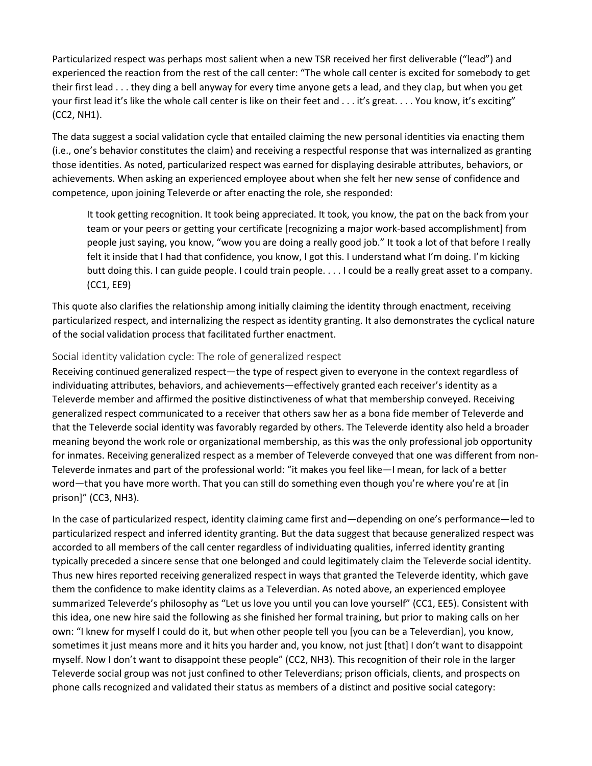Particularized respect was perhaps most salient when a new TSR received her first deliverable ("lead") and experienced the reaction from the rest of the call center: "The whole call center is excited for somebody to get their first lead . . . they ding a bell anyway for every time anyone gets a lead, and they clap, but when you get your first lead it's like the whole call center is like on their feet and . . . it's great. . . . You know, it's exciting" (CC2, NH1).

The data suggest a social validation cycle that entailed claiming the new personal identities via enacting them (i.e., one's behavior constitutes the claim) and receiving a respectful response that was internalized as granting those identities. As noted, particularized respect was earned for displaying desirable attributes, behaviors, or achievements. When asking an experienced employee about when she felt her new sense of confidence and competence, upon joining Televerde or after enacting the role, she responded:

> It took getting recognition. It took being appreciated. It took, you know, the pat on the back from your team or your peers or getting your certificate [recognizing a major work-based accomplishment] from people just saying, you know, "wow you are doing a really good job." It took a lot of that before I really felt it inside that I had that confidence, you know, I got this. I understand what I'm doing. I'm kicking butt doing this. I can guide people. I could train people. . . . I could be a really great asset to a company. (CC1, EE9)

This quote also clarifies the relationship among initially claiming the identity through enactment, receiving particularized respect, and internalizing the respect as identity granting. It also demonstrates the cyclical nature of the social validation process that facilitated further enactment.

## Social identity validation cycle: The role of generalized respect

Receiving continued generalized respect—the type of respect given to everyone in the context regardless of individuating attributes, behaviors, and achievements—effectively granted each receiver's identity as a Televerde member and affirmed the positive distinctiveness of what that membership conveyed. Receiving generalized respect communicated to a receiver that others saw her as a bona fide member of Televerde and that the Televerde social identity was favorably regarded by others. The Televerde identity also held a broader meaning beyond the work role or organizational membership, as this was the only professional job opportunity for inmates. Receiving generalized respect as a member of Televerde conveyed that one was different from non-Televerde inmates and part of the professional world: "it makes you feel like—I mean, for lack of a better word—that you have more worth. That you can still do something even though you're where you're at [in prison]" (CC3, NH3).

In the case of particularized respect, identity claiming came first and—depending on one's performance—led to particularized respect and inferred identity granting. But the data suggest that because generalized respect was accorded to all members of the call center regardless of individuating qualities, inferred identity granting typically preceded a sincere sense that one belonged and could legitimately claim the Televerde social identity. Thus new hires reported receiving generalized respect in ways that granted the Televerde identity, which gave them the confidence to make identity claims as a Televerdian. As noted above, an experienced employee summarized Televerde's philosophy as "Let us love you until you can love yourself" (CC1, EE5). Consistent with this idea, one new hire said the following as she finished her formal training, but prior to making calls on her own: "I knew for myself I could do it, but when other people tell you [you can be a Televerdian], you know, sometimes it just means more and it hits you harder and, you know, not just [that] I don't want to disappoint myself. Now I don't want to disappoint these people" (CC2, NH3). This recognition of their role in the larger Televerde social group was not just confined to other Televerdians; prison officials, clients, and prospects on phone calls recognized and validated their status as members of a distinct and positive social category: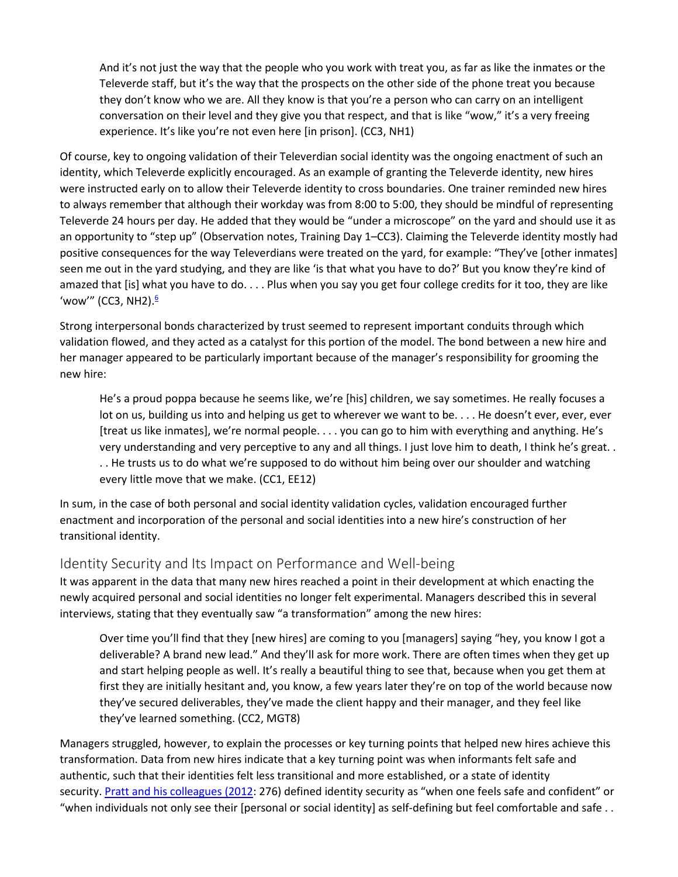> And it's not just the way that the people who you work with treat you, as far as like the inmates or the Televerde staff, but it's the way that the prospects on the other side of the phone treat you because they don't know who we are. All they know is that you're a person who can carry on an intelligent conversation on their level and they give you that respect, and that is like "wow," it's a very freeing experience. It's like you're not even here [in prison]. (CC3, NH1)

Of course, key to ongoing validation of their Televerdian social identity was the ongoing enactment of such an identity, which Televerde explicitly encouraged. As an example of granting the Televerde identity, new hires were instructed early on to allow their Televerde identity to cross boundaries. One trainer reminded new hires to always remember that although their workday was from 8:00 to 5:00, they should be mindful of representing Televerde 24 hours per day. He added that they would be "under a microscope" on the yard and should use it as an opportunity to "step up" (Observation notes, Training Day 1–CC3). Claiming the Televerde identity mostly had positive consequences for the way Televerdians were treated on the yard, for example: "They've [other inmates] seen me out in the yard studying, and they are like 'is that what you have to do?' But you know they're kind of amazed that [is] what you have to do. . . . Plus when you say you get four college credits for it too, they are like 'wow'" (CC3, NH2).[6]

Strong interpersonal bonds characterized by trust seemed to represent important conduits through which validation flowed, and they acted as a catalyst for this portion of the model. The bond between a new hire and her manager appeared to be particularly important because of the manager's responsibility for grooming the new hire:

> He's a proud poppa because he seems like, we're [his] children, we say sometimes. He really focuses a lot on us, building us into and helping us get to wherever we want to be. . . . He doesn't ever, ever, ever [treat us like inmates], we're normal people. . . . you can go to him with everything and anything. He's very understanding and very perceptive to any and all things. I just love him to death, I think he's great. . . . He trusts us to do what we're supposed to do without him being over our shoulder and watching every little move that we make. (CC1, EE12)

In sum, in the case of both personal and social identity validation cycles, validation encouraged further enactment and incorporation of the personal and social identities into a new hire's construction of her transitional identity.

## Identity Security and Its Impact on Performance and Well-being

It was apparent in the data that many new hires reached a point in their development at which enacting the newly acquired personal and social identities no longer felt experimental. Managers described this in several interviews, stating that they eventually saw "a transformation" among the new hires:

> Over time you'll find that they [new hires] are coming to you [managers] saying "hey, you know I got a deliverable? A brand new lead." And they'll ask for more work. There are often times when they get up and start helping people as well. It's really a beautiful thing to see that, because when you get them at first they are initially hesitant and, you know, a few years later they're on top of the world because now they've secured deliverables, they've made the client happy and their manager, and they feel like they've learned something. (CC2, MGT8)

Managers struggled, however, to explain the processes or key turning points that helped new hires achieve this transformation. Data from new hires indicate that a key turning point was when informants felt safe and authentic, such that their identities felt less transitional and more established, or a state of identity security. Pratt and his colleagues (2012: 276) defined identity security as "when one feels safe and confident" or "when individuals not only see their [personal or social identity] as self-defining but feel comfortable and safe . .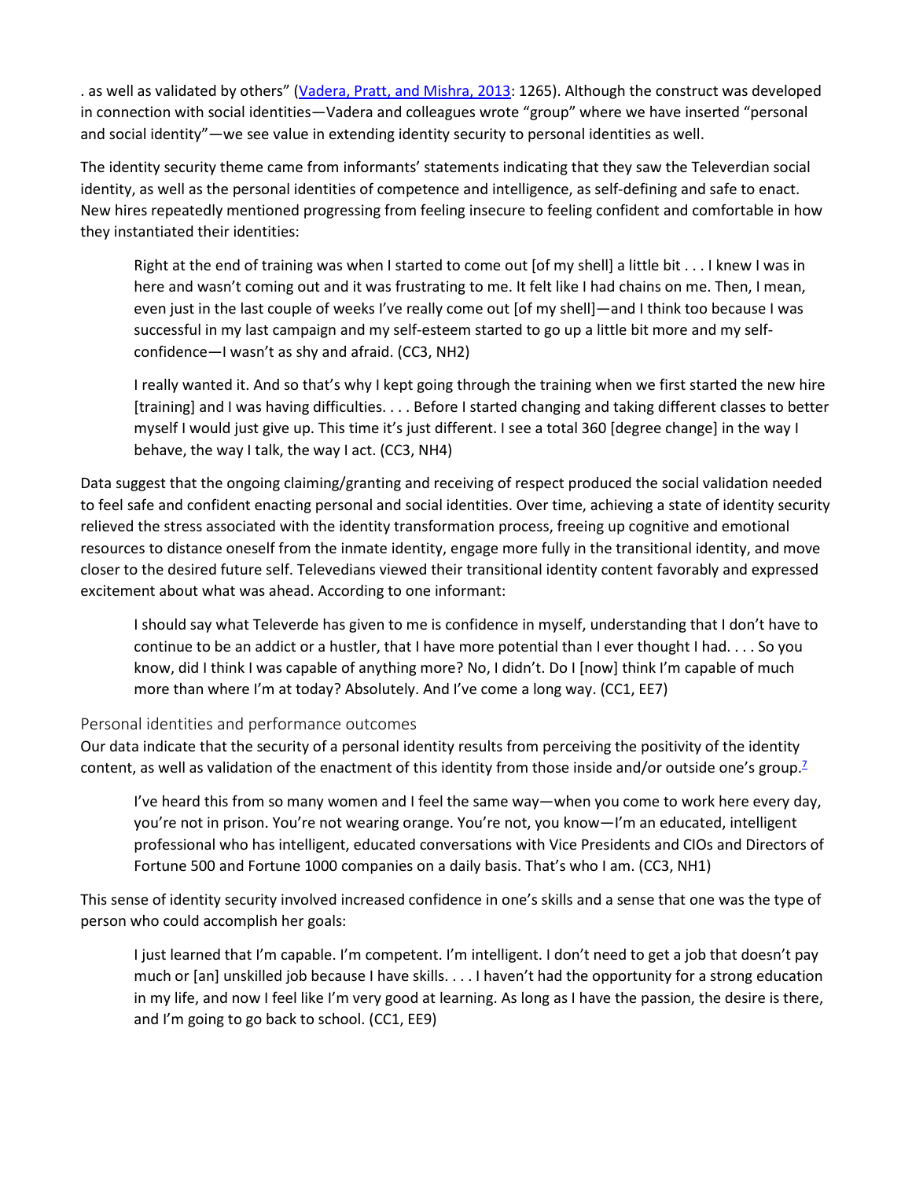. as well as validated by others" (Vadera, Pratt, and Mishra, 2013: 1265). Although the construct was developed in connection with social identities—Vadera and colleagues wrote "group" where we have inserted "personal and social identity"—we see value in extending identity security to personal identities as well.

The identity security theme came from informants' statements indicating that they saw the Televerdian social identity, as well as the personal identities of competence and intelligence, as self-defining and safe to enact. New hires repeatedly mentioned progressing from feeling insecure to feeling confident and comfortable in how they instantiated their identities:

> Right at the end of training was when I started to come out [of my shell] a little bit . . . I knew I was in here and wasn't coming out and it was frustrating to me. It felt like I had chains on me. Then, I mean, even just in the last couple of weeks I've really come out [of my shell]—and I think too because I was successful in my last campaign and my self-esteem started to go up a little bit more and my self-confidence—I wasn't as shy and afraid. (CC3, NH2)

> I really wanted it. And so that's why I kept going through the training when we first started the new hire [training] and I was having difficulties. . . . Before I started changing and taking different classes to better myself I would just give up. This time it's just different. I see a total 360 [degree change] in the way I behave, the way I talk, the way I act. (CC3, NH4)

Data suggest that the ongoing claiming/granting and receiving of respect produced the social validation needed to feel safe and confident enacting personal and social identities. Over time, achieving a state of identity security relieved the stress associated with the identity transformation process, freeing up cognitive and emotional resources to distance oneself from the inmate identity, engage more fully in the transitional identity, and move closer to the desired future self. Televedians viewed their transitional identity content favorably and expressed excitement about what was ahead. According to one informant:

> I should say what Televerde has given to me is confidence in myself, understanding that I don't have to continue to be an addict or a hustler, that I have more potential than I ever thought I had. . . . So you know, did I think I was capable of anything more? No, I didn't. Do I [now] think I'm capable of much more than where I'm at today? Absolutely. And I've come a long way. (CC1, EE7)

### Personal identities and performance outcomes

Our data indicate that the security of a personal identity results from perceiving the positivity of the identity content, as well as validation of the enactment of this identity from those inside and/or outside one's group.[7]

> I've heard this from so many women and I feel the same way—when you come to work here every day, you're not in prison. You're not wearing orange. You're not, you know—I'm an educated, intelligent professional who has intelligent, educated conversations with Vice Presidents and CIOs and Directors of Fortune 500 and Fortune 1000 companies on a daily basis. That's who I am. (CC3, NH1)

This sense of identity security involved increased confidence in one's skills and a sense that one was the type of person who could accomplish her goals:

> I just learned that I'm capable. I'm competent. I'm intelligent. I don't need to get a job that doesn't pay much or [an] unskilled job because I have skills. . . . I haven't had the opportunity for a strong education in my life, and now I feel like I'm very good at learning. As long as I have the passion, the desire is there, and I'm going to go back to school. (CC1, EE9)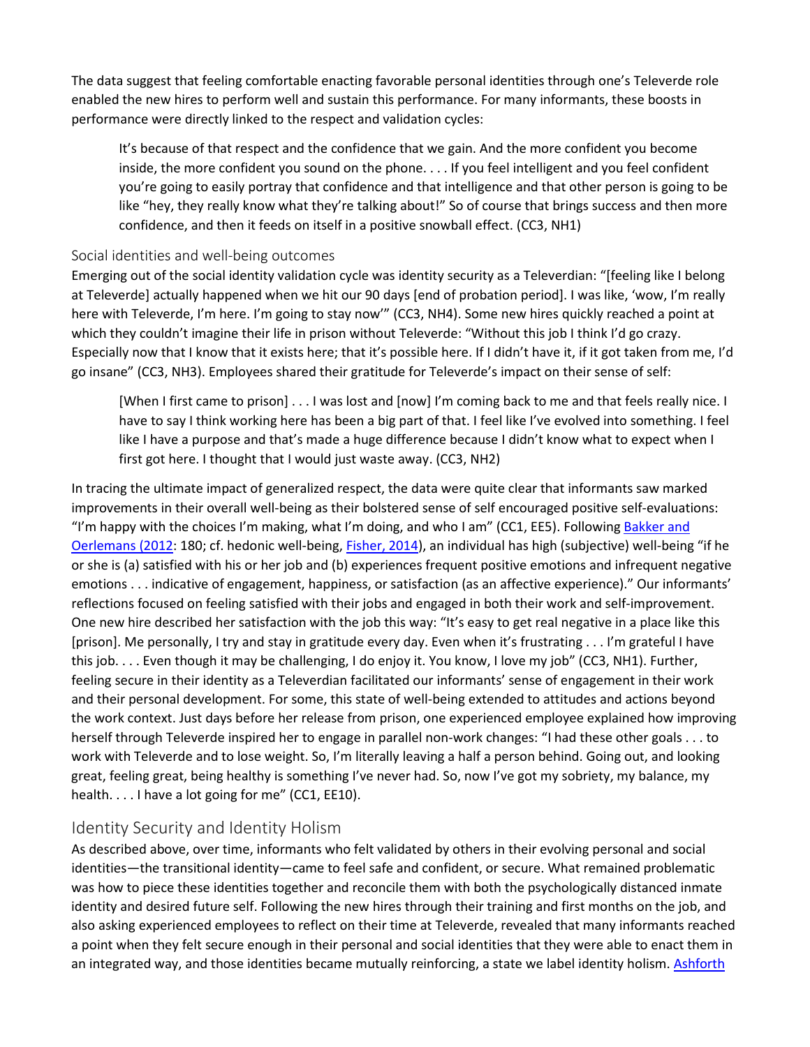The data suggest that feeling comfortable enacting favorable personal identities through one's Televerde role enabled the new hires to perform well and sustain this performance. For many informants, these boosts in performance were directly linked to the respect and validation cycles:

> It's because of that respect and the confidence that we gain. And the more confident you become inside, the more confident you sound on the phone. . . . If you feel intelligent and you feel confident you're going to easily portray that confidence and that intelligence and that other person is going to be like "hey, they really know what they're talking about!" So of course that brings success and then more confidence, and then it feeds on itself in a positive snowball effect. (CC3, NH1)

### Social identities and well-being outcomes

Emerging out of the social identity validation cycle was identity security as a Televerdian: "[feeling like I belong at Televerde] actually happened when we hit our 90 days [end of probation period]. I was like, 'wow, I'm really here with Televerde, I'm here. I'm going to stay now'" (CC3, NH4). Some new hires quickly reached a point at which they couldn't imagine their life in prison without Televerde: "Without this job I think I'd go crazy. Especially now that I know that it exists here; that it's possible here. If I didn't have it, if it got taken from me, I'd go insane" (CC3, NH3). Employees shared their gratitude for Televerde's impact on their sense of self:

> [When I first came to prison] . . . I was lost and [now] I'm coming back to me and that feels really nice. I have to say I think working here has been a big part of that. I feel like I've evolved into something. I feel like I have a purpose and that's made a huge difference because I didn't know what to expect when I first got here. I thought that I would just waste away. (CC3, NH2)

In tracing the ultimate impact of generalized respect, the data were quite clear that informants saw marked improvements in their overall well-being as their bolstered sense of self encouraged positive self-evaluations: "I'm happy with the choices I'm making, what I'm doing, and who I am" (CC1, EE5). Following Bakker and Oerlemans (2012: 180; cf. hedonic well-being, Fisher, 2014), an individual has high (subjective) well-being "if he or she is (a) satisfied with his or her job and (b) experiences frequent positive emotions and infrequent negative emotions . . . indicative of engagement, happiness, or satisfaction (as an affective experience)." Our informants' reflections focused on feeling satisfied with their jobs and engaged in both their work and self-improvement. One new hire described her satisfaction with the job this way: "It's easy to get real negative in a place like this [prison]. Me personally, I try and stay in gratitude every day. Even when it's frustrating . . . I'm grateful I have this job. . . . Even though it may be challenging, I do enjoy it. You know, I love my job" (CC3, NH1). Further, feeling secure in their identity as a Televerdian facilitated our informants' sense of engagement in their work and their personal development. For some, this state of well-being extended to attitudes and actions beyond the work context. Just days before her release from prison, one experienced employee explained how improving herself through Televerde inspired her to engage in parallel non-work changes: "I had these other goals . . . to work with Televerde and to lose weight. So, I'm literally leaving a half a person behind. Going out, and looking great, feeling great, being healthy is something I've never had. So, now I've got my sobriety, my balance, my health. . . . I have a lot going for me" (CC1, EE10).

## Identity Security and Identity Holism

As described above, over time, informants who felt validated by others in their evolving personal and social identities—the transitional identity—came to feel safe and confident, or secure. What remained problematic was how to piece these identities together and reconcile them with both the psychologically distanced inmate identity and desired future self. Following the new hires through their training and first months on the job, and also asking experienced employees to reflect on their time at Televerde, revealed that many informants reached a point when they felt secure enough in their personal and social identities that they were able to enact them in an integrated way, and those identities became mutually reinforcing, a state we label identity holism. Ashforth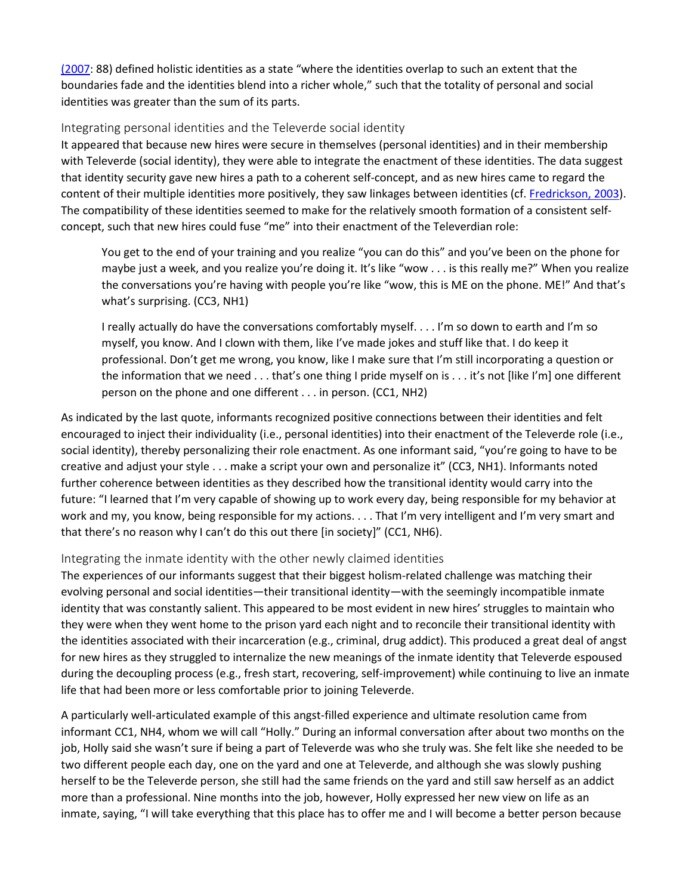(2007: 88) defined holistic identities as a state "where the identities overlap to such an extent that the boundaries fade and the identities blend into a richer whole," such that the totality of personal and social identities was greater than the sum of its parts.

### Integrating personal identities and the Televerde social identity

It appeared that because new hires were secure in themselves (personal identities) and in their membership with Televerde (social identity), they were able to integrate the enactment of these identities. The data suggest that identity security gave new hires a path to a coherent self-concept, and as new hires came to regard the content of their multiple identities more positively, they saw linkages between identities (cf. Fredrickson, 2003). The compatibility of these identities seemed to make for the relatively smooth formation of a consistent self-concept, such that new hires could fuse "me" into their enactment of the Televerdian role:

> You get to the end of your training and you realize "you can do this" and you've been on the phone for maybe just a week, and you realize you're doing it. It's like "wow . . . is this really me?" When you realize the conversations you're having with people you're like "wow, this is ME on the phone. ME!" And that's what's surprising. (CC3, NH1)

> I really actually do have the conversations comfortably myself. . . . I'm so down to earth and I'm so myself, you know. And I clown with them, like I've made jokes and stuff like that. I do keep it professional. Don't get me wrong, you know, like I make sure that I'm still incorporating a question or the information that we need . . . that's one thing I pride myself on is . . . it's not [like I'm] one different person on the phone and one different . . . in person. (CC1, NH2)

As indicated by the last quote, informants recognized positive connections between their identities and felt encouraged to inject their individuality (i.e., personal identities) into their enactment of the Televerde role (i.e., social identity), thereby personalizing their role enactment. As one informant said, "you're going to have to be creative and adjust your style . . . make a script your own and personalize it" (CC3, NH1). Informants noted further coherence between identities as they described how the transitional identity would carry into the future: "I learned that I'm very capable of showing up to work every day, being responsible for my behavior at work and my, you know, being responsible for my actions. . . . That I'm very intelligent and I'm very smart and that there's no reason why I can't do this out there [in society]" (CC1, NH6).

### Integrating the inmate identity with the other newly claimed identities

The experiences of our informants suggest that their biggest holism-related challenge was matching their evolving personal and social identities—their transitional identity—with the seemingly incompatible inmate identity that was constantly salient. This appeared to be most evident in new hires' struggles to maintain who they were when they went home to the prison yard each night and to reconcile their transitional identity with the identities associated with their incarceration (e.g., criminal, drug addict). This produced a great deal of angst for new hires as they struggled to internalize the new meanings of the inmate identity that Televerde espoused during the decoupling process (e.g., fresh start, recovering, self-improvement) while continuing to live an inmate life that had been more or less comfortable prior to joining Televerde.

A particularly well-articulated example of this angst-filled experience and ultimate resolution came from informant CC1, NH4, whom we will call "Holly." During an informal conversation after about two months on the job, Holly said she wasn't sure if being a part of Televerde was who she truly was. She felt like she needed to be two different people each day, one on the yard and one at Televerde, and although she was slowly pushing herself to be the Televerde person, she still had the same friends on the yard and still saw herself as an addict more than a professional. Nine months into the job, however, Holly expressed her new view on life as an inmate, saying, "I will take everything that this place has to offer me and I will become a better person because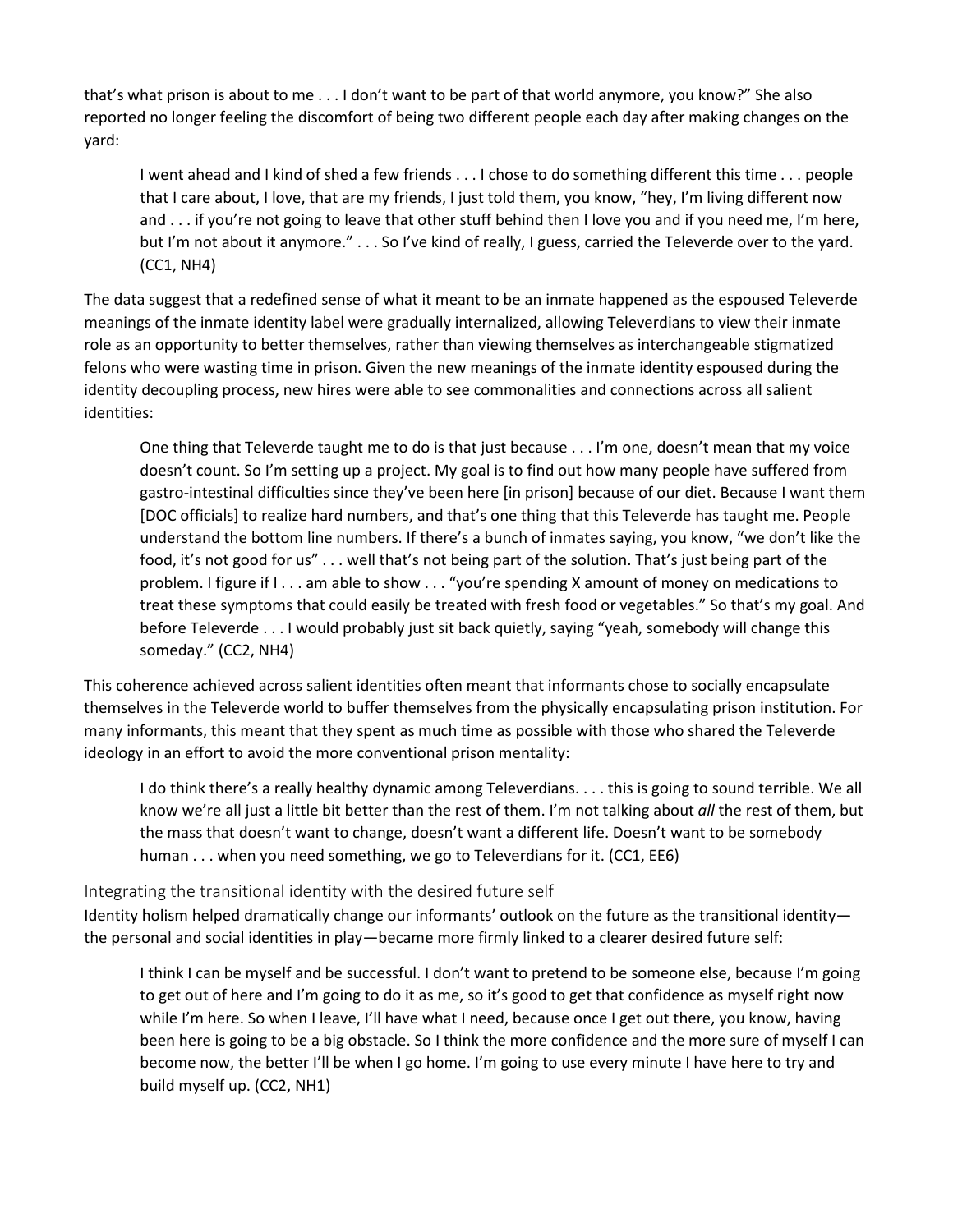that's what prison is about to me . . . I don't want to be part of that world anymore, you know?" She also reported no longer feeling the discomfort of being two different people each day after making changes on the yard:

> I went ahead and I kind of shed a few friends . . . I chose to do something different this time . . . people that I care about, I love, that are my friends, I just told them, you know, "hey, I'm living different now and . . . if you're not going to leave that other stuff behind then I love you and if you need me, I'm here, but I'm not about it anymore." . . . So I've kind of really, I guess, carried the Televerde over to the yard. (CC1, NH4)

The data suggest that a redefined sense of what it meant to be an inmate happened as the espoused Televerde meanings of the inmate identity label were gradually internalized, allowing Televerdians to view their inmate role as an opportunity to better themselves, rather than viewing themselves as interchangeable stigmatized felons who were wasting time in prison. Given the new meanings of the inmate identity espoused during the identity decoupling process, new hires were able to see commonalities and connections across all salient identities:

> One thing that Televerde taught me to do is that just because . . . I'm one, doesn't mean that my voice doesn't count. So I'm setting up a project. My goal is to find out how many people have suffered from gastro-intestinal difficulties since they've been here [in prison] because of our diet. Because I want them [DOC officials] to realize hard numbers, and that's one thing that this Televerde has taught me. People understand the bottom line numbers. If there's a bunch of inmates saying, you know, "we don't like the food, it's not good for us" . . . well that's not being part of the solution. That's just being part of the problem. I figure if I . . . am able to show . . . "you're spending X amount of money on medications to treat these symptoms that could easily be treated with fresh food or vegetables." So that's my goal. And before Televerde . . . I would probably just sit back quietly, saying "yeah, somebody will change this someday." (CC2, NH4)

This coherence achieved across salient identities often meant that informants chose to socially encapsulate themselves in the Televerde world to buffer themselves from the physically encapsulating prison institution. For many informants, this meant that they spent as much time as possible with those who shared the Televerde ideology in an effort to avoid the more conventional prison mentality:

> I do think there's a really healthy dynamic among Televerdians. . . . this is going to sound terrible. We all know we're all just a little bit better than the rest of them. I'm not talking about *all* the rest of them, but the mass that doesn't want to change, doesn't want a different life. Doesn't want to be somebody human . . . when you need something, we go to Televerdians for it. (CC1, EE6)

### Integrating the transitional identity with the desired future self

Identity holism helped dramatically change our informants' outlook on the future as the transitional identity—the personal and social identities in play—became more firmly linked to a clearer desired future self:

> I think I can be myself and be successful. I don't want to pretend to be someone else, because I'm going to get out of here and I'm going to do it as me, so it's good to get that confidence as myself right now while I'm here. So when I leave, I'll have what I need, because once I get out there, you know, having been here is going to be a big obstacle. So I think the more confidence and the more sure of myself I can become now, the better I'll be when I go home. I'm going to use every minute I have here to try and build myself up. (CC2, NH1)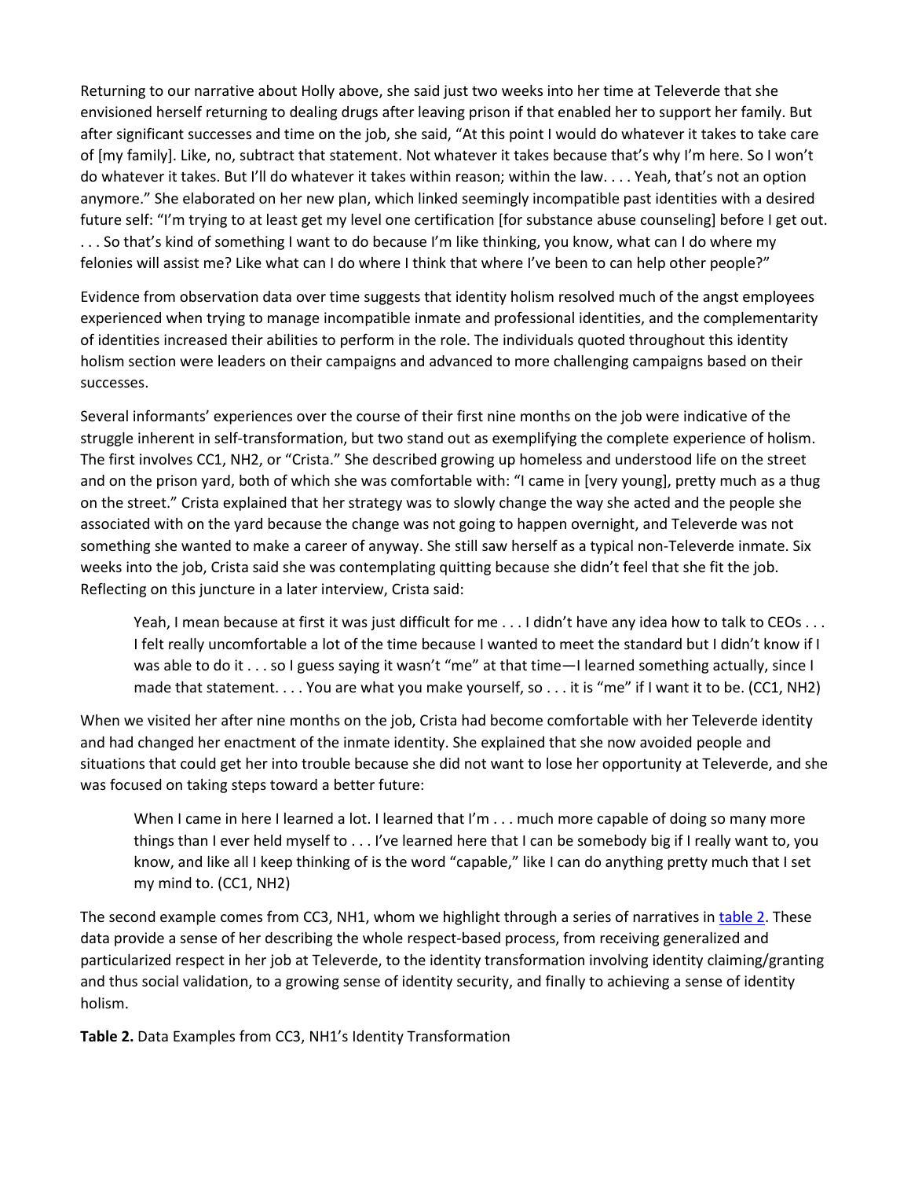Returning to our narrative about Holly above, she said just two weeks into her time at Televerde that she envisioned herself returning to dealing drugs after leaving prison if that enabled her to support her family. But after significant successes and time on the job, she said, "At this point I would do whatever it takes to take care of [my family]. Like, no, subtract that statement. Not whatever it takes because that's why I'm here. So I won't do whatever it takes. But I'll do whatever it takes within reason; within the law. . . . Yeah, that's not an option anymore." She elaborated on her new plan, which linked seemingly incompatible past identities with a desired future self: "I'm trying to at least get my level one certification [for substance abuse counseling] before I get out. . . . So that's kind of something I want to do because I'm like thinking, you know, what can I do where my felonies will assist me? Like what can I do where I think that where I've been to can help other people?"

Evidence from observation data over time suggests that identity holism resolved much of the angst employees experienced when trying to manage incompatible inmate and professional identities, and the complementarity of identities increased their abilities to perform in the role. The individuals quoted throughout this identity holism section were leaders on their campaigns and advanced to more challenging campaigns based on their successes.

Several informants' experiences over the course of their first nine months on the job were indicative of the struggle inherent in self-transformation, but two stand out as exemplifying the complete experience of holism. The first involves CC1, NH2, or "Crista." She described growing up homeless and understood life on the street and on the prison yard, both of which she was comfortable with: "I came in [very young], pretty much as a thug on the street." Crista explained that her strategy was to slowly change the way she acted and the people she associated with on the yard because the change was not going to happen overnight, and Televerde was not something she wanted to make a career of anyway. She still saw herself as a typical non-Televerde inmate. Six weeks into the job, Crista said she was contemplating quitting because she didn't feel that she fit the job. Reflecting on this juncture in a later interview, Crista said:

> Yeah, I mean because at first it was just difficult for me . . . I didn't have any idea how to talk to CEOs . . . I felt really uncomfortable a lot of the time because I wanted to meet the standard but I didn't know if I was able to do it . . . so I guess saying it wasn't "me" at that time—I learned something actually, since I made that statement. . . . You are what you make yourself, so . . . it is "me" if I want it to be. (CC1, NH2)

When we visited her after nine months on the job, Crista had become comfortable with her Televerde identity and had changed her enactment of the inmate identity. She explained that she now avoided people and situations that could get her into trouble because she did not want to lose her opportunity at Televerde, and she was focused on taking steps toward a better future:

> When I came in here I learned a lot. I learned that I'm . . . much more capable of doing so many more things than I ever held myself to . . . I've learned here that I can be somebody big if I really want to, you know, and like all I keep thinking of is the word "capable," like I can do anything pretty much that I set my mind to. (CC1, NH2)

The second example comes from CC3, NH1, whom we highlight through a series of narratives in table 2. These data provide a sense of her describing the whole respect-based process, from receiving generalized and particularized respect in her job at Televerde, to the identity transformation involving identity claiming/granting and thus social validation, to a growing sense of identity security, and finally to achieving a sense of identity holism.

**Table 2.** Data Examples from CC3, NH1's Identity Transformation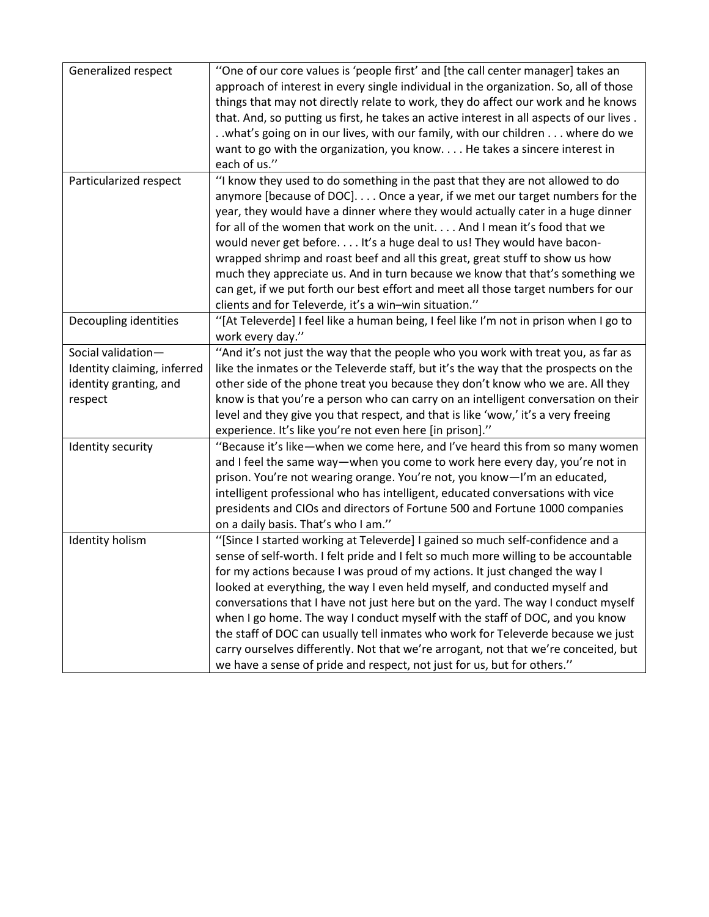| | |
|---|---|
| Generalized respect | ''One of our core values is 'people first' and [the call center manager] takes an approach of interest in every single individual in the organization. So, all of those things that may not directly relate to work, they do affect our work and he knows that. And, so putting us first, he takes an active interest in all aspects of our lives . . .what's going on in our lives, with our family, with our children . . . where do we want to go with the organization, you know. . . . He takes a sincere interest in each of us.'' |
| Particularized respect | ''I know they used to do something in the past that they are not allowed to do anymore [because of DOC]. . . . Once a year, if we met our target numbers for the year, they would have a dinner where they would actually cater in a huge dinner for all of the women that work on the unit. . . . And I mean it's food that we would never get before. . . . It's a huge deal to us! They would have bacon-wrapped shrimp and roast beef and all this great, great stuff to show us how much they appreciate us. And in turn because we know that that's something we can get, if we put forth our best effort and meet all those target numbers for our clients and for Televerde, it's a win–win situation.'' |
| Decoupling identities | ''[At Televerde] I feel like a human being, I feel like I'm not in prison when I go to work every day.'' |
| Social validation—Identity claiming, inferred identity granting, and respect | ''And it's not just the way that the people who you work with treat you, as far as like the inmates or the Televerde staff, but it's the way that the prospects on the other side of the phone treat you because they don't know who we are. All they know is that you're a person who can carry on an intelligent conversation on their level and they give you that respect, and that is like 'wow,' it's a very freeing experience. It's like you're not even here [in prison].'' |
| Identity security | ''Because it's like—when we come here, and I've heard this from so many women and I feel the same way—when you come to work here every day, you're not in prison. You're not wearing orange. You're not, you know—I'm an educated, intelligent professional who has intelligent, educated conversations with vice presidents and CIOs and directors of Fortune 500 and Fortune 1000 companies on a daily basis. That's who I am.'' |
| Identity holism | ''[Since I started working at Televerde] I gained so much self-confidence and a sense of self-worth. I felt pride and I felt so much more willing to be accountable for my actions because I was proud of my actions. It just changed the way I looked at everything, the way I even held myself, and conducted myself and conversations that I have not just here but on the yard. The way I conduct myself when I go home. The way I conduct myself with the staff of DOC, and you know the staff of DOC can usually tell inmates who work for Televerde because we just carry ourselves differently. Not that we're arrogant, not that we're conceited, but we have a sense of pride and respect, not just for us, but for others.'' |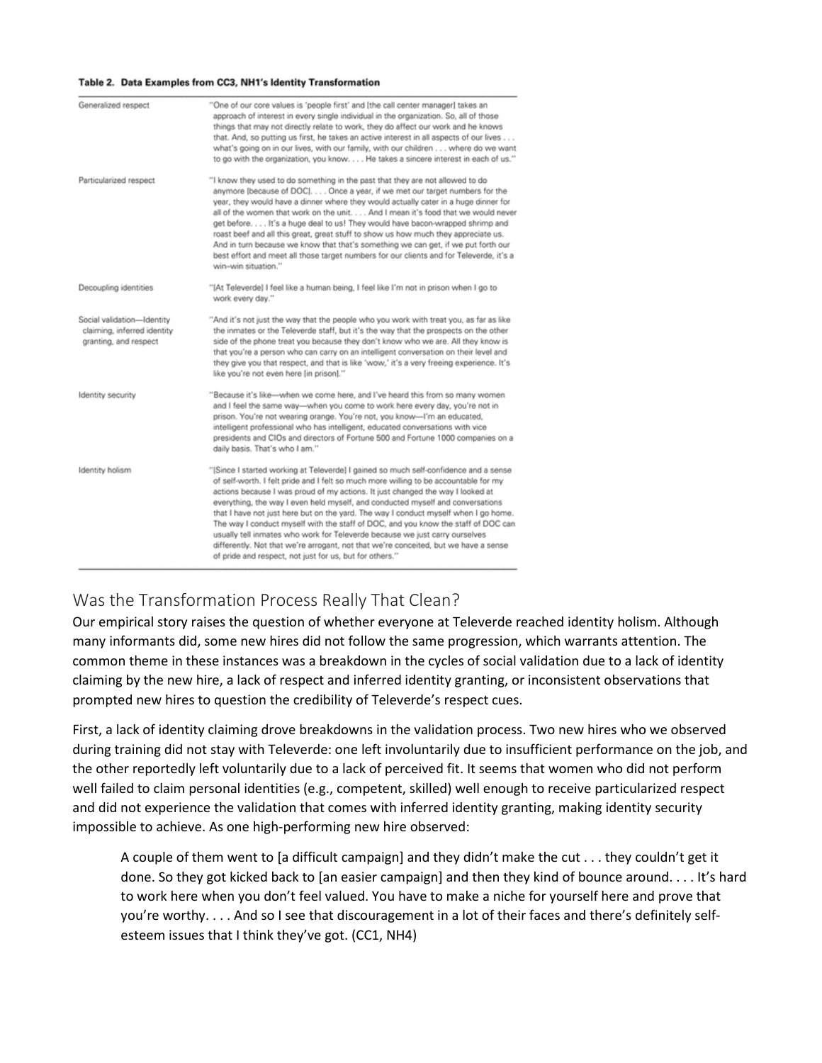**Table 2. Data Examples from CC3, NH1's Identity Transformation**

| | |
|---|---|
| Generalized respect | "One of our core values is 'people first' and [the call center manager] takes an approach of interest in every single individual in the organization. So, all of those things that may not directly relate to work, they do affect our work and he knows that. And, so putting us first, he takes an active interest in all aspects of our lives . . . what's going on in our lives, with our family, with our children . . . where do we want to go with the organization, you know. . . . He takes a sincere interest in each of us." |
| Particularized respect | "I know they used to do something in the past that they are not allowed to do anymore [because of DOC]. . . . Once a year, if we met our target numbers for the year, they would have a dinner where they would actually cater in a huge dinner for all of the women that work on the unit. . . . And I mean it's food that we would never get before. . . . It's a huge deal to us! They would have bacon-wrapped shrimp and roast beef and all this great, great stuff to show us how much they appreciate us. And in turn because we know that that's something we can get, if we put forth our best effort and meet all those target numbers for our clients and for Televerde, it's a win–win situation." |
| Decoupling identities | "[At Televerde] I feel like a human being, I feel like I'm not in prison when I go to work every day." |
| Social validation—Identity claiming, inferred identity granting, and respect | "And it's not just the way that the people who you work with treat you, as far as like the inmates or the Televerde staff, but it's the way that the prospects on the other side of the phone treat you because they don't know who we are. All they know is that you're a person who can carry on an intelligent conversation on their level and they give you that respect, and that is like 'wow,' it's a very freeing experience. It's like you're not even here [in prison]." |
| Identity security | "Because it's like—when we come here, and I've heard this from so many women and I feel the same way—when you come to work here every day, you're not in prison. You're not wearing orange. You're not, you know—I'm an educated, intelligent professional who has intelligent, educated conversations with vice presidents and CIOs and directors of Fortune 500 and Fortune 1000 companies on a daily basis. That's who I am." |
| Identity holism | "[Since I started working at Televerde] I gained so much self-confidence and a sense of self-worth. I felt pride and I felt so much more willing to be accountable for my actions because I was proud of my actions. It just changed the way I looked at everything, the way I even held myself, and conducted myself and conversations that I have not just here but on the yard. The way I conduct myself when I go home. The way I conduct myself with the staff of DOC, and you know the staff of DOC can usually tell inmates who work for Televerde because we just carry ourselves differently. Not that we're arrogant, not that we're conceited, but we have a sense of pride and respect, not just for us, but for others." |

## Was the Transformation Process Really That Clean?

Our empirical story raises the question of whether everyone at Televerde reached identity holism. Although many informants did, some new hires did not follow the same progression, which warrants attention. The common theme in these instances was a breakdown in the cycles of social validation due to a lack of identity claiming by the new hire, a lack of respect and inferred identity granting, or inconsistent observations that prompted new hires to question the credibility of Televerde's respect cues.

First, a lack of identity claiming drove breakdowns in the validation process. Two new hires who we observed during training did not stay with Televerde: one left involuntarily due to insufficient performance on the job, and the other reportedly left voluntarily due to a lack of perceived fit. It seems that women who did not perform well failed to claim personal identities (e.g., competent, skilled) well enough to receive particularized respect and did not experience the validation that comes with inferred identity granting, making identity security impossible to achieve. As one high-performing new hire observed:

> A couple of them went to [a difficult campaign] and they didn't make the cut . . . they couldn't get it done. So they got kicked back to [an easier campaign] and then they kind of bounce around. . . . It's hard to work here when you don't feel valued. You have to make a niche for yourself here and prove that you're worthy. . . . And so I see that discouragement in a lot of their faces and there's definitely self-esteem issues that I think they've got. (CC1, NH4)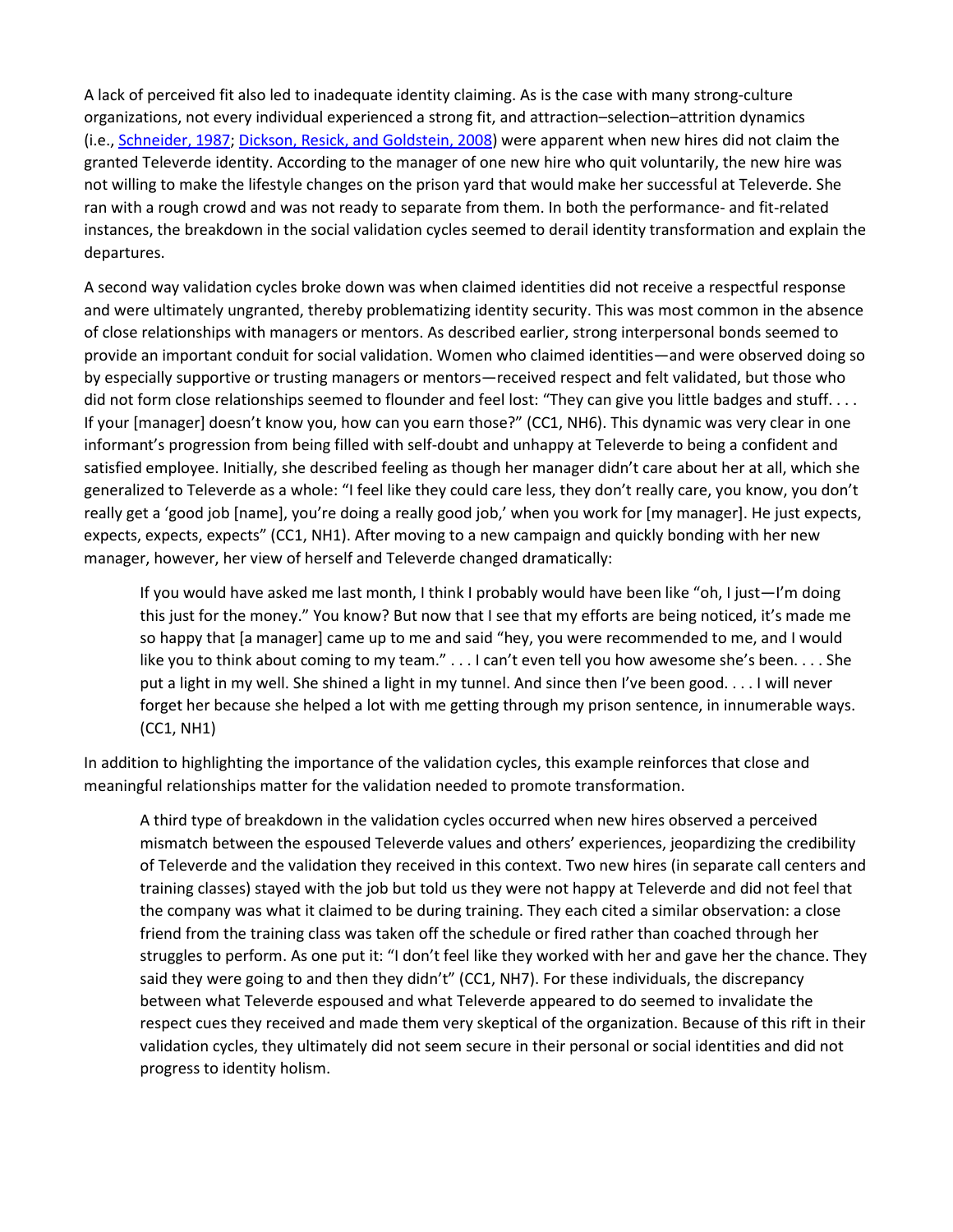A lack of perceived fit also led to inadequate identity claiming. As is the case with many strong-culture organizations, not every individual experienced a strong fit, and attraction–selection–attrition dynamics (i.e., Schneider, 1987; Dickson, Resick, and Goldstein, 2008) were apparent when new hires did not claim the granted Televerde identity. According to the manager of one new hire who quit voluntarily, the new hire was not willing to make the lifestyle changes on the prison yard that would make her successful at Televerde. She ran with a rough crowd and was not ready to separate from them. In both the performance- and fit-related instances, the breakdown in the social validation cycles seemed to derail identity transformation and explain the departures.

A second way validation cycles broke down was when claimed identities did not receive a respectful response and were ultimately ungranted, thereby problematizing identity security. This was most common in the absence of close relationships with managers or mentors. As described earlier, strong interpersonal bonds seemed to provide an important conduit for social validation. Women who claimed identities—and were observed doing so by especially supportive or trusting managers or mentors—received respect and felt validated, but those who did not form close relationships seemed to flounder and feel lost: "They can give you little badges and stuff. . . . If your [manager] doesn't know you, how can you earn those?" (CC1, NH6). This dynamic was very clear in one informant's progression from being filled with self-doubt and unhappy at Televerde to being a confident and satisfied employee. Initially, she described feeling as though her manager didn't care about her at all, which she generalized to Televerde as a whole: "I feel like they could care less, they don't really care, you know, you don't really get a 'good job [name], you're doing a really good job,' when you work for [my manager]. He just expects, expects, expects, expects" (CC1, NH1). After moving to a new campaign and quickly bonding with her new manager, however, her view of herself and Televerde changed dramatically:

> If you would have asked me last month, I think I probably would have been like "oh, I just—I'm doing this just for the money." You know? But now that I see that my efforts are being noticed, it's made me so happy that [a manager] came up to me and said "hey, you were recommended to me, and I would like you to think about coming to my team." . . . I can't even tell you how awesome she's been. . . . She put a light in my well. She shined a light in my tunnel. And since then I've been good. . . . I will never forget her because she helped a lot with me getting through my prison sentence, in innumerable ways. (CC1, NH1)

In addition to highlighting the importance of the validation cycles, this example reinforces that close and meaningful relationships matter for the validation needed to promote transformation.

> A third type of breakdown in the validation cycles occurred when new hires observed a perceived mismatch between the espoused Televerde values and others' experiences, jeopardizing the credibility of Televerde and the validation they received in this context. Two new hires (in separate call centers and training classes) stayed with the job but told us they were not happy at Televerde and did not feel that the company was what it claimed to be during training. They each cited a similar observation: a close friend from the training class was taken off the schedule or fired rather than coached through her struggles to perform. As one put it: "I don't feel like they worked with her and gave her the chance. They said they were going to and then they didn't" (CC1, NH7). For these individuals, the discrepancy between what Televerde espoused and what Televerde appeared to do seemed to invalidate the respect cues they received and made them very skeptical of the organization. Because of this rift in their validation cycles, they ultimately did not seem secure in their personal or social identities and did not progress to identity holism.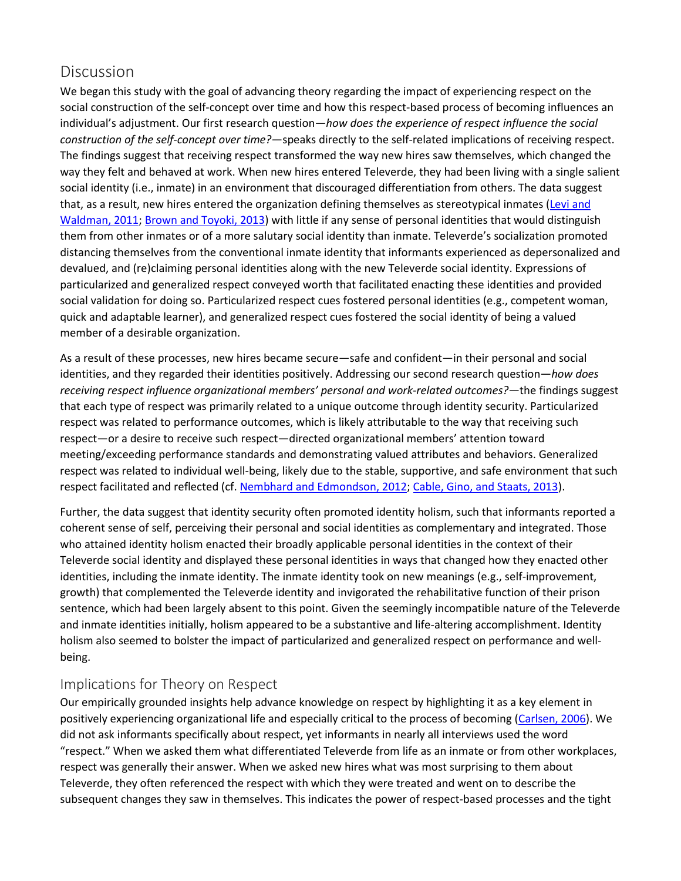## Discussion

We began this study with the goal of advancing theory regarding the impact of experiencing respect on the social construction of the self-concept over time and how this respect-based process of becoming influences an individual's adjustment. Our first research question—*how does the experience of respect influence the social construction of the self-concept over time?*—speaks directly to the self-related implications of receiving respect. The findings suggest that receiving respect transformed the way new hires saw themselves, which changed the way they felt and behaved at work. When new hires entered Televerde, they had been living with a single salient social identity (i.e., inmate) in an environment that discouraged differentiation from others. The data suggest that, as a result, new hires entered the organization defining themselves as stereotypical inmates (Levi and Waldman, 2011; Brown and Toyoki, 2013) with little if any sense of personal identities that would distinguish them from other inmates or of a more salutary social identity than inmate. Televerde's socialization promoted distancing themselves from the conventional inmate identity that informants experienced as depersonalized and devalued, and (re)claiming personal identities along with the new Televerde social identity. Expressions of particularized and generalized respect conveyed worth that facilitated enacting these identities and provided social validation for doing so. Particularized respect cues fostered personal identities (e.g., competent woman, quick and adaptable learner), and generalized respect cues fostered the social identity of being a valued member of a desirable organization.

As a result of these processes, new hires became secure—safe and confident—in their personal and social identities, and they regarded their identities positively. Addressing our second research question—*how does receiving respect influence organizational members' personal and work-related outcomes?*—the findings suggest that each type of respect was primarily related to a unique outcome through identity security. Particularized respect was related to performance outcomes, which is likely attributable to the way that receiving such respect—or a desire to receive such respect—directed organizational members' attention toward meeting/exceeding performance standards and demonstrating valued attributes and behaviors. Generalized respect was related to individual well-being, likely due to the stable, supportive, and safe environment that such respect facilitated and reflected (cf. Nembhard and Edmondson, 2012; Cable, Gino, and Staats, 2013).

Further, the data suggest that identity security often promoted identity holism, such that informants reported a coherent sense of self, perceiving their personal and social identities as complementary and integrated. Those who attained identity holism enacted their broadly applicable personal identities in the context of their Televerde social identity and displayed these personal identities in ways that changed how they enacted other identities, including the inmate identity. The inmate identity took on new meanings (e.g., self-improvement, growth) that complemented the Televerde identity and invigorated the rehabilitative function of their prison sentence, which had been largely absent to this point. Given the seemingly incompatible nature of the Televerde and inmate identities initially, holism appeared to be a substantive and life-altering accomplishment. Identity holism also seemed to bolster the impact of particularized and generalized respect on performance and well-being.

### Implications for Theory on Respect

Our empirically grounded insights help advance knowledge on respect by highlighting it as a key element in positively experiencing organizational life and especially critical to the process of becoming (Carlsen, 2006). We did not ask informants specifically about respect, yet informants in nearly all interviews used the word "respect." When we asked them what differentiated Televerde from life as an inmate or from other workplaces, respect was generally their answer. When we asked new hires what was most surprising to them about Televerde, they often referenced the respect with which they were treated and went on to describe the subsequent changes they saw in themselves. This indicates the power of respect-based processes and the tight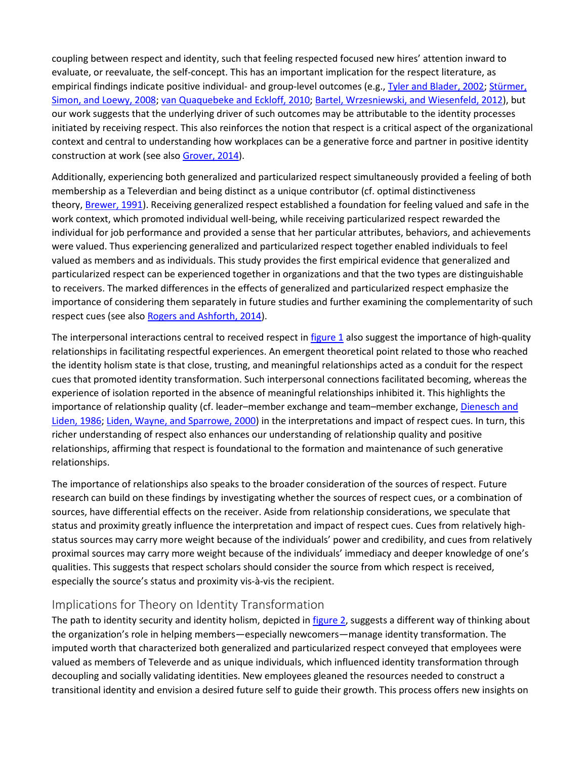coupling between respect and identity, such that feeling respected focused new hires' attention inward to evaluate, or reevaluate, the self-concept. This has an important implication for the respect literature, as empirical findings indicate positive individual- and group-level outcomes (e.g., Tyler and Blader, 2002; Stürmer, Simon, and Loewy, 2008; van Quaquebeke and Eckloff, 2010; Bartel, Wrzesniewski, and Wiesenfeld, 2012), but our work suggests that the underlying driver of such outcomes may be attributable to the identity processes initiated by receiving respect. This also reinforces the notion that respect is a critical aspect of the organizational context and central to understanding how workplaces can be a generative force and partner in positive identity construction at work (see also Grover, 2014).

Additionally, experiencing both generalized and particularized respect simultaneously provided a feeling of both membership as a Televerdian and being distinct as a unique contributor (cf. optimal distinctiveness theory, Brewer, 1991). Receiving generalized respect established a foundation for feeling valued and safe in the work context, which promoted individual well-being, while receiving particularized respect rewarded the individual for job performance and provided a sense that her particular attributes, behaviors, and achievements were valued. Thus experiencing generalized and particularized respect together enabled individuals to feel valued as members and as individuals. This study provides the first empirical evidence that generalized and particularized respect can be experienced together in organizations and that the two types are distinguishable to receivers. The marked differences in the effects of generalized and particularized respect emphasize the importance of considering them separately in future studies and further examining the complementarity of such respect cues (see also Rogers and Ashforth, 2014).

The interpersonal interactions central to received respect in figure 1 also suggest the importance of high-quality relationships in facilitating respectful experiences. An emergent theoretical point related to those who reached the identity holism state is that close, trusting, and meaningful relationships acted as a conduit for the respect cues that promoted identity transformation. Such interpersonal connections facilitated becoming, whereas the experience of isolation reported in the absence of meaningful relationships inhibited it. This highlights the importance of relationship quality (cf. leader–member exchange and team–member exchange, Dienesch and Liden, 1986; Liden, Wayne, and Sparrowe, 2000) in the interpretations and impact of respect cues. In turn, this richer understanding of respect also enhances our understanding of relationship quality and positive relationships, affirming that respect is foundational to the formation and maintenance of such generative relationships.

The importance of relationships also speaks to the broader consideration of the sources of respect. Future research can build on these findings by investigating whether the sources of respect cues, or a combination of sources, have differential effects on the receiver. Aside from relationship considerations, we speculate that status and proximity greatly influence the interpretation and impact of respect cues. Cues from relatively high-status sources may carry more weight because of the individuals' power and credibility, and cues from relatively proximal sources may carry more weight because of the individuals' immediacy and deeper knowledge of one's qualities. This suggests that respect scholars should consider the source from which respect is received, especially the source's status and proximity vis-à-vis the recipient.

## Implications for Theory on Identity Transformation

The path to identity security and identity holism, depicted in figure 2, suggests a different way of thinking about the organization's role in helping members—especially newcomers—manage identity transformation. The imputed worth that characterized both generalized and particularized respect conveyed that employees were valued as members of Televerde and as unique individuals, which influenced identity transformation through decoupling and socially validating identities. New employees gleaned the resources needed to construct a transitional identity and envision a desired future self to guide their growth. This process offers new insights on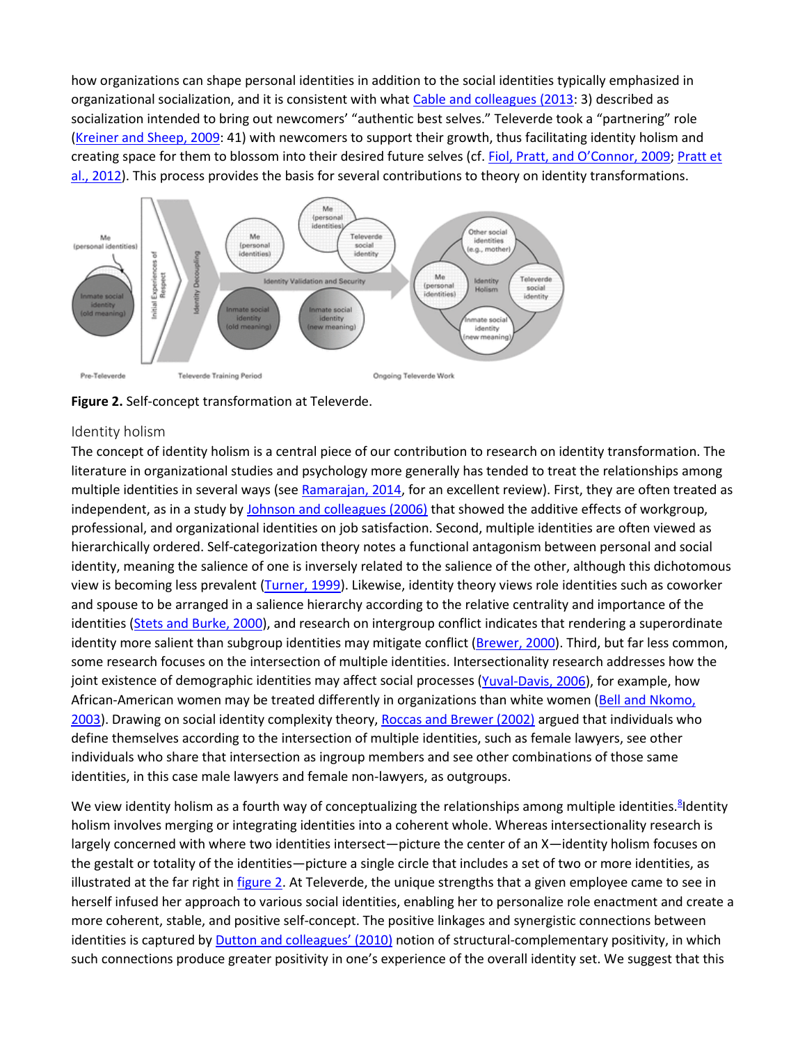how organizations can shape personal identities in addition to the social identities typically emphasized in organizational socialization, and it is consistent with what Cable and colleagues (2013: 3) described as socialization intended to bring out newcomers' "authentic best selves." Televerde took a "partnering" role (Kreiner and Sheep, 2009: 41) with newcomers to support their growth, thus facilitating identity holism and creating space for them to blossom into their desired future selves (cf. Fiol, Pratt, and O'Connor, 2009; Pratt et al., 2012). This process provides the basis for several contributions to theory on identity transformations.

**Figure 2.** Self-concept transformation at Televerde.

### Identity holism

The concept of identity holism is a central piece of our contribution to research on identity transformation. The literature in organizational studies and psychology more generally has tended to treat the relationships among multiple identities in several ways (see Ramarajan, 2014, for an excellent review). First, they are often treated as independent, as in a study by Johnson and colleagues (2006) that showed the additive effects of workgroup, professional, and organizational identities on job satisfaction. Second, multiple identities are often viewed as hierarchically ordered. Self-categorization theory notes a functional antagonism between personal and social identity, meaning the salience of one is inversely related to the salience of the other, although this dichotomous view is becoming less prevalent (Turner, 1999). Likewise, identity theory views role identities such as coworker and spouse to be arranged in a salience hierarchy according to the relative centrality and importance of the identities (Stets and Burke, 2000), and research on intergroup conflict indicates that rendering a superordinate identity more salient than subgroup identities may mitigate conflict (Brewer, 2000). Third, but far less common, some research focuses on the intersection of multiple identities. Intersectionality research addresses how the joint existence of demographic identities may affect social processes (Yuval-Davis, 2006), for example, how African-American women may be treated differently in organizations than white women (Bell and Nkomo, 2003). Drawing on social identity complexity theory, Roccas and Brewer (2002) argued that individuals who define themselves according to the intersection of multiple identities, such as female lawyers, see other individuals who share that intersection as ingroup members and see other combinations of those same identities, in this case male lawyers and female non-lawyers, as outgroups.

We view identity holism as a fourth way of conceptualizing the relationships among multiple identities.[8] Identity holism involves merging or integrating identities into a coherent whole. Whereas intersectionality research is largely concerned with where two identities intersect—picture the center of an X—identity holism focuses on the gestalt or totality of the identities—picture a single circle that includes a set of two or more identities, as illustrated at the far right in figure 2. At Televerde, the unique strengths that a given employee came to see in herself infused her approach to various social identities, enabling her to personalize role enactment and create a more coherent, stable, and positive self-concept. The positive linkages and synergistic connections between identities is captured by Dutton and colleagues' (2010) notion of structural-complementary positivity, in which such connections produce greater positivity in one's experience of the overall identity set. We suggest that this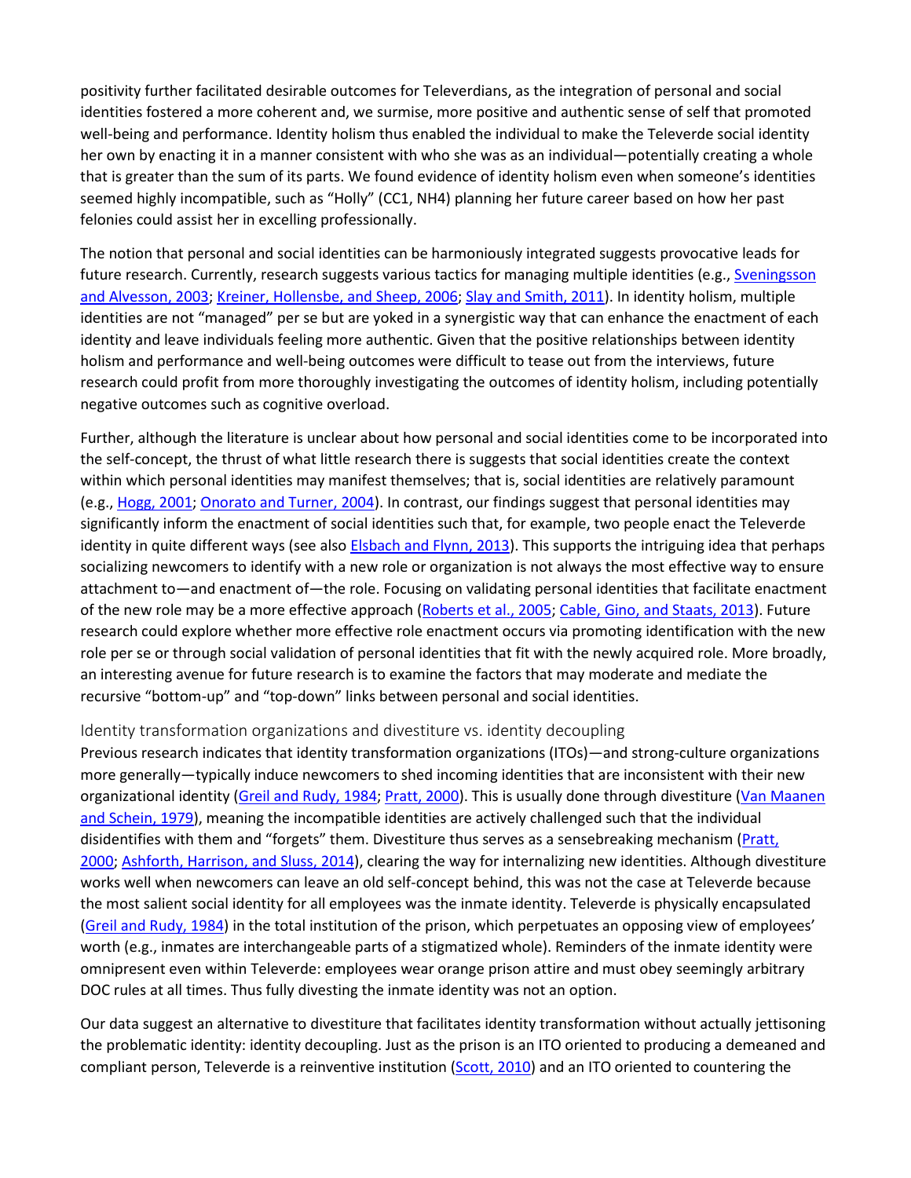positivity further facilitated desirable outcomes for Televerdians, as the integration of personal and social identities fostered a more coherent and, we surmise, more positive and authentic sense of self that promoted well-being and performance. Identity holism thus enabled the individual to make the Televerde social identity her own by enacting it in a manner consistent with who she was as an individual—potentially creating a whole that is greater than the sum of its parts. We found evidence of identity holism even when someone's identities seemed highly incompatible, such as "Holly" (CC1, NH4) planning her future career based on how her past felonies could assist her in excelling professionally.

The notion that personal and social identities can be harmoniously integrated suggests provocative leads for future research. Currently, research suggests various tactics for managing multiple identities (e.g., Sveningsson and Alvesson, 2003; Kreiner, Hollensbe, and Sheep, 2006; Slay and Smith, 2011). In identity holism, multiple identities are not "managed" per se but are yoked in a synergistic way that can enhance the enactment of each identity and leave individuals feeling more authentic. Given that the positive relationships between identity holism and performance and well-being outcomes were difficult to tease out from the interviews, future research could profit from more thoroughly investigating the outcomes of identity holism, including potentially negative outcomes such as cognitive overload.

Further, although the literature is unclear about how personal and social identities come to be incorporated into the self-concept, the thrust of what little research there is suggests that social identities create the context within which personal identities may manifest themselves; that is, social identities are relatively paramount (e.g., Hogg, 2001; Onorato and Turner, 2004). In contrast, our findings suggest that personal identities may significantly inform the enactment of social identities such that, for example, two people enact the Televerde identity in quite different ways (see also Elsbach and Flynn, 2013). This supports the intriguing idea that perhaps socializing newcomers to identify with a new role or organization is not always the most effective way to ensure attachment to—and enactment of—the role. Focusing on validating personal identities that facilitate enactment of the new role may be a more effective approach (Roberts et al., 2005; Cable, Gino, and Staats, 2013). Future research could explore whether more effective role enactment occurs via promoting identification with the new role per se or through social validation of personal identities that fit with the newly acquired role. More broadly, an interesting avenue for future research is to examine the factors that may moderate and mediate the recursive "bottom-up" and "top-down" links between personal and social identities.

### Identity transformation organizations and divestiture vs. identity decoupling

Previous research indicates that identity transformation organizations (ITOs)—and strong-culture organizations more generally—typically induce newcomers to shed incoming identities that are inconsistent with their new organizational identity (Greil and Rudy, 1984; Pratt, 2000). This is usually done through divestiture (Van Maanen and Schein, 1979), meaning the incompatible identities are actively challenged such that the individual disidentifies with them and "forgets" them. Divestiture thus serves as a sensebreaking mechanism (Pratt, 2000; Ashforth, Harrison, and Sluss, 2014), clearing the way for internalizing new identities. Although divestiture works well when newcomers can leave an old self-concept behind, this was not the case at Televerde because the most salient social identity for all employees was the inmate identity. Televerde is physically encapsulated (Greil and Rudy, 1984) in the total institution of the prison, which perpetuates an opposing view of employees' worth (e.g., inmates are interchangeable parts of a stigmatized whole). Reminders of the inmate identity were omnipresent even within Televerde: employees wear orange prison attire and must obey seemingly arbitrary DOC rules at all times. Thus fully divesting the inmate identity was not an option.

Our data suggest an alternative to divestiture that facilitates identity transformation without actually jettisoning the problematic identity: identity decoupling. Just as the prison is an ITO oriented to producing a demeaned and compliant person, Televerde is a reinventive institution (Scott, 2010) and an ITO oriented to countering the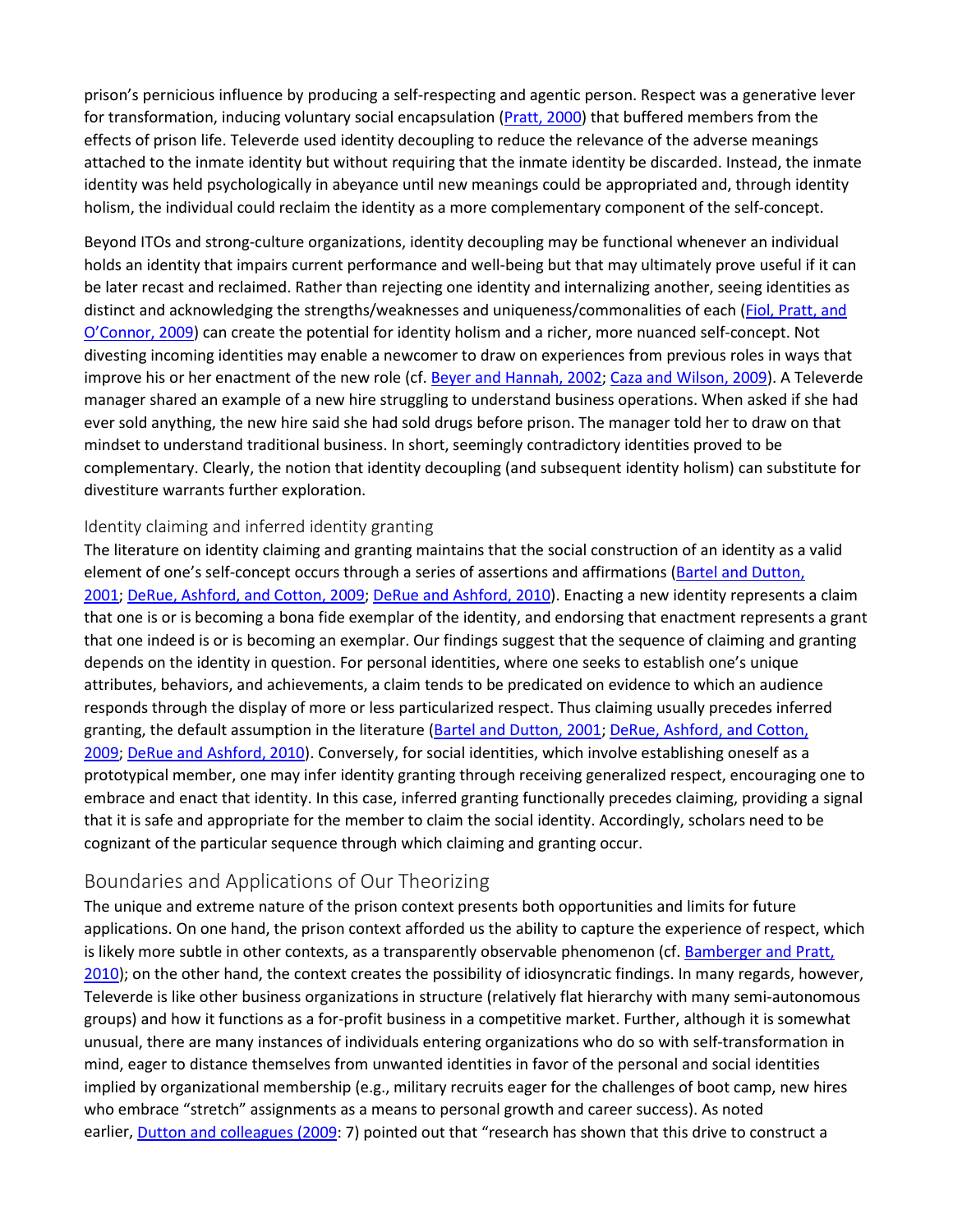prison's pernicious influence by producing a self-respecting and agentic person. Respect was a generative lever for transformation, inducing voluntary social encapsulation (Pratt, 2000) that buffered members from the effects of prison life. Televerde used identity decoupling to reduce the relevance of the adverse meanings attached to the inmate identity but without requiring that the inmate identity be discarded. Instead, the inmate identity was held psychologically in abeyance until new meanings could be appropriated and, through identity holism, the individual could reclaim the identity as a more complementary component of the self-concept.

Beyond ITOs and strong-culture organizations, identity decoupling may be functional whenever an individual holds an identity that impairs current performance and well-being but that may ultimately prove useful if it can be later recast and reclaimed. Rather than rejecting one identity and internalizing another, seeing identities as distinct and acknowledging the strengths/weaknesses and uniqueness/commonalities of each (Fiol, Pratt, and O'Connor, 2009) can create the potential for identity holism and a richer, more nuanced self-concept. Not divesting incoming identities may enable a newcomer to draw on experiences from previous roles in ways that improve his or her enactment of the new role (cf. Beyer and Hannah, 2002; Caza and Wilson, 2009). A Televerde manager shared an example of a new hire struggling to understand business operations. When asked if she had ever sold anything, the new hire said she had sold drugs before prison. The manager told her to draw on that mindset to understand traditional business. In short, seemingly contradictory identities proved to be complementary. Clearly, the notion that identity decoupling (and subsequent identity holism) can substitute for divestiture warrants further exploration.

### Identity claiming and inferred identity granting

The literature on identity claiming and granting maintains that the social construction of an identity as a valid element of one's self-concept occurs through a series of assertions and affirmations (Bartel and Dutton, 2001; DeRue, Ashford, and Cotton, 2009; DeRue and Ashford, 2010). Enacting a new identity represents a claim that one is or is becoming a bona fide exemplar of the identity, and endorsing that enactment represents a grant that one indeed is or is becoming an exemplar. Our findings suggest that the sequence of claiming and granting depends on the identity in question. For personal identities, where one seeks to establish one's unique attributes, behaviors, and achievements, a claim tends to be predicated on evidence to which an audience responds through the display of more or less particularized respect. Thus claiming usually precedes inferred granting, the default assumption in the literature (Bartel and Dutton, 2001; DeRue, Ashford, and Cotton, 2009; DeRue and Ashford, 2010). Conversely, for social identities, which involve establishing oneself as a prototypical member, one may infer identity granting through receiving generalized respect, encouraging one to embrace and enact that identity. In this case, inferred granting functionally precedes claiming, providing a signal that it is safe and appropriate for the member to claim the social identity. Accordingly, scholars need to be cognizant of the particular sequence through which claiming and granting occur.

## Boundaries and Applications of Our Theorizing

The unique and extreme nature of the prison context presents both opportunities and limits for future applications. On one hand, the prison context afforded us the ability to capture the experience of respect, which is likely more subtle in other contexts, as a transparently observable phenomenon (cf. Bamberger and Pratt, 2010); on the other hand, the context creates the possibility of idiosyncratic findings. In many regards, however, Televerde is like other business organizations in structure (relatively flat hierarchy with many semi-autonomous groups) and how it functions as a for-profit business in a competitive market. Further, although it is somewhat unusual, there are many instances of individuals entering organizations who do so with self-transformation in mind, eager to distance themselves from unwanted identities in favor of the personal and social identities implied by organizational membership (e.g., military recruits eager for the challenges of boot camp, new hires who embrace "stretch" assignments as a means to personal growth and career success). As noted earlier, Dutton and colleagues (2009: 7) pointed out that "research has shown that this drive to construct a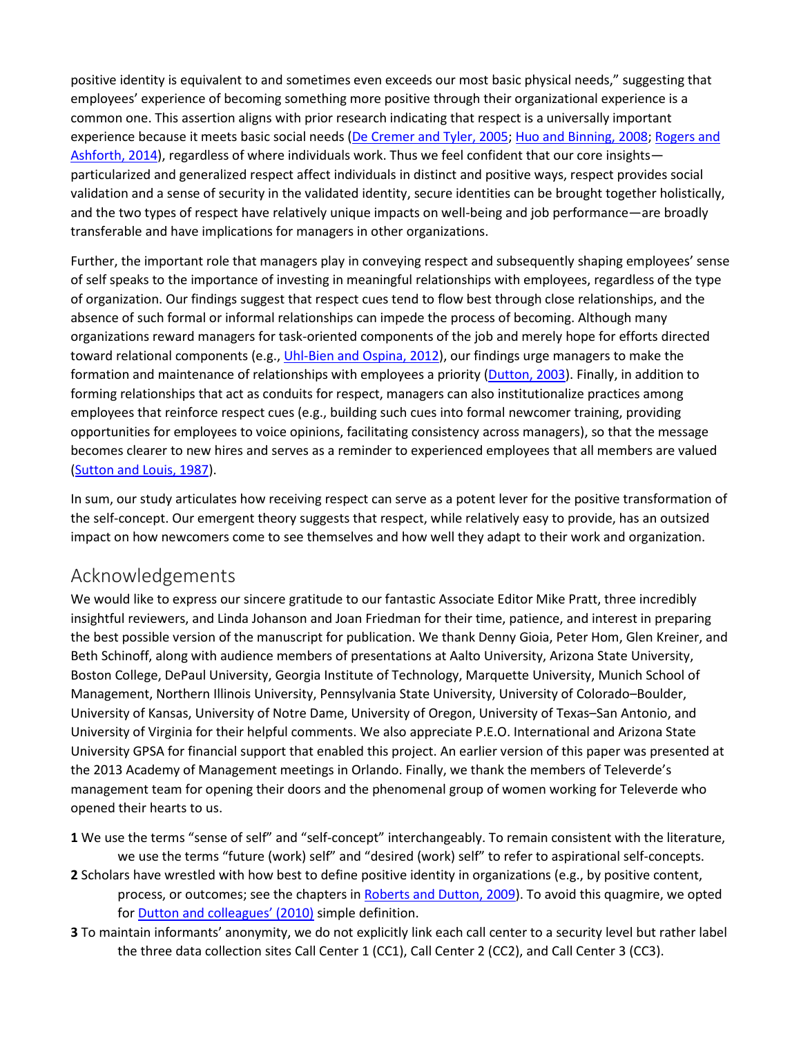positive identity is equivalent to and sometimes even exceeds our most basic physical needs," suggesting that employees' experience of becoming something more positive through their organizational experience is a common one. This assertion aligns with prior research indicating that respect is a universally important experience because it meets basic social needs (De Cremer and Tyler, 2005; Huo and Binning, 2008; Rogers and Ashforth, 2014), regardless of where individuals work. Thus we feel confident that our core insights—particularized and generalized respect affect individuals in distinct and positive ways, respect provides social validation and a sense of security in the validated identity, secure identities can be brought together holistically, and the two types of respect have relatively unique impacts on well-being and job performance—are broadly transferable and have implications for managers in other organizations.

Further, the important role that managers play in conveying respect and subsequently shaping employees' sense of self speaks to the importance of investing in meaningful relationships with employees, regardless of the type of organization. Our findings suggest that respect cues tend to flow best through close relationships, and the absence of such formal or informal relationships can impede the process of becoming. Although many organizations reward managers for task-oriented components of the job and merely hope for efforts directed toward relational components (e.g., Uhl-Bien and Ospina, 2012), our findings urge managers to make the formation and maintenance of relationships with employees a priority (Dutton, 2003). Finally, in addition to forming relationships that act as conduits for respect, managers can also institutionalize practices among employees that reinforce respect cues (e.g., building such cues into formal newcomer training, providing opportunities for employees to voice opinions, facilitating consistency across managers), so that the message becomes clearer to new hires and serves as a reminder to experienced employees that all members are valued (Sutton and Louis, 1987).

In sum, our study articulates how receiving respect can serve as a potent lever for the positive transformation of the self-concept. Our emergent theory suggests that respect, while relatively easy to provide, has an outsized impact on how newcomers come to see themselves and how well they adapt to their work and organization.

## Acknowledgements

We would like to express our sincere gratitude to our fantastic Associate Editor Mike Pratt, three incredibly insightful reviewers, and Linda Johanson and Joan Friedman for their time, patience, and interest in preparing the best possible version of the manuscript for publication. We thank Denny Gioia, Peter Hom, Glen Kreiner, and Beth Schinoff, along with audience members of presentations at Aalto University, Arizona State University, Boston College, DePaul University, Georgia Institute of Technology, Marquette University, Munich School of Management, Northern Illinois University, Pennsylvania State University, University of Colorado–Boulder, University of Kansas, University of Notre Dame, University of Oregon, University of Texas–San Antonio, and University of Virginia for their helpful comments. We also appreciate P.E.O. International and Arizona State University GPSA for financial support that enabled this project. An earlier version of this paper was presented at the 2013 Academy of Management meetings in Orlando. Finally, we thank the members of Televerde's management team for opening their doors and the phenomenal group of women working for Televerde who opened their hearts to us.

**1** We use the terms "sense of self" and "self-concept" interchangeably. To remain consistent with the literature, we use the terms "future (work) self" and "desired (work) self" to refer to aspirational self-concepts.

**2** Scholars have wrestled with how best to define positive identity in organizations (e.g., by positive content, process, or outcomes; see the chapters in Roberts and Dutton, 2009). To avoid this quagmire, we opted for Dutton and colleagues' (2010) simple definition.

**3** To maintain informants' anonymity, we do not explicitly link each call center to a security level but rather label the three data collection sites Call Center 1 (CC1), Call Center 2 (CC2), and Call Center 3 (CC3).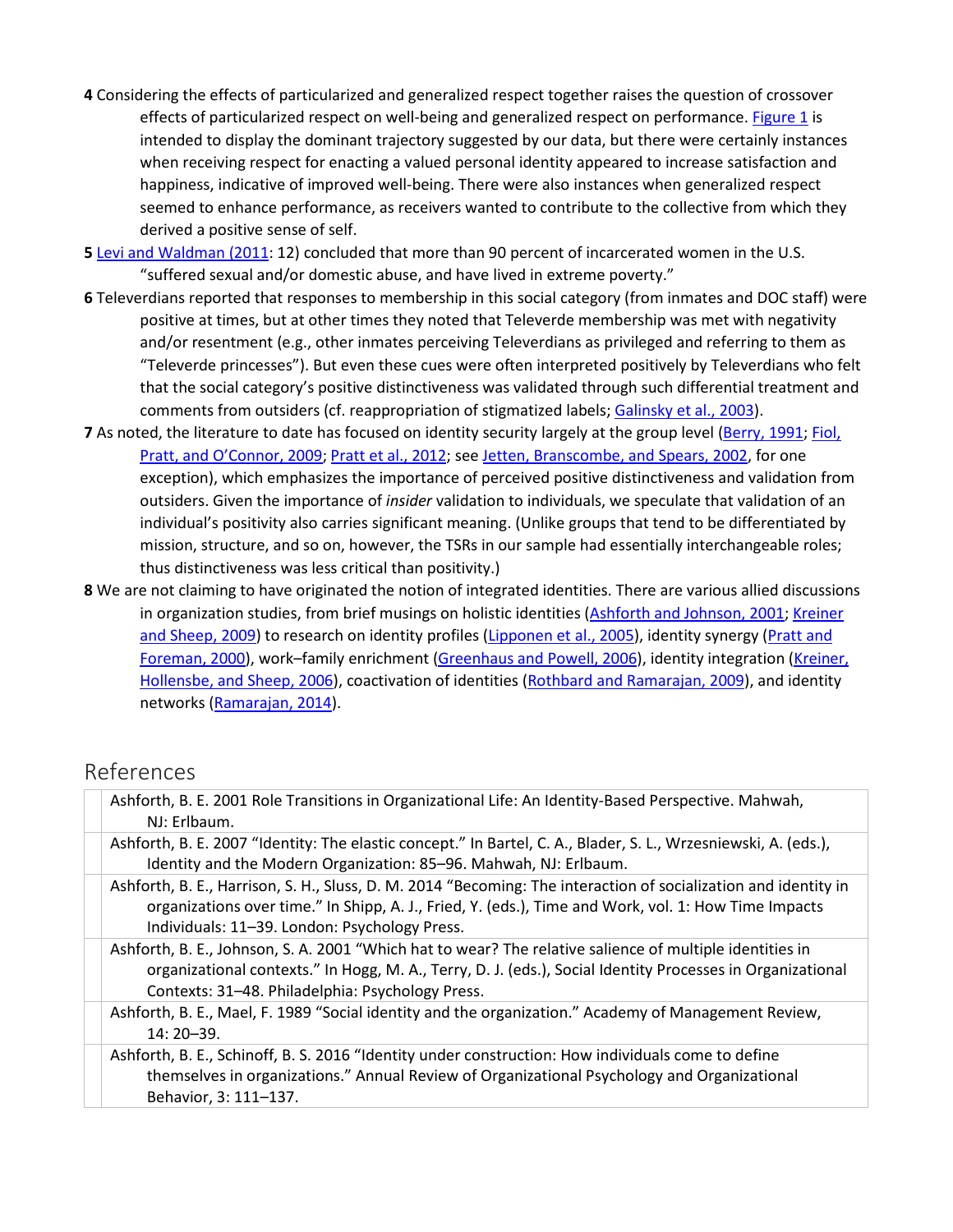**4** Considering the effects of particularized and generalized respect together raises the question of crossover effects of particularized respect on well-being and generalized respect on performance. Figure 1 is intended to display the dominant trajectory suggested by our data, but there were certainly instances when receiving respect for enacting a valued personal identity appeared to increase satisfaction and happiness, indicative of improved well-being. There were also instances when generalized respect seemed to enhance performance, as receivers wanted to contribute to the collective from which they derived a positive sense of self.

**5** Levi and Waldman (2011: 12) concluded that more than 90 percent of incarcerated women in the U.S. "suffered sexual and/or domestic abuse, and have lived in extreme poverty."

**6** Televerdians reported that responses to membership in this social category (from inmates and DOC staff) were positive at times, but at other times they noted that Televerde membership was met with negativity and/or resentment (e.g., other inmates perceiving Televerdians as privileged and referring to them as "Televerde princesses"). But even these cues were often interpreted positively by Televerdians who felt that the social category's positive distinctiveness was validated through such differential treatment and comments from outsiders (cf. reappropriation of stigmatized labels; Galinsky et al., 2003).

**7** As noted, the literature to date has focused on identity security largely at the group level (Berry, 1991; Fiol, Pratt, and O'Connor, 2009; Pratt et al., 2012; see Jetten, Branscombe, and Spears, 2002, for one exception), which emphasizes the importance of perceived positive distinctiveness and validation from outsiders. Given the importance of *insider* validation to individuals, we speculate that validation of an individual's positivity also carries significant meaning. (Unlike groups that tend to be differentiated by mission, structure, and so on, however, the TSRs in our sample had essentially interchangeable roles; thus distinctiveness was less critical than positivity.)

**8** We are not claiming to have originated the notion of integrated identities. There are various allied discussions in organization studies, from brief musings on holistic identities (Ashforth and Johnson, 2001; Kreiner and Sheep, 2009) to research on identity profiles (Lipponen et al., 2005), identity synergy (Pratt and Foreman, 2000), work–family enrichment (Greenhaus and Powell, 2006), identity integration (Kreiner, Hollensbe, and Sheep, 2006), coactivation of identities (Rothbard and Ramarajan, 2009), and identity networks (Ramarajan, 2014).

## References

Ashforth, B. E. 2001 Role Transitions in Organizational Life: An Identity-Based Perspective. Mahwah, NJ: Erlbaum.

Ashforth, B. E. 2007 "Identity: The elastic concept." In Bartel, C. A., Blader, S. L., Wrzesniewski, A. (eds.), Identity and the Modern Organization: 85–96. Mahwah, NJ: Erlbaum.

Ashforth, B. E., Harrison, S. H., Sluss, D. M. 2014 "Becoming: The interaction of socialization and identity in organizations over time." In Shipp, A. J., Fried, Y. (eds.), Time and Work, vol. 1: How Time Impacts Individuals: 11–39. London: Psychology Press.

Ashforth, B. E., Johnson, S. A. 2001 "Which hat to wear? The relative salience of multiple identities in organizational contexts." In Hogg, M. A., Terry, D. J. (eds.), Social Identity Processes in Organizational Contexts: 31–48. Philadelphia: Psychology Press.

Ashforth, B. E., Mael, F. 1989 "Social identity and the organization." Academy of Management Review, 14: 20–39.

Ashforth, B. E., Schinoff, B. S. 2016 "Identity under construction: How individuals come to define themselves in organizations." Annual Review of Organizational Psychology and Organizational Behavior, 3: 111–137.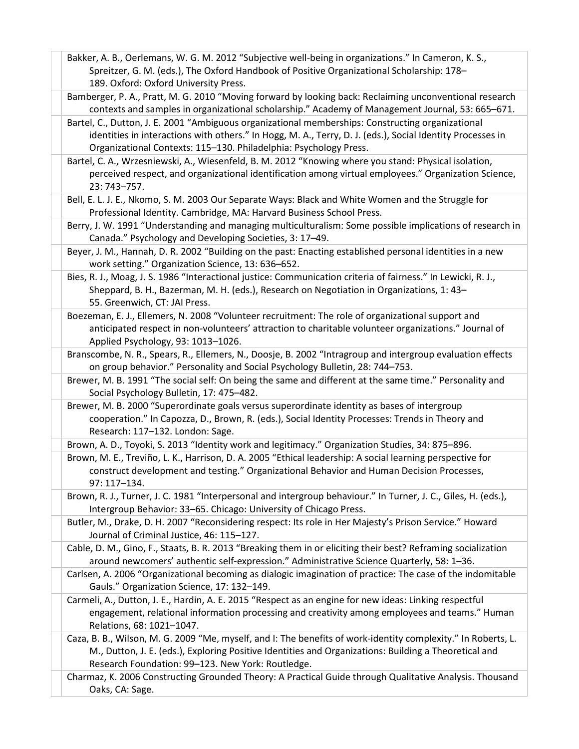Bakker, A. B., Oerlemans, W. G. M. 2012 "Subjective well-being in organizations." In Cameron, K. S., Spreitzer, G. M. (eds.), The Oxford Handbook of Positive Organizational Scholarship: 178–189. Oxford: Oxford University Press.

Bamberger, P. A., Pratt, M. G. 2010 "Moving forward by looking back: Reclaiming unconventional research contexts and samples in organizational scholarship." Academy of Management Journal, 53: 665–671.

Bartel, C., Dutton, J. E. 2001 "Ambiguous organizational memberships: Constructing organizational identities in interactions with others." In Hogg, M. A., Terry, D. J. (eds.), Social Identity Processes in Organizational Contexts: 115–130. Philadelphia: Psychology Press.

Bartel, C. A., Wrzesniewski, A., Wiesenfeld, B. M. 2012 "Knowing where you stand: Physical isolation, perceived respect, and organizational identification among virtual employees." Organization Science, 23: 743–757.

Bell, E. L. J. E., Nkomo, S. M. 2003 Our Separate Ways: Black and White Women and the Struggle for Professional Identity. Cambridge, MA: Harvard Business School Press.

Berry, J. W. 1991 "Understanding and managing multiculturalism: Some possible implications of research in Canada." Psychology and Developing Societies, 3: 17–49.

Beyer, J. M., Hannah, D. R. 2002 "Building on the past: Enacting established personal identities in a new work setting." Organization Science, 13: 636–652.

Bies, R. J., Moag, J. S. 1986 "Interactional justice: Communication criteria of fairness." In Lewicki, R. J., Sheppard, B. H., Bazerman, M. H. (eds.), Research on Negotiation in Organizations, 1: 43–55. Greenwich, CT: JAI Press.

Boezeman, E. J., Ellemers, N. 2008 "Volunteer recruitment: The role of organizational support and anticipated respect in non-volunteers' attraction to charitable volunteer organizations." Journal of Applied Psychology, 93: 1013–1026.

Branscombe, N. R., Spears, R., Ellemers, N., Doosje, B. 2002 "Intragroup and intergroup evaluation effects on group behavior." Personality and Social Psychology Bulletin, 28: 744–753.

Brewer, M. B. 1991 "The social self: On being the same and different at the same time." Personality and Social Psychology Bulletin, 17: 475–482.

Brewer, M. B. 2000 "Superordinate goals versus superordinate identity as bases of intergroup cooperation." In Capozza, D., Brown, R. (eds.), Social Identity Processes: Trends in Theory and Research: 117–132. London: Sage.

Brown, A. D., Toyoki, S. 2013 "Identity work and legitimacy." Organization Studies, 34: 875–896.

Brown, M. E., Treviño, L. K., Harrison, D. A. 2005 "Ethical leadership: A social learning perspective for construct development and testing." Organizational Behavior and Human Decision Processes, 97: 117–134.

Brown, R. J., Turner, J. C. 1981 "Interpersonal and intergroup behaviour." In Turner, J. C., Giles, H. (eds.), Intergroup Behavior: 33–65. Chicago: University of Chicago Press.

Butler, M., Drake, D. H. 2007 "Reconsidering respect: Its role in Her Majesty's Prison Service." Howard Journal of Criminal Justice, 46: 115–127.

Cable, D. M., Gino, F., Staats, B. R. 2013 "Breaking them in or eliciting their best? Reframing socialization around newcomers' authentic self-expression." Administrative Science Quarterly, 58: 1–36.

Carlsen, A. 2006 "Organizational becoming as dialogic imagination of practice: The case of the indomitable Gauls." Organization Science, 17: 132–149.

Carmeli, A., Dutton, J. E., Hardin, A. E. 2015 "Respect as an engine for new ideas: Linking respectful engagement, relational information processing and creativity among employees and teams." Human Relations, 68: 1021–1047.

Caza, B. B., Wilson, M. G. 2009 "Me, myself, and I: The benefits of work-identity complexity." In Roberts, L. M., Dutton, J. E. (eds.), Exploring Positive Identities and Organizations: Building a Theoretical and Research Foundation: 99–123. New York: Routledge.

Charmaz, K. 2006 Constructing Grounded Theory: A Practical Guide through Qualitative Analysis. Thousand Oaks, CA: Sage.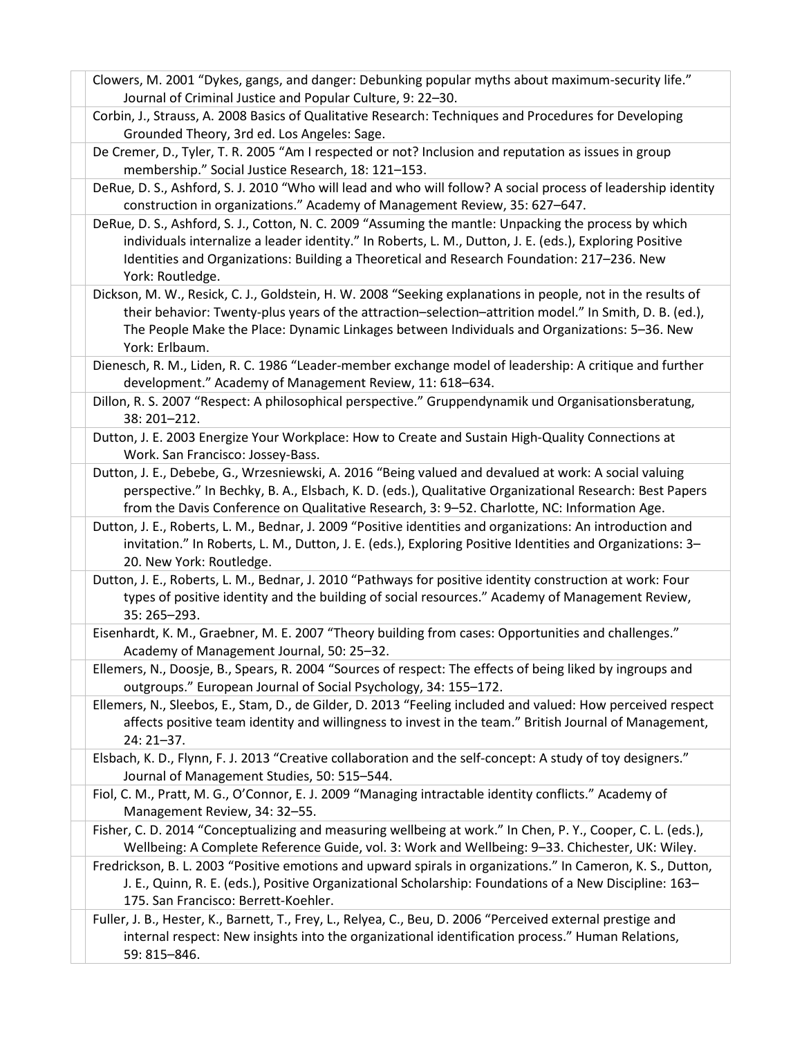Clowers, M. 2001 “Dykes, gangs, and danger: Debunking popular myths about maximum-security life.” Journal of Criminal Justice and Popular Culture, 9: 22–30.

Corbin, J., Strauss, A. 2008 Basics of Qualitative Research: Techniques and Procedures for Developing Grounded Theory, 3rd ed. Los Angeles: Sage.

De Cremer, D., Tyler, T. R. 2005 “Am I respected or not? Inclusion and reputation as issues in group membership.” Social Justice Research, 18: 121–153.

DeRue, D. S., Ashford, S. J. 2010 “Who will lead and who will follow? A social process of leadership identity construction in organizations.” Academy of Management Review, 35: 627–647.

DeRue, D. S., Ashford, S. J., Cotton, N. C. 2009 “Assuming the mantle: Unpacking the process by which individuals internalize a leader identity.” In Roberts, L. M., Dutton, J. E. (eds.), Exploring Positive Identities and Organizations: Building a Theoretical and Research Foundation: 217–236. New York: Routledge.

Dickson, M. W., Resick, C. J., Goldstein, H. W. 2008 “Seeking explanations in people, not in the results of their behavior: Twenty-plus years of the attraction–selection–attrition model.” In Smith, D. B. (ed.), The People Make the Place: Dynamic Linkages between Individuals and Organizations: 5–36. New York: Erlbaum.

Dienesch, R. M., Liden, R. C. 1986 “Leader-member exchange model of leadership: A critique and further development.” Academy of Management Review, 11: 618–634.

Dillon, R. S. 2007 “Respect: A philosophical perspective.” Gruppendynamik und Organisationsberatung, 38: 201–212.

Dutton, J. E. 2003 Energize Your Workplace: How to Create and Sustain High-Quality Connections at Work. San Francisco: Jossey-Bass.

Dutton, J. E., Debebe, G., Wrzesniewski, A. 2016 “Being valued and devalued at work: A social valuing perspective.” In Bechky, B. A., Elsbach, K. D. (eds.), Qualitative Organizational Research: Best Papers from the Davis Conference on Qualitative Research, 3: 9–52. Charlotte, NC: Information Age.

Dutton, J. E., Roberts, L. M., Bednar, J. 2009 “Positive identities and organizations: An introduction and invitation.” In Roberts, L. M., Dutton, J. E. (eds.), Exploring Positive Identities and Organizations: 3–20. New York: Routledge.

Dutton, J. E., Roberts, L. M., Bednar, J. 2010 “Pathways for positive identity construction at work: Four types of positive identity and the building of social resources.” Academy of Management Review, 35: 265–293.

Eisenhardt, K. M., Graebner, M. E. 2007 “Theory building from cases: Opportunities and challenges.” Academy of Management Journal, 50: 25–32.

Ellemers, N., Doosje, B., Spears, R. 2004 “Sources of respect: The effects of being liked by ingroups and outgroups.” European Journal of Social Psychology, 34: 155–172.

Ellemers, N., Sleebos, E., Stam, D., de Gilder, D. 2013 “Feeling included and valued: How perceived respect affects positive team identity and willingness to invest in the team.” British Journal of Management, 24: 21–37.

Elsbach, K. D., Flynn, F. J. 2013 “Creative collaboration and the self-concept: A study of toy designers.” Journal of Management Studies, 50: 515–544.

Fiol, C. M., Pratt, M. G., O’Connor, E. J. 2009 “Managing intractable identity conflicts.” Academy of Management Review, 34: 32–55.

Fisher, C. D. 2014 “Conceptualizing and measuring wellbeing at work.” In Chen, P. Y., Cooper, C. L. (eds.), Wellbeing: A Complete Reference Guide, vol. 3: Work and Wellbeing: 9–33. Chichester, UK: Wiley.

Fredrickson, B. L. 2003 “Positive emotions and upward spirals in organizations.” In Cameron, K. S., Dutton, J. E., Quinn, R. E. (eds.), Positive Organizational Scholarship: Foundations of a New Discipline: 163–175. San Francisco: Berrett-Koehler.

Fuller, J. B., Hester, K., Barnett, T., Frey, L., Relyea, C., Beu, D. 2006 “Perceived external prestige and internal respect: New insights into the organizational identification process.” Human Relations, 59: 815–846.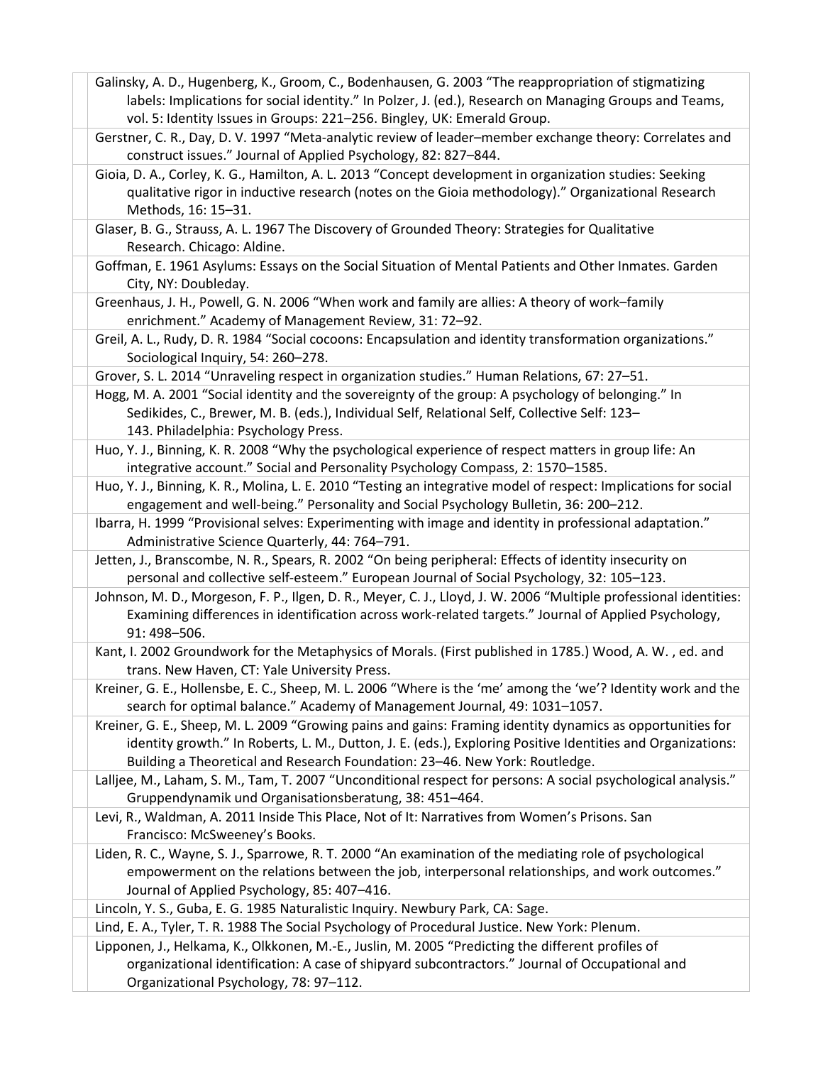Galinsky, A. D., Hugenberg, K., Groom, C., Bodenhausen, G. 2003 “The reappropriation of stigmatizing labels: Implications for social identity.” In Polzer, J. (ed.), Research on Managing Groups and Teams, vol. 5: Identity Issues in Groups: 221–256. Bingley, UK: Emerald Group.

Gerstner, C. R., Day, D. V. 1997 “Meta-analytic review of leader–member exchange theory: Correlates and construct issues.” Journal of Applied Psychology, 82: 827–844.

Gioia, D. A., Corley, K. G., Hamilton, A. L. 2013 “Concept development in organization studies: Seeking qualitative rigor in inductive research (notes on the Gioia methodology).” Organizational Research Methods, 16: 15–31.

Glaser, B. G., Strauss, A. L. 1967 The Discovery of Grounded Theory: Strategies for Qualitative Research. Chicago: Aldine.

Goffman, E. 1961 Asylums: Essays on the Social Situation of Mental Patients and Other Inmates. Garden City, NY: Doubleday.

Greenhaus, J. H., Powell, G. N. 2006 “When work and family are allies: A theory of work–family enrichment.” Academy of Management Review, 31: 72–92.

Greil, A. L., Rudy, D. R. 1984 “Social cocoons: Encapsulation and identity transformation organizations.” Sociological Inquiry, 54: 260–278.

Grover, S. L. 2014 “Unraveling respect in organization studies.” Human Relations, 67: 27–51.

Hogg, M. A. 2001 “Social identity and the sovereignty of the group: A psychology of belonging.” In Sedikides, C., Brewer, M. B. (eds.), Individual Self, Relational Self, Collective Self: 123–143. Philadelphia: Psychology Press.

Huo, Y. J., Binning, K. R. 2008 “Why the psychological experience of respect matters in group life: An integrative account.” Social and Personality Psychology Compass, 2: 1570–1585.

Huo, Y. J., Binning, K. R., Molina, L. E. 2010 “Testing an integrative model of respect: Implications for social engagement and well-being.” Personality and Social Psychology Bulletin, 36: 200–212.

Ibarra, H. 1999 “Provisional selves: Experimenting with image and identity in professional adaptation.” Administrative Science Quarterly, 44: 764–791.

Jetten, J., Branscombe, N. R., Spears, R. 2002 “On being peripheral: Effects of identity insecurity on personal and collective self-esteem.” European Journal of Social Psychology, 32: 105–123.

Johnson, M. D., Morgeson, F. P., Ilgen, D. R., Meyer, C. J., Lloyd, J. W. 2006 “Multiple professional identities: Examining differences in identification across work-related targets.” Journal of Applied Psychology, 91: 498–506.

Kant, I. 2002 Groundwork for the Metaphysics of Morals. (First published in 1785.) Wood, A. W. , ed. and trans. New Haven, CT: Yale University Press.

Kreiner, G. E., Hollensbe, E. C., Sheep, M. L. 2006 “Where is the ‘me’ among the ‘we’? Identity work and the search for optimal balance.” Academy of Management Journal, 49: 1031–1057.

Kreiner, G. E., Sheep, M. L. 2009 “Growing pains and gains: Framing identity dynamics as opportunities for identity growth.” In Roberts, L. M., Dutton, J. E. (eds.), Exploring Positive Identities and Organizations: Building a Theoretical and Research Foundation: 23–46. New York: Routledge.

Lalljee, M., Laham, S. M., Tam, T. 2007 “Unconditional respect for persons: A social psychological analysis.” Gruppendynamik und Organisationsberatung, 38: 451–464.

Levi, R., Waldman, A. 2011 Inside This Place, Not of It: Narratives from Women’s Prisons. San Francisco: McSweeney’s Books.

Liden, R. C., Wayne, S. J., Sparrowe, R. T. 2000 “An examination of the mediating role of psychological empowerment on the relations between the job, interpersonal relationships, and work outcomes.” Journal of Applied Psychology, 85: 407–416.

Lincoln, Y. S., Guba, E. G. 1985 Naturalistic Inquiry. Newbury Park, CA: Sage.

Lind, E. A., Tyler, T. R. 1988 The Social Psychology of Procedural Justice. New York: Plenum.

Lipponen, J., Helkama, K., Olkkonen, M.-E., Juslin, M. 2005 “Predicting the different profiles of organizational identification: A case of shipyard subcontractors.” Journal of Occupational and Organizational Psychology, 78: 97–112.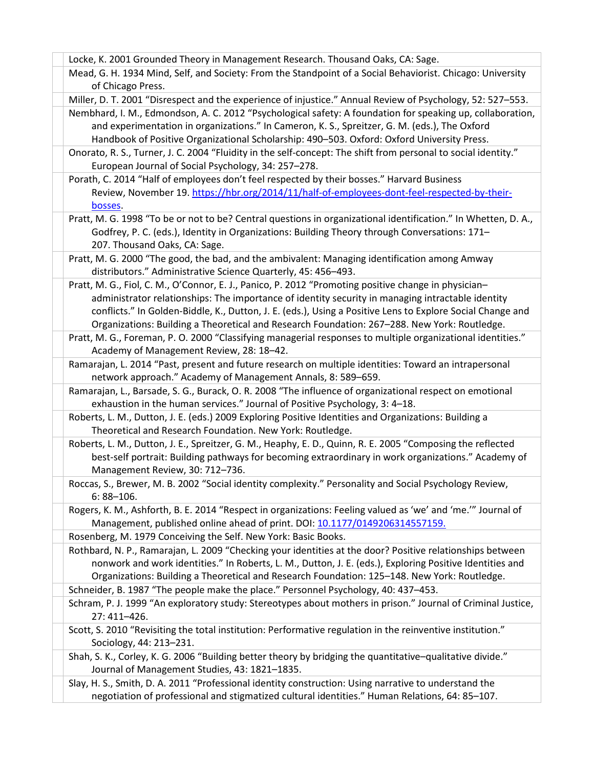Locke, K. 2001 Grounded Theory in Management Research. Thousand Oaks, CA: Sage.

Mead, G. H. 1934 Mind, Self, and Society: From the Standpoint of a Social Behaviorist. Chicago: University of Chicago Press.

Miller, D. T. 2001 "Disrespect and the experience of injustice." Annual Review of Psychology, 52: 527–553.

Nembhard, I. M., Edmondson, A. C. 2012 "Psychological safety: A foundation for speaking up, collaboration, and experimentation in organizations." In Cameron, K. S., Spreitzer, G. M. (eds.), The Oxford Handbook of Positive Organizational Scholarship: 490–503. Oxford: Oxford University Press.

Onorato, R. S., Turner, J. C. 2004 "Fluidity in the self-concept: The shift from personal to social identity." European Journal of Social Psychology, 34: 257–278.

Porath, C. 2014 "Half of employees don't feel respected by their bosses." Harvard Business Review, November 19. https://hbr.org/2014/11/half-of-employees-dont-feel-respected-by-their-bosses.

Pratt, M. G. 1998 "To be or not to be? Central questions in organizational identification." In Whetten, D. A., Godfrey, P. C. (eds.), Identity in Organizations: Building Theory through Conversations: 171–207. Thousand Oaks, CA: Sage.

Pratt, M. G. 2000 "The good, the bad, and the ambivalent: Managing identification among Amway distributors." Administrative Science Quarterly, 45: 456–493.

Pratt, M. G., Fiol, C. M., O'Connor, E. J., Panico, P. 2012 "Promoting positive change in physician–administrator relationships: The importance of identity security in managing intractable identity conflicts." In Golden-Biddle, K., Dutton, J. E. (eds.), Using a Positive Lens to Explore Social Change and Organizations: Building a Theoretical and Research Foundation: 267–288. New York: Routledge.

Pratt, M. G., Foreman, P. O. 2000 "Classifying managerial responses to multiple organizational identities." Academy of Management Review, 28: 18–42.

Ramarajan, L. 2014 "Past, present and future research on multiple identities: Toward an intrapersonal network approach." Academy of Management Annals, 8: 589–659.

Ramarajan, L., Barsade, S. G., Burack, O. R. 2008 "The influence of organizational respect on emotional exhaustion in the human services." Journal of Positive Psychology, 3: 4–18.

Roberts, L. M., Dutton, J. E. (eds.) 2009 Exploring Positive Identities and Organizations: Building a Theoretical and Research Foundation. New York: Routledge.

Roberts, L. M., Dutton, J. E., Spreitzer, G. M., Heaphy, E. D., Quinn, R. E. 2005 "Composing the reflected best-self portrait: Building pathways for becoming extraordinary in work organizations." Academy of Management Review, 30: 712–736.

Roccas, S., Brewer, M. B. 2002 "Social identity complexity." Personality and Social Psychology Review, 6: 88–106.

Rogers, K. M., Ashforth, B. E. 2014 "Respect in organizations: Feeling valued as 'we' and 'me.'" Journal of Management, published online ahead of print. DOI: 10.1177/0149206314557159.

Rosenberg, M. 1979 Conceiving the Self. New York: Basic Books.

Rothbard, N. P., Ramarajan, L. 2009 "Checking your identities at the door? Positive relationships between nonwork and work identities." In Roberts, L. M., Dutton, J. E. (eds.), Exploring Positive Identities and Organizations: Building a Theoretical and Research Foundation: 125–148. New York: Routledge.

Schneider, B. 1987 "The people make the place." Personnel Psychology, 40: 437–453.

Schram, P. J. 1999 "An exploratory study: Stereotypes about mothers in prison." Journal of Criminal Justice, 27: 411–426.

Scott, S. 2010 "Revisiting the total institution: Performative regulation in the reinventive institution." Sociology, 44: 213–231.

Shah, S. K., Corley, K. G. 2006 "Building better theory by bridging the quantitative–qualitative divide." Journal of Management Studies, 43: 1821–1835.

Slay, H. S., Smith, D. A. 2011 "Professional identity construction: Using narrative to understand the negotiation of professional and stigmatized cultural identities." Human Relations, 64: 85–107.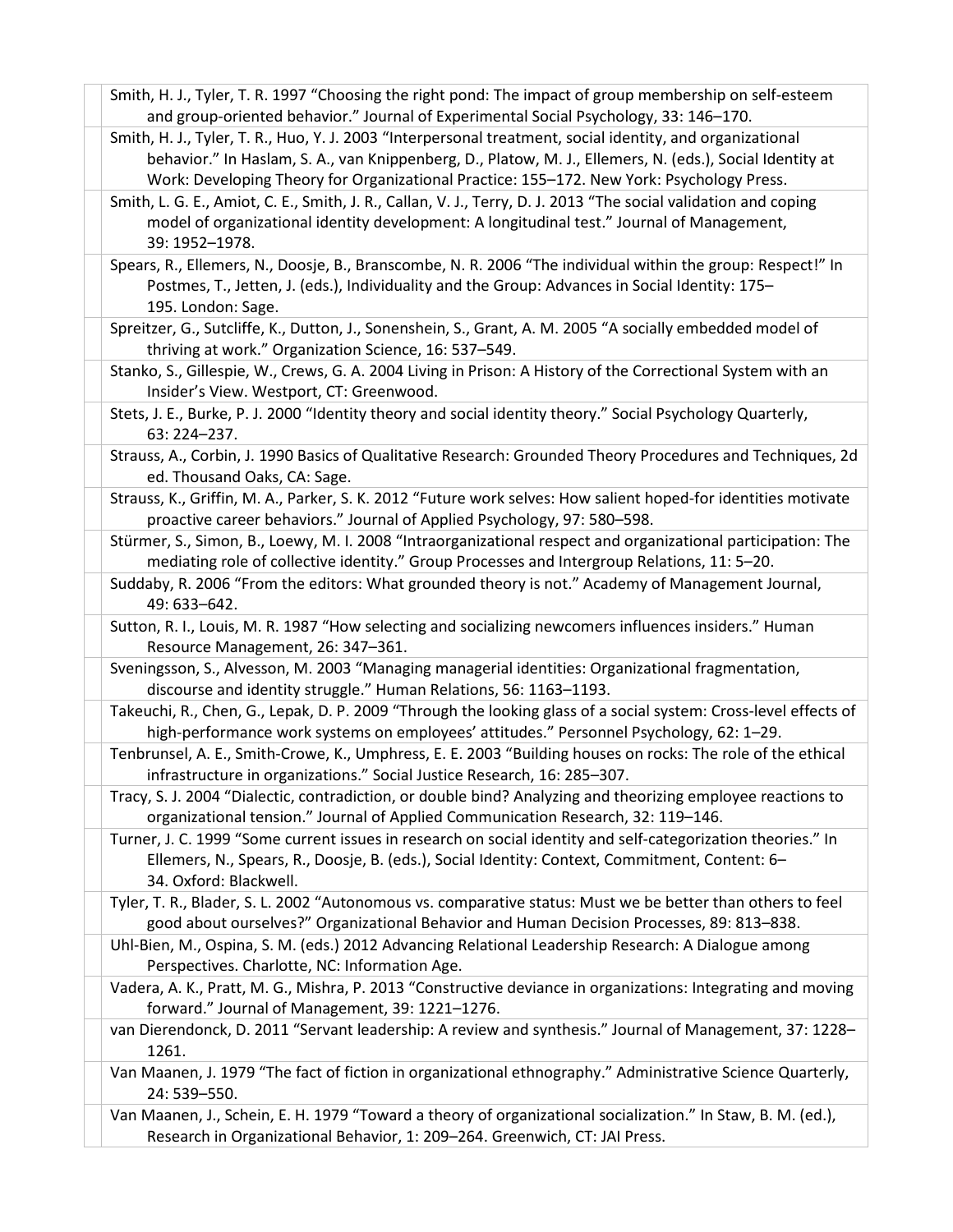Smith, H. J., Tyler, T. R. 1997 "Choosing the right pond: The impact of group membership on self-esteem and group-oriented behavior." Journal of Experimental Social Psychology, 33: 146–170.

Smith, H. J., Tyler, T. R., Huo, Y. J. 2003 "Interpersonal treatment, social identity, and organizational behavior." In Haslam, S. A., van Knippenberg, D., Platow, M. J., Ellemers, N. (eds.), Social Identity at Work: Developing Theory for Organizational Practice: 155–172. New York: Psychology Press.

Smith, L. G. E., Amiot, C. E., Smith, J. R., Callan, V. J., Terry, D. J. 2013 "The social validation and coping model of organizational identity development: A longitudinal test." Journal of Management, 39: 1952–1978.

Spears, R., Ellemers, N., Doosje, B., Branscombe, N. R. 2006 "The individual within the group: Respect!" In Postmes, T., Jetten, J. (eds.), Individuality and the Group: Advances in Social Identity: 175–195. London: Sage.

Spreitzer, G., Sutcliffe, K., Dutton, J., Sonenshein, S., Grant, A. M. 2005 "A socially embedded model of thriving at work." Organization Science, 16: 537–549.

Stanko, S., Gillespie, W., Crews, G. A. 2004 Living in Prison: A History of the Correctional System with an Insider's View. Westport, CT: Greenwood.

Stets, J. E., Burke, P. J. 2000 "Identity theory and social identity theory." Social Psychology Quarterly, 63: 224–237.

Strauss, A., Corbin, J. 1990 Basics of Qualitative Research: Grounded Theory Procedures and Techniques, 2d ed. Thousand Oaks, CA: Sage.

Strauss, K., Griffin, M. A., Parker, S. K. 2012 "Future work selves: How salient hoped-for identities motivate proactive career behaviors." Journal of Applied Psychology, 97: 580–598.

Stürmer, S., Simon, B., Loewy, M. I. 2008 "Intraorganizational respect and organizational participation: The mediating role of collective identity." Group Processes and Intergroup Relations, 11: 5–20.

Suddaby, R. 2006 "From the editors: What grounded theory is not." Academy of Management Journal, 49: 633–642.

Sutton, R. I., Louis, M. R. 1987 "How selecting and socializing newcomers influences insiders." Human Resource Management, 26: 347–361.

Sveningsson, S., Alvesson, M. 2003 "Managing managerial identities: Organizational fragmentation, discourse and identity struggle." Human Relations, 56: 1163–1193.

Takeuchi, R., Chen, G., Lepak, D. P. 2009 "Through the looking glass of a social system: Cross-level effects of high-performance work systems on employees' attitudes." Personnel Psychology, 62: 1–29.

Tenbrunsel, A. E., Smith-Crowe, K., Umphress, E. E. 2003 "Building houses on rocks: The role of the ethical infrastructure in organizations." Social Justice Research, 16: 285–307.

Tracy, S. J. 2004 "Dialectic, contradiction, or double bind? Analyzing and theorizing employee reactions to organizational tension." Journal of Applied Communication Research, 32: 119–146.

Turner, J. C. 1999 "Some current issues in research on social identity and self-categorization theories." In Ellemers, N., Spears, R., Doosje, B. (eds.), Social Identity: Context, Commitment, Content: 6–34. Oxford: Blackwell.

Tyler, T. R., Blader, S. L. 2002 "Autonomous vs. comparative status: Must we be better than others to feel good about ourselves?" Organizational Behavior and Human Decision Processes, 89: 813–838.

Uhl-Bien, M., Ospina, S. M. (eds.) 2012 Advancing Relational Leadership Research: A Dialogue among Perspectives. Charlotte, NC: Information Age.

Vadera, A. K., Pratt, M. G., Mishra, P. 2013 "Constructive deviance in organizations: Integrating and moving forward." Journal of Management, 39: 1221–1276.

van Dierendonck, D. 2011 "Servant leadership: A review and synthesis." Journal of Management, 37: 1228–1261.

Van Maanen, J. 1979 "The fact of fiction in organizational ethnography." Administrative Science Quarterly, 24: 539–550.

Van Maanen, J., Schein, E. H. 1979 "Toward a theory of organizational socialization." In Staw, B. M. (ed.), Research in Organizational Behavior, 1: 209–264. Greenwich, CT: JAI Press.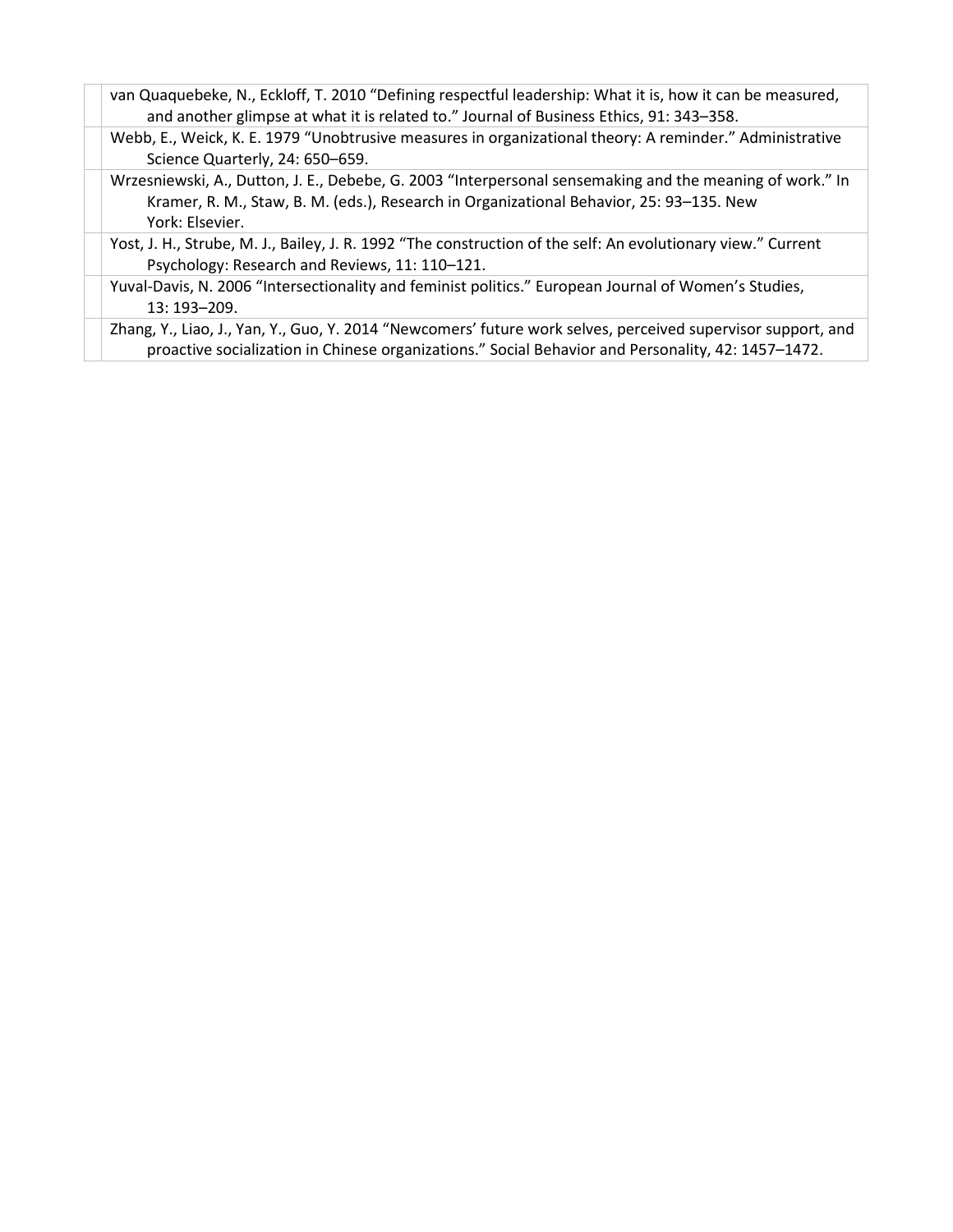van Quaquebeke, N., Eckloff, T. 2010 “Defining respectful leadership: What it is, how it can be measured, and another glimpse at what it is related to.” Journal of Business Ethics, 91: 343–358.

Webb, E., Weick, K. E. 1979 “Unobtrusive measures in organizational theory: A reminder.” Administrative Science Quarterly, 24: 650–659.

Wrzesniewski, A., Dutton, J. E., Debebe, G. 2003 “Interpersonal sensemaking and the meaning of work.” In Kramer, R. M., Staw, B. M. (eds.), Research in Organizational Behavior, 25: 93–135. New York: Elsevier.

Yost, J. H., Strube, M. J., Bailey, J. R. 1992 “The construction of the self: An evolutionary view.” Current Psychology: Research and Reviews, 11: 110–121.

Yuval-Davis, N. 2006 “Intersectionality and feminist politics.” European Journal of Women’s Studies, 13: 193–209.

Zhang, Y., Liao, J., Yan, Y., Guo, Y. 2014 “Newcomers’ future work selves, perceived supervisor support, and proactive socialization in Chinese organizations.” Social Behavior and Personality, 42: 1457–1472.